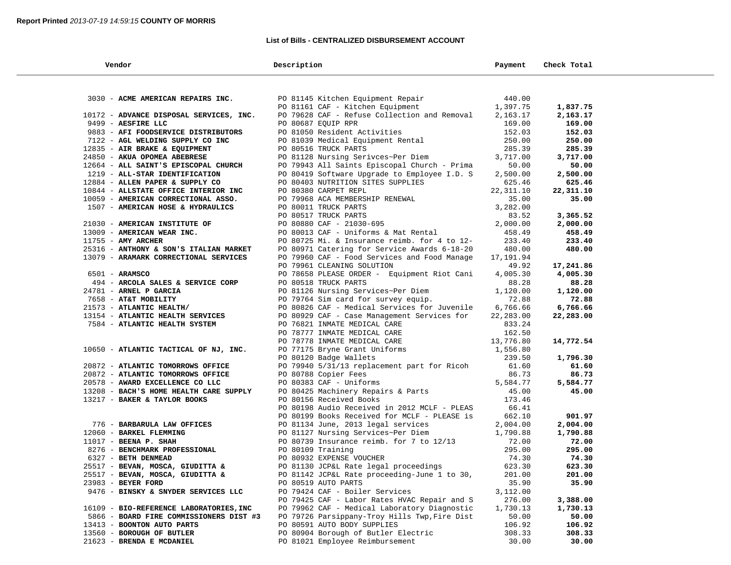**Report Printed** *2013-07-19 14:59:15* **COUNTY OF MORRIS**

## List of Bills - CENTRALIZED DISBURSEMENT ACCOUNT

| Vendor | Description | Payment | Check Total |
|---|---|---|---|
| 3030 - **ACME AMERICAN REPAIRS INC.** | PO 81145 Kitchen Equipment Repair | 440.00 | |
| | PO 81161 CAF - Kitchen Equipment | 1,397.75 | **1,837.75** |
| 10172 - **ADVANCE DISPOSAL SERVICES, INC.** | PO 79628 CAF - Refuse Collection and Removal | 2,163.17 | **2,163.17** |
| 9499 - **AESFIRE LLC** | PO 80687 EQUIP RPR | 169.00 | **169.00** |
| 9883 - **AFI FOODSERVICE DISTRIBUTORS** | PO 81050 Resident Activities | 152.03 | **152.03** |
| 7122 - **AGL WELDING SUPPLY CO INC** | PO 81039 Medical Equipment Rental | 250.00 | **250.00** |
| 12835 - **AIR BRAKE & EQUIPMENT** | PO 80516 TRUCK PARTS | 285.39 | **285.39** |
| 24850 - **AKUA OPOMEA ABEBRESE** | PO 81128 Nursing Serivces~Per Diem | 3,717.00 | **3,717.00** |
| 12664 - **ALL SAINT'S EPISCOPAL CHURCH** | PO 79943 All Saints Episcopal Church - Prima | 50.00 | **50.00** |
| 1219 - **ALL-STAR IDENTIFICATION** | PO 80419 Software Upgrade to Employee I.D. S | 2,500.00 | **2,500.00** |
| 12884 - **ALLEN PAPER & SUPPLY CO** | PO 80403 NUTRITION SITES SUPPLIES | 625.46 | **625.46** |
| 10844 - **ALLSTATE OFFICE INTERIOR INC** | PO 80380 CARPET REPL | 22,311.10 | **22,311.10** |
| 10059 - **AMERICAN CORRECTIONAL ASSO.** | PO 79968 ACA MEMBERSHIP RENEWAL | 35.00 | **35.00** |
| 1507 - **AMERICAN HOSE & HYDRAULICS** | PO 80011 TRUCK PARTS | 3,282.00 | |
| | PO 80517 TRUCK PARTS | 83.52 | **3,365.52** |
| 21030 - **AMERICAN INSTITUTE OF** | PO 80880 CAF - 21030-695 | 2,000.00 | **2,000.00** |
| 13009 - **AMERICAN WEAR INC.** | PO 80013 CAF - Uniforms & Mat Rental | 458.49 | **458.49** |
| 11755 - **AMY ARCHER** | PO 80725 Mi. & Insurance reimb. for 4 to 12- | 233.40 | **233.40** |
| 25316 - **ANTHONY & SON'S ITALIAN MARKET** | PO 80971 Catering for Service Awards 6-18-20 | 480.00 | **480.00** |
| 13079 - **ARAMARK CORRECTIONAL SERVICES** | PO 79960 CAF - Food Services and Food Manage | 17,191.94 | |
| | PO 79961 CLEANING SOLUTION | 49.92 | **17,241.86** |
| 6501 - **ARAMSCO** | PO 78658 PLEASE ORDER - Equipment Riot Cani | 4,005.30 | **4,005.30** |
| 494 - **ARCOLA SALES & SERVICE CORP** | PO 80518 TRUCK PARTS | 88.28 | **88.28** |
| 24781 - **ARNEL P GARCIA** | PO 81126 Nursing Services~Per Diem | 1,120.00 | **1,120.00** |
| 7658 - **AT&T MOBILITY** | PO 79764 Sim card for survey equip. | 72.88 | **72.88** |
| 21573 - **ATLANTIC HEALTH/** | PO 80826 CAF - Medical Services for Juvenile | 6,766.66 | **6,766.66** |
| 13154 - **ATLANTIC HEALTH SERVICES** | PO 80929 CAF - Case Management Services for | 22,283.00 | **22,283.00** |
| 7584 - **ATLANTIC HEALTH SYSTEM** | PO 76821 INMATE MEDICAL CARE | 833.24 | |
| | PO 78777 INMATE MEDICAL CARE | 162.50 | |
| | PO 78778 INMATE MEDICAL CARE | 13,776.80 | **14,772.54** |
| 10650 - **ATLANTIC TACTICAL OF NJ, INC.** | PO 77175 Bryne Grant Uniforms | 1,556.80 | |
| | PO 80120 Badge Wallets | 239.50 | **1,796.30** |
| 20872 - **ATLANTIC TOMORROWS OFFICE** | PO 79940 5/31/13 replacement part for Ricoh | 61.60 | **61.60** |
| 20872 - **ATLANTIC TOMORROWS OFFICE** | PO 80788 Copier Fees | 86.73 | **86.73** |
| 20578 - **AWARD EXCELLENCE CO LLC** | PO 80383 CAF - Uniforms | 5,584.77 | **5,584.77** |
| 13208 - **BACH'S HOME HEALTH CARE SUPPLY** | PO 80425 Machinery Repairs & Parts | 45.00 | **45.00** |
| 13217 - **BAKER & TAYLOR BOOKS** | PO 80156 Received Books | 173.46 | |
| | PO 80198 Audio Received in 2012 MCLF - PLEAS | 66.41 | |
| | PO 80199 Books Received for MCLF - PLEASE is | 662.10 | **901.97** |
| 776 - **BARBARULA LAW OFFICES** | PO 81134 June, 2013 legal services | 2,004.00 | **2,004.00** |
| 12060 - **BARKEL FLEMMING** | PO 81127 Nursing Services~Per Diem | 1,790.88 | **1,790.88** |
| 11017 - **BEENA P. SHAH** | PO 80739 Insurance reimb. for 7 to 12/13 | 72.00 | **72.00** |
| 8276 - **BENCHMARK PROFESSIONAL** | PO 80109 Training | 295.00 | **295.00** |
| 6327 - **BETH DENMEAD** | PO 80932 EXPENSE VOUCHER | 74.30 | **74.30** |
| 25517 - **BEVAN, MOSCA, GIUDITTA &** | PO 81130 JCP&L Rate legal proceedings | 623.30 | **623.30** |
| 25517 - **BEVAN, MOSCA, GIUDITTA &** | PO 81142 JCP&L Rate proceeding-June 1 to 30, | 201.00 | **201.00** |
| 23983 - **BEYER FORD** | PO 80519 AUTO PARTS | 35.90 | **35.90** |
| 9476 - **BINSKY & SNYDER SERVICES LLC** | PO 79424 CAF - Boiler Services | 3,112.00 | |
| | PO 79425 CAF - Labor Rates HVAC Repair and S | 276.00 | **3,388.00** |
| 16109 - **BIO-REFERENCE LABORATORIES,INC** | PO 79962 CAF - Medical Laboratory Diagnostic | 1,730.13 | **1,730.13** |
| 5866 - **BOARD FIRE COMMISSIONERS DIST #3** | PO 79726 Parsippany-Troy Hills Twp,Fire Dist | 50.00 | **50.00** |
| 13413 - **BOONTON AUTO PARTS** | PO 80591 AUTO BODY SUPPLIES | 106.92 | **106.92** |
| 13560 - **BOROUGH OF BUTLER** | PO 80904 Borough of Butler Electric | 308.33 | **308.33** |
| 21623 - **BRENDA E MCDANIEL** | PO 81021 Employee Reimbursement | 30.00 | **30.00** |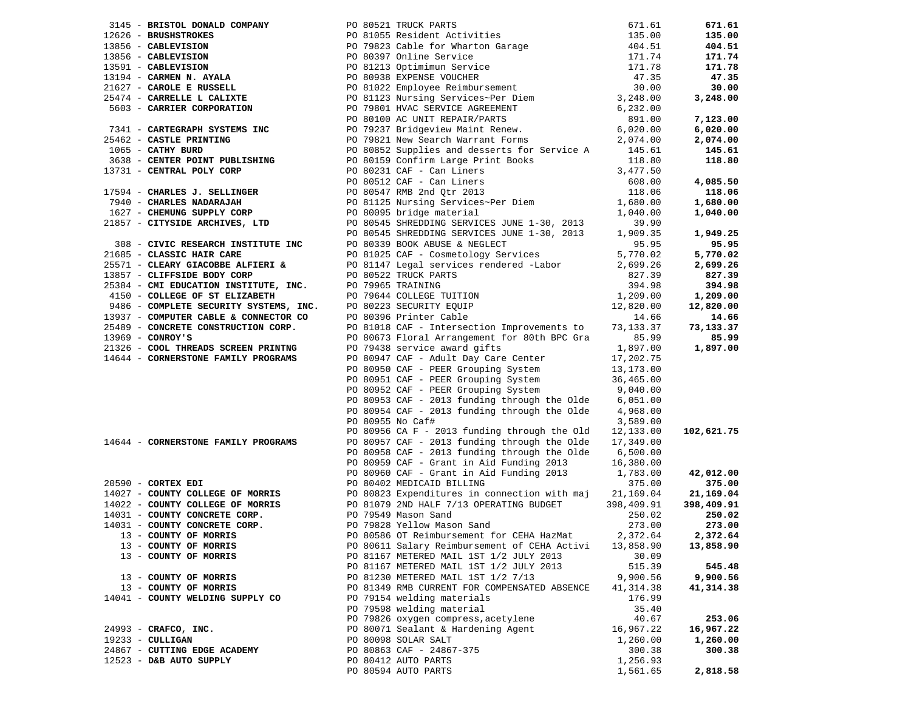| Vendor | PO / Description | Amount | Total |
|---|---|---|---|
| 3145 - **BRISTOL DONALD COMPANY** | PO 80521 TRUCK PARTS | 671.61 | **671.61** |
| 12626 - **BRUSHSTROKES** | PO 81055 Resident Activities | 135.00 | **135.00** |
| 13856 - **CABLEVISION** | PO 79823 Cable for Wharton Garage | 404.51 | **404.51** |
| 13856 - **CABLEVISION** | PO 80397 Online Service | 171.74 | **171.74** |
| 13591 - **CABLEVISION** | PO 81213 Optimimun Service | 171.78 | **171.78** |
| 13194 - **CARMEN N. AYALA** | PO 80938 EXPENSE VOUCHER | 47.35 | **47.35** |
| 21627 - **CAROLE E RUSSELL** | PO 81022 Employee Reimbursement | 30.00 | **30.00** |
| 25474 - **CARRELLE L CALIXTE** | PO 81123 Nursing Services~Per Diem | 3,248.00 | **3,248.00** |
| 5603 - **CARRIER CORPORATION** | PO 79801 HVAC SERVICE AGREEMENT | 6,232.00 | |
| | PO 80100 AC UNIT REPAIR/PARTS | 891.00 | **7,123.00** |
| 7341 - **CARTEGRAPH SYSTEMS INC** | PO 79237 Bridgeview Maint Renew. | 6,020.00 | **6,020.00** |
| 25462 - **CASTLE PRINTING** | PO 79821 New Search Warrant Forms | 2,074.00 | **2,074.00** |
| 1065 - **CATHY BURD** | PO 80852 Supplies and desserts for Service A | 145.61 | **145.61** |
| 3638 - **CENTER POINT PUBLISHING** | PO 80159 Confirm Large Print Books | 118.80 | **118.80** |
| 13731 - **CENTRAL POLY CORP** | PO 80231 CAF - Can Liners | 3,477.50 | |
| | PO 80512 CAF - Can Liners | 608.00 | **4,085.50** |
| 17594 - **CHARLES J. SELLINGER** | PO 80547 RMB 2nd Qtr 2013 | 118.06 | **118.06** |
| 7940 - **CHARLES NADARAJAH** | PO 81125 Nursing Services~Per Diem | 1,680.00 | **1,680.00** |
| 1627 - **CHEMUNG SUPPLY CORP** | PO 80095 bridge material | 1,040.00 | **1,040.00** |
| 21857 - **CITYSIDE ARCHIVES, LTD** | PO 80545 SHREDDING SERVICES JUNE 1-30, 2013 | 39.90 | |
| | PO 80545 SHREDDING SERVICES JUNE 1-30, 2013 | 1,909.35 | **1,949.25** |
| 308 - **CIVIC RESEARCH INSTITUTE INC** | PO 80339 BOOK ABUSE & NEGLECT | 95.95 | **95.95** |
| 21685 - **CLASSIC HAIR CARE** | PO 81025 CAF - Cosmetology Services | 5,770.02 | **5,770.02** |
| 25571 - **CLEARY GIACOBBE ALFIERI &** | PO 81147 Legal services rendered -Labor | 2,699.26 | **2,699.26** |
| 13857 - **CLIFFSIDE BODY CORP** | PO 80522 TRUCK PARTS | 827.39 | **827.39** |
| 25384 - **CMI EDUCATION INSTITUTE, INC.** | PO 79965 TRAINING | 394.98 | **394.98** |
| 4150 - **COLLEGE OF ST ELIZABETH** | PO 79644 COLLEGE TUITION | 1,209.00 | **1,209.00** |
| 9486 - **COMPLETE SECURITY SYSTEMS, INC.** | PO 80223 SECURITY EQUIP | 12,820.00 | **12,820.00** |
| 13937 - **COMPUTER CABLE & CONNECTOR CO** | PO 80396 Printer Cable | 14.66 | **14.66** |
| 25489 - **CONCRETE CONSTRUCTION CORP.** | PO 81018 CAF - Intersection Improvements to | 73,133.37 | **73,133.37** |
| 13969 - **CONROY'S** | PO 80673 Floral Arrangement for 80th BPC Gra | 85.99 | **85.99** |
| 21326 - **COOL THREADS SCREEN PRINTNG** | PO 79438 service award gifts | 1,897.00 | **1,897.00** |
| 14644 - **CORNERSTONE FAMILY PROGRAMS** | PO 80947 CAF - Adult Day Care Center | 17,202.75 | |
| | PO 80950 CAF - PEER Grouping System | 13,173.00 | |
| | PO 80951 CAF - PEER Grouping System | 36,465.00 | |
| | PO 80952 CAF - PEER Grouping System | 9,040.00 | |
| | PO 80953 CAF - 2013 funding through the Olde | 6,051.00 | |
| | PO 80954 CAF - 2013 funding through the Olde | 4,968.00 | |
| | PO 80955 No Caf# | 3,589.00 | |
| | PO 80956 CA F - 2013 funding through the Old | 12,133.00 | **102,621.75** |
| 14644 - **CORNERSTONE FAMILY PROGRAMS** | PO 80957 CAF - 2013 funding through the Olde | 17,349.00 | |
| | PO 80958 CAF - 2013 funding through the Olde | 6,500.00 | |
| | PO 80959 CAF - Grant in Aid Funding 2013 | 16,380.00 | |
| | PO 80960 CAF - Grant in Aid Funding 2013 | 1,783.00 | **42,012.00** |
| 20590 - **CORTEX EDI** | PO 80402 MEDICAID BILLING | 375.00 | **375.00** |
| 14027 - **COUNTY COLLEGE OF MORRIS** | PO 80823 Expenditures in connection with maj | 21,169.04 | **21,169.04** |
| 14022 - **COUNTY COLLEGE OF MORRIS** | PO 81079 2ND HALF 7/13 OPERATING BUDGET | 398,409.91 | **398,409.91** |
| 14031 - **COUNTY CONCRETE CORP.** | PO 79549 Mason Sand | 250.02 | **250.02** |
| 14031 - **COUNTY CONCRETE CORP.** | PO 79828 Yellow Mason Sand | 273.00 | **273.00** |
| 13 - **COUNTY OF MORRIS** | PO 80586 OT Reimbursement for CEHA HazMat | 2,372.64 | **2,372.64** |
| 13 - **COUNTY OF MORRIS** | PO 80611 Salary Reimbursement of CEHA Activi | 13,858.90 | **13,858.90** |
| 13 - **COUNTY OF MORRIS** | PO 81167 METERED MAIL 1ST 1/2 JULY 2013 | 30.09 | |
| | PO 81167 METERED MAIL 1ST 1/2 JULY 2013 | 515.39 | **545.48** |
| 13 - **COUNTY OF MORRIS** | PO 81230 METERED MAIL 1ST 1/2 7/13 | 9,900.56 | **9,900.56** |
| 13 - **COUNTY OF MORRIS** | PO 81349 RMB CURRENT FOR COMPENSATED ABSENCE | 41,314.38 | **41,314.38** |
| 14041 - **COUNTY WELDING SUPPLY CO** | PO 79154 welding materials | 176.99 | |
| | PO 79598 welding material | 35.40 | |
| | PO 79826 oxygen compress,acetylene | 40.67 | **253.06** |
| 24993 - **CRAFCO, INC.** | PO 80071 Sealant & Hardening Agent | 16,967.22 | **16,967.22** |
| 19233 - **CULLIGAN** | PO 80098 SOLAR SALT | 1,260.00 | **1,260.00** |
| 24867 - **CUTTING EDGE ACADEMY** | PO 80863 CAF - 24867-375 | 300.38 | **300.38** |
| 12523 - **D&B AUTO SUPPLY** | PO 80412 AUTO PARTS | 1,256.93 | |
| | PO 80594 AUTO PARTS | 1,561.65 | **2,818.58** |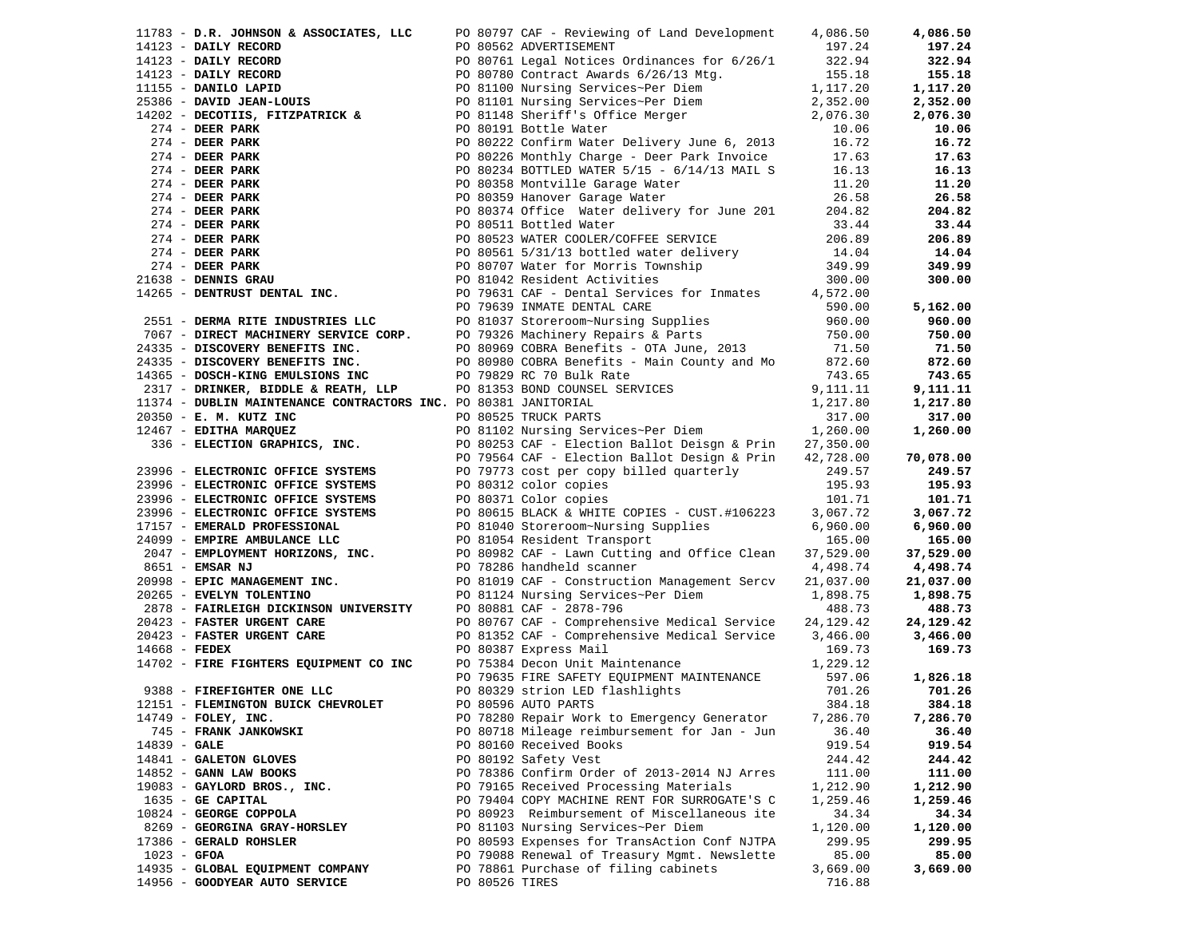| Vendor | PO / Description | Amount | Total |
|---|---|---|---|
| 11783 - **D.R. JOHNSON & ASSOCIATES, LLC** | PO 80797 CAF - Reviewing of Land Development | 4,086.50 | **4,086.50** |
| 14123 - **DAILY RECORD** | PO 80562 ADVERTISEMENT | 197.24 | **197.24** |
| 14123 - **DAILY RECORD** | PO 80761 Legal Notices Ordinances for 6/26/1 | 322.94 | **322.94** |
| 14123 - **DAILY RECORD** | PO 80780 Contract Awards 6/26/13 Mtg. | 155.18 | **155.18** |
| 11155 - **DANILO LAPID** | PO 81100 Nursing Services~Per Diem | 1,117.20 | **1,117.20** |
| 25386 - **DAVID JEAN-LOUIS** | PO 81101 Nursing Services~Per Diem | 2,352.00 | **2,352.00** |
| 14202 - **DECOTIIS, FITZPATRICK &** | PO 81148 Sheriff's Office Merger | 2,076.30 | **2,076.30** |
| 274 - **DEER PARK** | PO 80191 Bottle Water | 10.06 | **10.06** |
| 274 - **DEER PARK** | PO 80222 Confirm Water Delivery June 6, 2013 | 16.72 | **16.72** |
| 274 - **DEER PARK** | PO 80226 Monthly Charge - Deer Park Invoice | 17.63 | **17.63** |
| 274 - **DEER PARK** | PO 80234 BOTTLED WATER 5/15 - 6/14/13 MAIL S | 16.13 | **16.13** |
| 274 - **DEER PARK** | PO 80358 Montville Garage Water | 11.20 | **11.20** |
| 274 - **DEER PARK** | PO 80359 Hanover Garage Water | 26.58 | **26.58** |
| 274 - **DEER PARK** | PO 80374 Office Water delivery for June 201 | 204.82 | **204.82** |
| 274 - **DEER PARK** | PO 80511 Bottled Water | 33.44 | **33.44** |
| 274 - **DEER PARK** | PO 80523 WATER COOLER/COFFEE SERVICE | 206.89 | **206.89** |
| 274 - **DEER PARK** | PO 80561 5/31/13 bottled water delivery | 14.04 | **14.04** |
| 274 - **DEER PARK** | PO 80707 Water for Morris Township | 349.99 | **349.99** |
| 21638 - **DENNIS GRAU** | PO 81042 Resident Activities | 300.00 | **300.00** |
| 14265 - **DENTRUST DENTAL INC.** | PO 79631 CAF - Dental Services for Inmates | 4,572.00 | |
| | PO 79639 INMATE DENTAL CARE | 590.00 | **5,162.00** |
| 2551 - **DERMA RITE INDUSTRIES LLC** | PO 81037 Storeroom~Nursing Supplies | 960.00 | **960.00** |
| 7067 - **DIRECT MACHINERY SERVICE CORP.** | PO 79326 Machinery Repairs & Parts | 750.00 | **750.00** |
| 24335 - **DISCOVERY BENEFITS INC.** | PO 80969 COBRA Benefits - OTA June, 2013 | 71.50 | **71.50** |
| 24335 - **DISCOVERY BENEFITS INC.** | PO 80980 COBRA Benefits - Main County and Mo | 872.60 | **872.60** |
| 14365 - **DOSCH-KING EMULSIONS INC** | PO 79829 RC 70 Bulk Rate | 743.65 | **743.65** |
| 2317 - **DRINKER, BIDDLE & REATH, LLP** | PO 81353 BOND COUNSEL SERVICES | 9,111.11 | **9,111.11** |
| 11374 - **DUBLIN MAINTENANCE CONTRACTORS INC.** | PO 80381 JANITORIAL | 1,217.80 | **1,217.80** |
| 20350 - **E. M. KUTZ INC** | PO 80525 TRUCK PARTS | 317.00 | **317.00** |
| 12467 - **EDITHA MARQUEZ** | PO 81102 Nursing Services~Per Diem | 1,260.00 | **1,260.00** |
| 336 - **ELECTION GRAPHICS, INC.** | PO 80253 CAF - Election Ballot Deisgn & Prin | 27,350.00 | |
| | PO 79564 CAF - Election Ballot Design & Prin | 42,728.00 | **70,078.00** |
| 23996 - **ELECTRONIC OFFICE SYSTEMS** | PO 79773 cost per copy billed quarterly | 249.57 | **249.57** |
| 23996 - **ELECTRONIC OFFICE SYSTEMS** | PO 80312 color copies | 195.93 | **195.93** |
| 23996 - **ELECTRONIC OFFICE SYSTEMS** | PO 80371 Color copies | 101.71 | **101.71** |
| 23996 - **ELECTRONIC OFFICE SYSTEMS** | PO 80615 BLACK & WHITE COPIES - CUST.#106223 | 3,067.72 | **3,067.72** |
| 17157 - **EMERALD PROFESSIONAL** | PO 81040 Storeroom~Nursing Supplies | 6,960.00 | **6,960.00** |
| 24099 - **EMPIRE AMBULANCE LLC** | PO 81054 Resident Transport | 165.00 | **165.00** |
| 2047 - **EMPLOYMENT HORIZONS, INC.** | PO 80982 CAF - Lawn Cutting and Office Clean | 37,529.00 | **37,529.00** |
| 8651 - **EMSAR NJ** | PO 78286 handheld scanner | 4,498.74 | **4,498.74** |
| 20998 - **EPIC MANAGEMENT INC.** | PO 81019 CAF - Construction Management Sercv | 21,037.00 | **21,037.00** |
| 20265 - **EVELYN TOLENTINO** | PO 81124 Nursing Services~Per Diem | 1,898.75 | **1,898.75** |
| 2878 - **FAIRLEIGH DICKINSON UNIVERSITY** | PO 80881 CAF - 2878-796 | 488.73 | **488.73** |
| 20423 - **FASTER URGENT CARE** | PO 80767 CAF - Comprehensive Medical Service | 24,129.42 | **24,129.42** |
| 20423 - **FASTER URGENT CARE** | PO 81352 CAF - Comprehensive Medical Service | 3,466.00 | **3,466.00** |
| 14668 - **FEDEX** | PO 80387 Express Mail | 169.73 | **169.73** |
| 14702 - **FIRE FIGHTERS EQUIPMENT CO INC** | PO 75384 Decon Unit Maintenance | 1,229.12 | |
| | PO 79635 FIRE SAFETY EQUIPMENT MAINTENANCE | 597.06 | **1,826.18** |
| 9388 - **FIREFIGHTER ONE LLC** | PO 80329 strion LED flashlights | 701.26 | **701.26** |
| 12151 - **FLEMINGTON BUICK CHEVROLET** | PO 80596 AUTO PARTS | 384.18 | **384.18** |
| 14749 - **FOLEY, INC.** | PO 78280 Repair Work to Emergency Generator | 7,286.70 | **7,286.70** |
| 745 - **FRANK JANKOWSKI** | PO 80718 Mileage reimbursement for Jan - Jun | 36.40 | **36.40** |
| 14839 - **GALE** | PO 80160 Received Books | 919.54 | **919.54** |
| 14841 - **GALETON GLOVES** | PO 80192 Safety Vest | 244.42 | **244.42** |
| 14852 - **GANN LAW BOOKS** | PO 78386 Confirm Order of 2013-2014 NJ Arres | 111.00 | **111.00** |
| 19083 - **GAYLORD BROS., INC.** | PO 79165 Received Processing Materials | 1,212.90 | **1,212.90** |
| 1635 - **GE CAPITAL** | PO 79404 COPY MACHINE RENT FOR SURROGATE'S C | 1,259.46 | **1,259.46** |
| 10824 - **GEORGE COPPOLA** | PO 80923 Reimbursement of Miscellaneous ite | 34.34 | **34.34** |
| 8269 - **GEORGINA GRAY-HORSLEY** | PO 81103 Nursing Services~Per Diem | 1,120.00 | **1,120.00** |
| 17386 - **GERALD ROHSLER** | PO 80593 Expenses for TransAction Conf NJTPA | 299.95 | **299.95** |
| 1023 - **GFOA** | PO 79088 Renewal of Treasury Mgmt. Newslette | 85.00 | **85.00** |
| 14935 - **GLOBAL EQUIPMENT COMPANY** | PO 78861 Purchase of filing cabinets | 3,669.00 | **3,669.00** |
| 14956 - **GOODYEAR AUTO SERVICE** | PO 80526 TIRES | 716.88 | |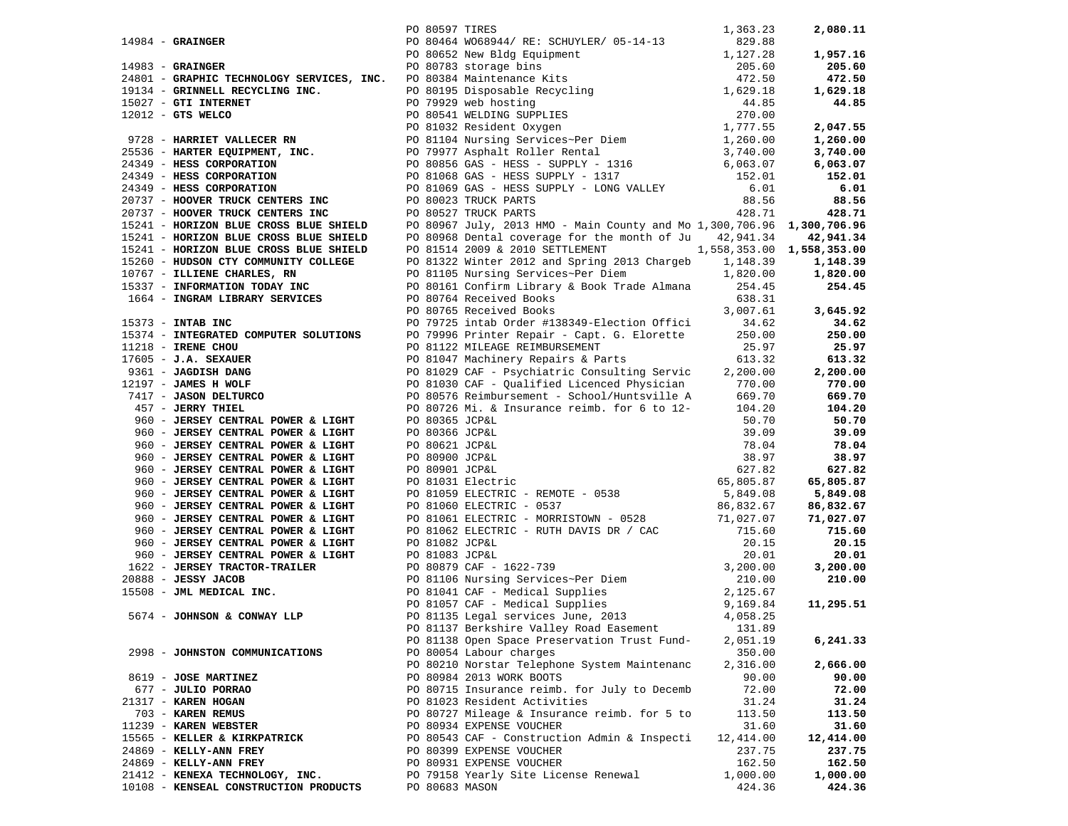| Vendor | PO / Description | Amount | Total |
|---|---|---|---|
| | PO 80597 TIRES | 1,363.23 | **2,080.11** |
| 14984 - **GRAINGER** | PO 80464 WO68944/ RE: SCHUYLER/ 05-14-13 | 829.88 | |
| | PO 80652 New Bldg Equipment | 1,127.28 | **1,957.16** |
| 14983 - **GRAINGER** | PO 80783 storage bins | 205.60 | **205.60** |
| 24801 - **GRAPHIC TECHNOLOGY SERVICES, INC.** | PO 80384 Maintenance Kits | 472.50 | **472.50** |
| 19134 - **GRINNELL RECYCLING INC.** | PO 80195 Disposable Recycling | 1,629.18 | **1,629.18** |
| 15027 - **GTI INTERNET** | PO 79929 web hosting | 44.85 | **44.85** |
| 12012 - **GTS WELCO** | PO 80541 WELDING SUPPLIES | 270.00 | |
| | PO 81032 Resident Oxygen | 1,777.55 | **2,047.55** |
| 9728 - **HARRIET VALLECER RN** | PO 81104 Nursing Services~Per Diem | 1,260.00 | **1,260.00** |
| 25536 - **HARTER EQUIPMENT, INC.** | PO 79977 Asphalt Roller Rental | 3,740.00 | **3,740.00** |
| 24349 - **HESS CORPORATION** | PO 80856 GAS - HESS - SUPPLY - 1316 | 6,063.07 | **6,063.07** |
| 24349 - **HESS CORPORATION** | PO 81068 GAS - HESS SUPPLY - 1317 | 152.01 | **152.01** |
| 24349 - **HESS CORPORATION** | PO 81069 GAS - HESS SUPPLY - LONG VALLEY | 6.01 | **6.01** |
| 20737 - **HOOVER TRUCK CENTERS INC** | PO 80023 TRUCK PARTS | 88.56 | **88.56** |
| 20737 - **HOOVER TRUCK CENTERS INC** | PO 80527 TRUCK PARTS | 428.71 | **428.71** |
| 15241 - **HORIZON BLUE CROSS BLUE SHIELD** | PO 80967 July, 2013 HMO - Main County and Mo | 1,300,706.96 | **1,300,706.96** |
| 15241 - **HORIZON BLUE CROSS BLUE SHIELD** | PO 80968 Dental coverage for the month of Ju | 42,941.34 | **42,941.34** |
| 15241 - **HORIZON BLUE CROSS BLUE SHIELD** | PO 81514 2009 & 2010 SETTLEMENT | 1,558,353.00 | **1,558,353.00** |
| 15260 - **HUDSON CTY COMMUNITY COLLEGE** | PO 81322 Winter 2012 and Spring 2013 Chargeb | 1,148.39 | **1,148.39** |
| 10767 - **ILLIENE CHARLES, RN** | PO 81105 Nursing Services~Per Diem | 1,820.00 | **1,820.00** |
| 15337 - **INFORMATION TODAY INC** | PO 80161 Confirm Library & Book Trade Almana | 254.45 | **254.45** |
| 1664 - **INGRAM LIBRARY SERVICES** | PO 80764 Received Books | 638.31 | |
| | PO 80765 Received Books | 3,007.61 | **3,645.92** |
| 15373 - **INTAB INC** | PO 79725 intab Order #138349-Election Offici | 34.62 | **34.62** |
| 15374 - **INTEGRATED COMPUTER SOLUTIONS** | PO 79996 Printer Repair - Capt. G. Elorette | 250.00 | **250.00** |
| 11218 - **IRENE CHOU** | PO 81122 MILEAGE REIMBURSEMENT | 25.97 | **25.97** |
| 17605 - **J.A. SEXAUER** | PO 81047 Machinery Repairs & Parts | 613.32 | **613.32** |
| 9361 - **JAGDISH DANG** | PO 81029 CAF - Psychiatric Consulting Servic | 2,200.00 | **2,200.00** |
| 12197 - **JAMES H WOLF** | PO 81030 CAF - Qualified Licenced Physician | 770.00 | **770.00** |
| 7417 - **JASON DELTURCO** | PO 80576 Reimbursement - School/Huntsville A | 669.70 | **669.70** |
| 457 - **JERRY THIEL** | PO 80726 Mi. & Insurance reimb. for 6 to 12- | 104.20 | **104.20** |
| 960 - **JERSEY CENTRAL POWER & LIGHT** | PO 80365 JCP&L | 50.70 | **50.70** |
| 960 - **JERSEY CENTRAL POWER & LIGHT** | PO 80366 JCP&L | 39.09 | **39.09** |
| 960 - **JERSEY CENTRAL POWER & LIGHT** | PO 80621 JCP&L | 78.04 | **78.04** |
| 960 - **JERSEY CENTRAL POWER & LIGHT** | PO 80900 JCP&L | 38.97 | **38.97** |
| 960 - **JERSEY CENTRAL POWER & LIGHT** | PO 80901 JCP&L | 627.82 | **627.82** |
| 960 - **JERSEY CENTRAL POWER & LIGHT** | PO 81031 Electric | 65,805.87 | **65,805.87** |
| 960 - **JERSEY CENTRAL POWER & LIGHT** | PO 81059 ELECTRIC - REMOTE - 0538 | 5,849.08 | **5,849.08** |
| 960 - **JERSEY CENTRAL POWER & LIGHT** | PO 81060 ELECTRIC - 0537 | 86,832.67 | **86,832.67** |
| 960 - **JERSEY CENTRAL POWER & LIGHT** | PO 81061 ELECTRIC - MORRISTOWN - 0528 | 71,027.07 | **71,027.07** |
| 960 - **JERSEY CENTRAL POWER & LIGHT** | PO 81062 ELECTRIC - RUTH DAVIS DR / CAC | 715.60 | **715.60** |
| 960 - **JERSEY CENTRAL POWER & LIGHT** | PO 81082 JCP&L | 20.15 | **20.15** |
| 960 - **JERSEY CENTRAL POWER & LIGHT** | PO 81083 JCP&L | 20.01 | **20.01** |
| 1622 - **JERSEY TRACTOR-TRAILER** | PO 80879 CAF - 1622-739 | 3,200.00 | **3,200.00** |
| 20888 - **JESSY JACOB** | PO 81106 Nursing Services~Per Diem | 210.00 | **210.00** |
| 15508 - **JML MEDICAL INC.** | PO 81041 CAF - Medical Supplies | 2,125.67 | |
| | PO 81057 CAF - Medical Supplies | 9,169.84 | **11,295.51** |
| 5674 - **JOHNSON & CONWAY LLP** | PO 81135 Legal services June, 2013 | 4,058.25 | |
| | PO 81137 Berkshire Valley Road Easement | 131.89 | |
| | PO 81138 Open Space Preservation Trust Fund- | 2,051.19 | **6,241.33** |
| 2998 - **JOHNSTON COMMUNICATIONS** | PO 80054 Labour charges | 350.00 | |
| | PO 80210 Norstar Telephone System Maintenanc | 2,316.00 | **2,666.00** |
| 8619 - **JOSE MARTINEZ** | PO 80984 2013 WORK BOOTS | 90.00 | **90.00** |
| 677 - **JULIO PORRAO** | PO 80715 Insurance reimb. for July to Decemb | 72.00 | **72.00** |
| 21317 - **KAREN HOGAN** | PO 81023 Resident Activities | 31.24 | **31.24** |
| 703 - **KAREN REMUS** | PO 80727 Mileage & Insurance reimb. for 5 to | 113.50 | **113.50** |
| 11239 - **KAREN WEBSTER** | PO 80934 EXPENSE VOUCHER | 31.60 | **31.60** |
| 15565 - **KELLER & KIRKPATRICK** | PO 80543 CAF - Construction Admin & Inspecti | 12,414.00 | **12,414.00** |
| 24869 - **KELLY-ANN FREY** | PO 80399 EXPENSE VOUCHER | 237.75 | **237.75** |
| 24869 - **KELLY-ANN FREY** | PO 80931 EXPENSE VOUCHER | 162.50 | **162.50** |
| 21412 - **KENEXA TECHNOLOGY, INC.** | PO 79158 Yearly Site License Renewal | 1,000.00 | **1,000.00** |
| 10108 - **KENSEAL CONSTRUCTION PRODUCTS** | PO 80683 MASON | 424.36 | **424.36** |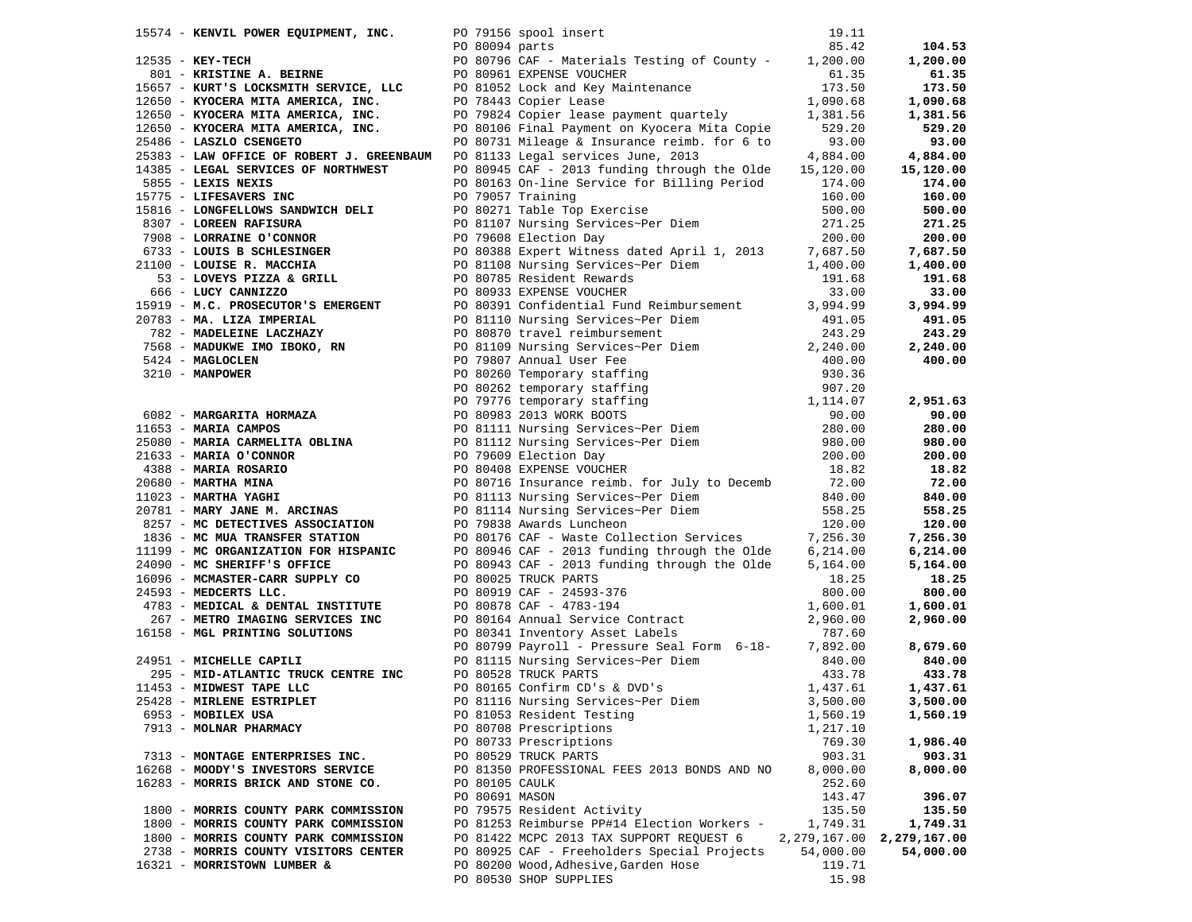| Vendor | PO / Description | Amount | Total |
|---|---|---|---|
| 15574 - **KENVIL POWER EQUIPMENT, INC.** | PO 79156 spool insert | 19.11 | |
| | PO 80094 parts | 85.42 | **104.53** |
| 12535 - **KEY-TECH** | PO 80796 CAF - Materials Testing of County - | 1,200.00 | **1,200.00** |
| 801 - **KRISTINE A. BEIRNE** | PO 80961 EXPENSE VOUCHER | 61.35 | **61.35** |
| 15657 - **KURT'S LOCKSMITH SERVICE, LLC** | PO 81052 Lock and Key Maintenance | 173.50 | **173.50** |
| 12650 - **KYOCERA MITA AMERICA, INC.** | PO 78443 Copier Lease | 1,090.68 | **1,090.68** |
| 12650 - **KYOCERA MITA AMERICA, INC.** | PO 79824 Copier lease payment quartely | 1,381.56 | **1,381.56** |
| 12650 - **KYOCERA MITA AMERICA, INC.** | PO 80106 Final Payment on Kyocera Mita Copie | 529.20 | **529.20** |
| 25486 - **LASZLO CSENGETO** | PO 80731 Mileage & Insurance reimb. for 6 to | 93.00 | **93.00** |
| 25383 - **LAW OFFICE OF ROBERT J. GREENBAUM** | PO 81133 Legal services June, 2013 | 4,884.00 | **4,884.00** |
| 14385 - **LEGAL SERVICES OF NORTHWEST** | PO 80945 CAF - 2013 funding through the Olde | 15,120.00 | **15,120.00** |
| 5855 - **LEXIS NEXIS** | PO 80163 On-line Service for Billing Period | 174.00 | **174.00** |
| 15775 - **LIFESAVERS INC** | PO 79057 Training | 160.00 | **160.00** |
| 15816 - **LONGFELLOWS SANDWICH DELI** | PO 80271 Table Top Exercise | 500.00 | **500.00** |
| 8307 - **LOREEN RAFISURA** | PO 81107 Nursing Services~Per Diem | 271.25 | **271.25** |
| 7908 - **LORRAINE O'CONNOR** | PO 79608 Election Day | 200.00 | **200.00** |
| 6733 - **LOUIS B SCHLESINGER** | PO 80388 Expert Witness dated April 1, 2013 | 7,687.50 | **7,687.50** |
| 21100 - **LOUISE R. MACCHIA** | PO 81108 Nursing Services~Per Diem | 1,400.00 | **1,400.00** |
| 53 - **LOVEYS PIZZA & GRILL** | PO 80785 Resident Rewards | 191.68 | **191.68** |
| 666 - **LUCY CANNIZZO** | PO 80933 EXPENSE VOUCHER | 33.00 | **33.00** |
| 15919 - **M.C. PROSECUTOR'S EMERGENT** | PO 80391 Confidential Fund Reimbursement | 3,994.99 | **3,994.99** |
| 20783 - **MA. LIZA IMPERIAL** | PO 81110 Nursing Services~Per Diem | 491.05 | **491.05** |
| 782 - **MADELEINE LACZHAZY** | PO 80870 travel reimbursement | 243.29 | **243.29** |
| 7568 - **MADUKWE IMO IBOKO, RN** | PO 81109 Nursing Services~Per Diem | 2,240.00 | **2,240.00** |
| 5424 - **MAGLOCLEN** | PO 79807 Annual User Fee | 400.00 | **400.00** |
| 3210 - **MANPOWER** | PO 80260 Temporary staffing | 930.36 | |
| | PO 80262 temporary staffing | 907.20 | |
| | PO 79776 temporary staffing | 1,114.07 | **2,951.63** |
| 6082 - **MARGARITA HORMAZA** | PO 80983 2013 WORK BOOTS | 90.00 | **90.00** |
| 11653 - **MARIA CAMPOS** | PO 81111 Nursing Services~Per Diem | 280.00 | **280.00** |
| 25080 - **MARIA CARMELITA OBLINA** | PO 81112 Nursing Services~Per Diem | 980.00 | **980.00** |
| 21633 - **MARIA O'CONNOR** | PO 79609 Election Day | 200.00 | **200.00** |
| 4388 - **MARIA ROSARIO** | PO 80408 EXPENSE VOUCHER | 18.82 | **18.82** |
| 20680 - **MARTHA MINA** | PO 80716 Insurance reimb. for July to Decemb | 72.00 | **72.00** |
| 11023 - **MARTHA YAGHI** | PO 81113 Nursing Services~Per Diem | 840.00 | **840.00** |
| 20781 - **MARY JANE M. ARCINAS** | PO 81114 Nursing Services~Per Diem | 558.25 | **558.25** |
| 8257 - **MC DETECTIVES ASSOCIATION** | PO 79838 Awards Luncheon | 120.00 | **120.00** |
| 1836 - **MC MUA TRANSFER STATION** | PO 80176 CAF - Waste Collection Services | 7,256.30 | **7,256.30** |
| 11199 - **MC ORGANIZATION FOR HISPANIC** | PO 80946 CAF - 2013 funding through the Olde | 6,214.00 | **6,214.00** |
| 24090 - **MC SHERIFF'S OFFICE** | PO 80943 CAF - 2013 funding through the Olde | 5,164.00 | **5,164.00** |
| 16096 - **MCMASTER-CARR SUPPLY CO** | PO 80025 TRUCK PARTS | 18.25 | **18.25** |
| 24593 - **MEDCERTS LLC.** | PO 80919 CAF - 24593-376 | 800.00 | **800.00** |
| 4783 - **MEDICAL & DENTAL INSTITUTE** | PO 80878 CAF - 4783-194 | 1,600.01 | **1,600.01** |
| 267 - **METRO IMAGING SERVICES INC** | PO 80164 Annual Service Contract | 2,960.00 | **2,960.00** |
| 16158 - **MGL PRINTING SOLUTIONS** | PO 80341 Inventory Asset Labels | 787.60 | |
| | PO 80799 Payroll - Pressure Seal Form 6-18- | 7,892.00 | **8,679.60** |
| 24951 - **MICHELLE CAPILI** | PO 81115 Nursing Services~Per Diem | 840.00 | **840.00** |
| 295 - **MID-ATLANTIC TRUCK CENTRE INC** | PO 80528 TRUCK PARTS | 433.78 | **433.78** |
| 11453 - **MIDWEST TAPE LLC** | PO 80165 Confirm CD's & DVD's | 1,437.61 | **1,437.61** |
| 25428 - **MIRLENE ESTRIPLET** | PO 81116 Nursing Services~Per Diem | 3,500.00 | **3,500.00** |
| 6953 - **MOBILEX USA** | PO 81053 Resident Testing | 1,560.19 | **1,560.19** |
| 7913 - **MOLNAR PHARMACY** | PO 80708 Prescriptions | 1,217.10 | |
| | PO 80733 Prescriptions | 769.30 | **1,986.40** |
| 7313 - **MONTAGE ENTERPRISES INC.** | PO 80529 TRUCK PARTS | 903.31 | **903.31** |
| 16268 - **MOODY'S INVESTORS SERVICE** | PO 81350 PROFESSIONAL FEES 2013 BONDS AND NO | 8,000.00 | **8,000.00** |
| 16283 - **MORRIS BRICK AND STONE CO.** | PO 80105 CAULK | 252.60 | |
| | PO 80691 MASON | 143.47 | **396.07** |
| 1800 - **MORRIS COUNTY PARK COMMISSION** | PO 79575 Resident Activity | 135.50 | **135.50** |
| 1800 - **MORRIS COUNTY PARK COMMISSION** | PO 81253 Reimburse PP#14 Election Workers - | 1,749.31 | **1,749.31** |
| 1800 - **MORRIS COUNTY PARK COMMISSION** | PO 81422 MCPC 2013 TAX SUPPORT REQUEST 6 | 2,279,167.00 | **2,279,167.00** |
| 2738 - **MORRIS COUNTY VISITORS CENTER** | PO 80925 CAF - Freeholders Special Projects | 54,000.00 | **54,000.00** |
| 16321 - **MORRISTOWN LUMBER &** | PO 80200 Wood,Adhesive,Garden Hose | 119.71 | |
| | PO 80530 SHOP SUPPLIES | 15.98 | |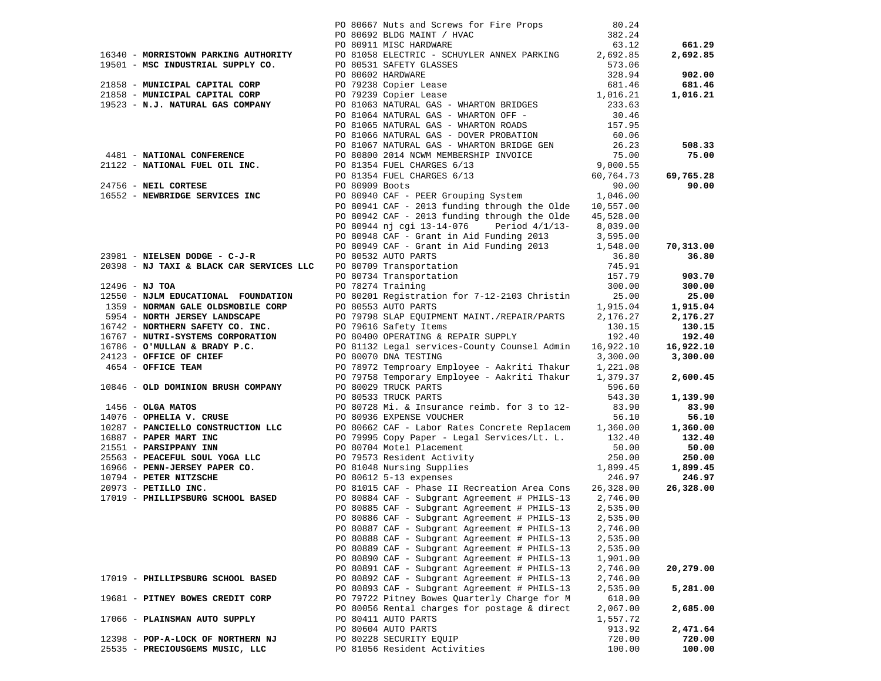| Vendor | PO / Description | Amount | Total |
|---|---|---|---|
| | PO 80667 Nuts and Screws for Fire Props | 80.24 | |
| | PO 80692 BLDG MAINT / HVAC | 382.24 | |
| | PO 80911 MISC HARDWARE | 63.12 | **661.29** |
| 16340 - **MORRISTOWN PARKING AUTHORITY** | PO 81058 ELECTRIC - SCHUYLER ANNEX PARKING | 2,692.85 | **2,692.85** |
| 19501 - **MSC INDUSTRIAL SUPPLY CO.** | PO 80531 SAFETY GLASSES | 573.06 | |
| | PO 80602 HARDWARE | 328.94 | **902.00** |
| 21858 - **MUNICIPAL CAPITAL CORP** | PO 79238 Copier Lease | 681.46 | **681.46** |
| 21858 - **MUNICIPAL CAPITAL CORP** | PO 79239 Copier Lease | 1,016.21 | **1,016.21** |
| 19523 - **N.J. NATURAL GAS COMPANY** | PO 81063 NATURAL GAS - WHARTON BRIDGES | 233.63 | |
| | PO 81064 NATURAL GAS - WHARTON OFF - | 30.46 | |
| | PO 81065 NATURAL GAS - WHARTON ROADS | 157.95 | |
| | PO 81066 NATURAL GAS - DOVER PROBATION | 60.06 | |
| | PO 81067 NATURAL GAS - WHARTON BRIDGE GEN | 26.23 | **508.33** |
| 4481 - **NATIONAL CONFERENCE** | PO 80800 2014 NCWM MEMBERSHIP INVOICE | 75.00 | **75.00** |
| 21122 - **NATIONAL FUEL OIL INC.** | PO 81354 FUEL CHARGES 6/13 | 9,000.55 | |
| | PO 81354 FUEL CHARGES 6/13 | 60,764.73 | **69,765.28** |
| 24756 - **NEIL CORTESE** | PO 80909 Boots | 90.00 | **90.00** |
| 16552 - **NEWBRIDGE SERVICES INC** | PO 80940 CAF - PEER Grouping System | 1,046.00 | |
| | PO 80941 CAF - 2013 funding through the Olde | 10,557.00 | |
| | PO 80942 CAF - 2013 funding through the Olde | 45,528.00 | |
| | PO 80944 nj cgi 13-14-076 Period 4/1/13- | 8,039.00 | |
| | PO 80948 CAF - Grant in Aid Funding 2013 | 3,595.00 | |
| | PO 80949 CAF - Grant in Aid Funding 2013 | 1,548.00 | **70,313.00** |
| 23981 - **NIELSEN DODGE - C-J-R** | PO 80532 AUTO PARTS | 36.80 | **36.80** |
| 20398 - **NJ TAXI & BLACK CAR SERVICES LLC** | PO 80709 Transportation | 745.91 | |
| | PO 80734 Transportation | 157.79 | **903.70** |
| 12496 - **NJ TOA** | PO 78274 Training | 300.00 | **300.00** |
| 12550 - **NJLM EDUCATIONAL FOUNDATION** | PO 80201 Registration for 7-12-2103 Christin | 25.00 | **25.00** |
| 1359 - **NORMAN GALE OLDSMOBILE CORP** | PO 80553 AUTO PARTS | 1,915.04 | **1,915.04** |
| 5954 - **NORTH JERSEY LANDSCAPE** | PO 79798 SLAP EQUIPMENT MAINT./REPAIR/PARTS | 2,176.27 | **2,176.27** |
| 16742 - **NORTHERN SAFETY CO. INC.** | PO 79616 Safety Items | 130.15 | **130.15** |
| 16767 - **NUTRI-SYSTEMS CORPORATION** | PO 80400 OPERATING & REPAIR SUPPLY | 192.40 | **192.40** |
| 16786 - **O'MULLAN & BRADY P.C.** | PO 81132 Legal services-County Counsel Admin | 16,922.10 | **16,922.10** |
| 24123 - **OFFICE OF CHIEF** | PO 80070 DNA TESTING | 3,300.00 | **3,300.00** |
| 4654 - **OFFICE TEAM** | PO 78972 Temproary Employee - Aakriti Thakur | 1,221.08 | |
| | PO 79758 Temporary Employee - Aakriti Thakur | 1,379.37 | **2,600.45** |
| 10846 - **OLD DOMINION BRUSH COMPANY** | PO 80029 TRUCK PARTS | 596.60 | |
| | PO 80533 TRUCK PARTS | 543.30 | **1,139.90** |
| 1456 - **OLGA MATOS** | PO 80728 Mi. & Insurance reimb. for 3 to 12- | 83.90 | **83.90** |
| 14076 - **OPHELIA V. CRUSE** | PO 80936 EXPENSE VOUCHER | 56.10 | **56.10** |
| 10287 - **PANCIELLO CONSTRUCTION LLC** | PO 80662 CAF - Labor Rates Concrete Replacem | 1,360.00 | **1,360.00** |
| 16887 - **PAPER MART INC** | PO 79995 Copy Paper - Legal Services/Lt. L. | 132.40 | **132.40** |
| 21551 - **PARSIPPANY INN** | PO 80704 Motel Placement | 50.00 | **50.00** |
| 25563 - **PEACEFUL SOUL YOGA LLC** | PO 79573 Resident Activity | 250.00 | **250.00** |
| 16966 - **PENN-JERSEY PAPER CO.** | PO 81048 Nursing Supplies | 1,899.45 | **1,899.45** |
| 10794 - **PETER NITZSCHE** | PO 80612 5-13 expenses | 246.97 | **246.97** |
| 20973 - **PETILLO INC.** | PO 81015 CAF - Phase II Recreation Area Cons | 26,328.00 | **26,328.00** |
| 17019 - **PHILLIPSBURG SCHOOL BASED** | PO 80884 CAF - Subgrant Agreement # PHILS-13 | 2,746.00 | |
| | PO 80885 CAF - Subgrant Agreement # PHILS-13 | 2,535.00 | |
| | PO 80886 CAF - Subgrant Agreement # PHILS-13 | 2,535.00 | |
| | PO 80887 CAF - Subgrant Agreement # PHILS-13 | 2,746.00 | |
| | PO 80888 CAF - Subgrant Agreement # PHILS-13 | 2,535.00 | |
| | PO 80889 CAF - Subgrant Agreement # PHILS-13 | 2,535.00 | |
| | PO 80890 CAF - Subgrant Agreement # PHILS-13 | 1,901.00 | |
| | PO 80891 CAF - Subgrant Agreement # PHILS-13 | 2,746.00 | **20,279.00** |
| 17019 - **PHILLIPSBURG SCHOOL BASED** | PO 80892 CAF - Subgrant Agreement # PHILS-13 | 2,746.00 | |
| | PO 80893 CAF - Subgrant Agreement # PHILS-13 | 2,535.00 | **5,281.00** |
| 19681 - **PITNEY BOWES CREDIT CORP** | PO 79722 Pitney Bowes Quarterly Charge for M | 618.00 | |
| | PO 80056 Rental charges for postage & direct | 2,067.00 | **2,685.00** |
| 17066 - **PLAINSMAN AUTO SUPPLY** | PO 80411 AUTO PARTS | 1,557.72 | |
| | PO 80604 AUTO PARTS | 913.92 | **2,471.64** |
| 12398 - **POP-A-LOCK OF NORTHERN NJ** | PO 80228 SECURITY EQUIP | 720.00 | **720.00** |
| 25535 - **PRECIOUSGEMS MUSIC, LLC** | PO 81056 Resident Activities | 100.00 | **100.00** |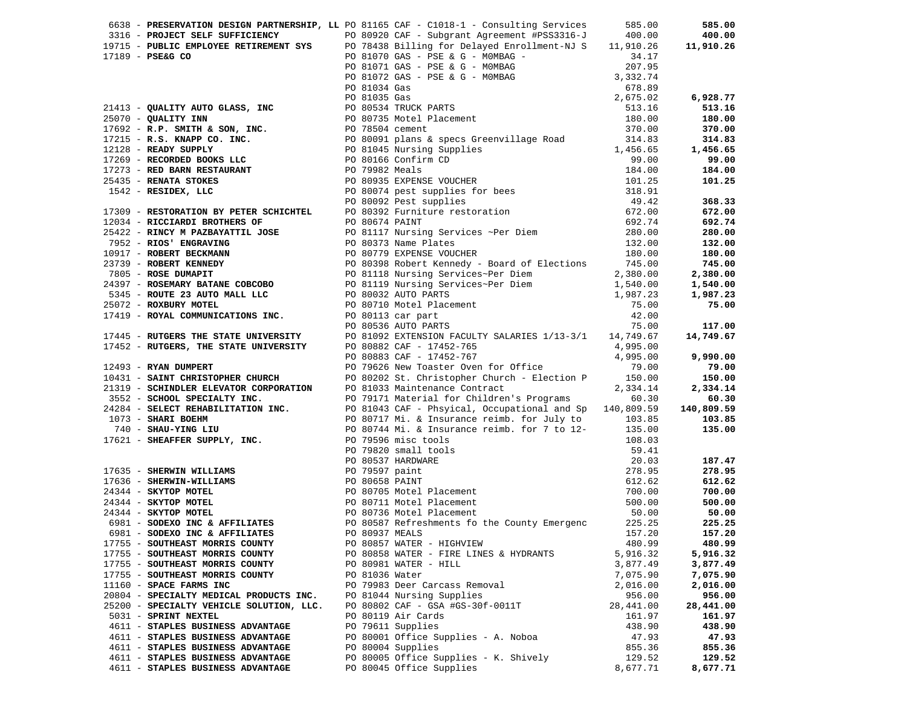| Vendor | PO / Description | Amount | Total |
|---|---|---|---|
| 6638 - **PRESERVATION DESIGN PARTNERSHIP, LL** | PO 81165 CAF - C1018-1 - Consulting Services | 585.00 | **585.00** |
| 3316 - **PROJECT SELF SUFFICIENCY** | PO 80920 CAF - Subgrant Agreement #PSS3316-J | 400.00 | **400.00** |
| 19715 - **PUBLIC EMPLOYEE RETIREMENT SYS** | PO 78438 Billing for Delayed Enrollment-NJ S | 11,910.26 | **11,910.26** |
| 17189 - **PSE&G CO** | PO 81070 GAS - PSE & G - M0MBAG - | 34.17 | |
| | PO 81071 GAS - PSE & G - M0MBAG | 207.95 | |
| | PO 81072 GAS - PSE & G - M0MBAG | 3,332.74 | |
| | PO 81034 Gas | 678.89 | |
| | PO 81035 Gas | 2,675.02 | **6,928.77** |
| 21413 - **QUALITY AUTO GLASS, INC** | PO 80534 TRUCK PARTS | 513.16 | **513.16** |
| 25070 - **QUALITY INN** | PO 80735 Motel Placement | 180.00 | **180.00** |
| 17692 - **R.P. SMITH & SON, INC.** | PO 78504 cement | 370.00 | **370.00** |
| 17215 - **R.S. KNAPP CO. INC.** | PO 80091 plans & specs Greenvillage Road | 314.83 | **314.83** |
| 12128 - **READY SUPPLY** | PO 81045 Nursing Supplies | 1,456.65 | **1,456.65** |
| 17269 - **RECORDED BOOKS LLC** | PO 80166 Confirm CD | 99.00 | **99.00** |
| 17273 - **RED BARN RESTAURANT** | PO 79982 Meals | 184.00 | **184.00** |
| 25435 - **RENATA STOKES** | PO 80935 EXPENSE VOUCHER | 101.25 | **101.25** |
| 1542 - **RESIDEX, LLC** | PO 80074 pest supplies for bees | 318.91 | |
| | PO 80092 Pest supplies | 49.42 | **368.33** |
| 17309 - **RESTORATION BY PETER SCHICHTEL** | PO 80392 Furniture restoration | 672.00 | **672.00** |
| 12034 - **RICCIARDI BROTHERS OF** | PO 80674 PAINT | 692.74 | **692.74** |
| 25422 - **RINCY M PAZBAYATTIL JOSE** | PO 81117 Nursing Services ~Per Diem | 280.00 | **280.00** |
| 7952 - **RIOS' ENGRAVING** | PO 80373 Name Plates | 132.00 | **132.00** |
| 10917 - **ROBERT BECKMANN** | PO 80779 EXPENSE VOUCHER | 180.00 | **180.00** |
| 23739 - **ROBERT KENNEDY** | PO 80398 Robert Kennedy - Board of Elections | 745.00 | **745.00** |
| 7805 - **ROSE DUMAPIT** | PO 81118 Nursing Services~Per Diem | 2,380.00 | **2,380.00** |
| 24397 - **ROSEMARY BATANE COBCOBO** | PO 81119 Nursing Services~Per Diem | 1,540.00 | **1,540.00** |
| 5345 - **ROUTE 23 AUTO MALL LLC** | PO 80032 AUTO PARTS | 1,987.23 | **1,987.23** |
| 25072 - **ROXBURY MOTEL** | PO 80710 Motel Placement | 75.00 | **75.00** |
| 17419 - **ROYAL COMMUNICATIONS INC.** | PO 80113 car part | 42.00 | |
| | PO 80536 AUTO PARTS | 75.00 | **117.00** |
| 17445 - **RUTGERS THE STATE UNIVERSITY** | PO 81092 EXTENSION FACULTY SALARIES 1/13-3/1 | 14,749.67 | **14,749.67** |
| 17452 - **RUTGERS, THE STATE UNIVERSITY** | PO 80882 CAF - 17452-765 | 4,995.00 | |
| | PO 80883 CAF - 17452-767 | 4,995.00 | **9,990.00** |
| 12493 - **RYAN DUMPERT** | PO 79626 New Toaster Oven for Office | 79.00 | **79.00** |
| 10431 - **SAINT CHRISTOPHER CHURCH** | PO 80202 St. Christopher Church - Election P | 150.00 | **150.00** |
| 21319 - **SCHINDLER ELEVATOR CORPORATION** | PO 81033 Maintenance Contract | 2,334.14 | **2,334.14** |
| 3552 - **SCHOOL SPECIALTY INC.** | PO 79171 Material for Children's Programs | 60.30 | **60.30** |
| 24284 - **SELECT REHABILITATION INC.** | PO 81043 CAF - Phsyical, Occupational and Sp | 140,809.59 | **140,809.59** |
| 1073 - **SHARI BOEHM** | PO 80717 Mi. & Insurance reimb. for July to | 103.85 | **103.85** |
| 740 - **SHAU-YING LIU** | PO 80744 Mi. & Insurance reimb. for 7 to 12- | 135.00 | **135.00** |
| 17621 - **SHEAFFER SUPPLY, INC.** | PO 79596 misc tools | 108.03 | |
| | PO 79820 small tools | 59.41 | |
| | PO 80537 HARDWARE | 20.03 | **187.47** |
| 17635 - **SHERWIN WILLIAMS** | PO 79597 paint | 278.95 | **278.95** |
| 17636 - **SHERWIN-WILLIAMS** | PO 80658 PAINT | 612.62 | **612.62** |
| 24344 - **SKYTOP MOTEL** | PO 80705 Motel Placement | 700.00 | **700.00** |
| 24344 - **SKYTOP MOTEL** | PO 80711 Motel Placement | 500.00 | **500.00** |
| 24344 - **SKYTOP MOTEL** | PO 80736 Motel Placement | 50.00 | **50.00** |
| 6981 - **SODEXO INC & AFFILIATES** | PO 80587 Refreshments fo the County Emergenc | 225.25 | **225.25** |
| 6981 - **SODEXO INC & AFFILIATES** | PO 80937 MEALS | 157.20 | **157.20** |
| 17755 - **SOUTHEAST MORRIS COUNTY** | PO 80857 WATER - HIGHVIEW | 480.99 | **480.99** |
| 17755 - **SOUTHEAST MORRIS COUNTY** | PO 80858 WATER - FIRE LINES & HYDRANTS | 5,916.32 | **5,916.32** |
| 17755 - **SOUTHEAST MORRIS COUNTY** | PO 80981 WATER - HILL | 3,877.49 | **3,877.49** |
| 17755 - **SOUTHEAST MORRIS COUNTY** | PO 81036 Water | 7,075.90 | **7,075.90** |
| 11160 - **SPACE FARMS INC** | PO 79983 Deer Carcass Removal | 2,016.00 | **2,016.00** |
| 20804 - **SPECIALTY MEDICAL PRODUCTS INC.** | PO 81044 Nursing Supplies | 956.00 | **956.00** |
| 25200 - **SPECIALTY VEHICLE SOLUTION, LLC.** | PO 80802 CAF - GSA #GS-30f-0011T | 28,441.00 | **28,441.00** |
| 5031 - **SPRINT NEXTEL** | PO 80119 Air Cards | 161.97 | **161.97** |
| 4611 - **STAPLES BUSINESS ADVANTAGE** | PO 79611 Supplies | 438.90 | **438.90** |
| 4611 - **STAPLES BUSINESS ADVANTAGE** | PO 80001 Office Supplies - A. Noboa | 47.93 | **47.93** |
| 4611 - **STAPLES BUSINESS ADVANTAGE** | PO 80004 Supplies | 855.36 | **855.36** |
| 4611 - **STAPLES BUSINESS ADVANTAGE** | PO 80005 Office Supplies - K. Shively | 129.52 | **129.52** |
| 4611 - **STAPLES BUSINESS ADVANTAGE** | PO 80045 Office Supplies | 8,677.71 | **8,677.71** |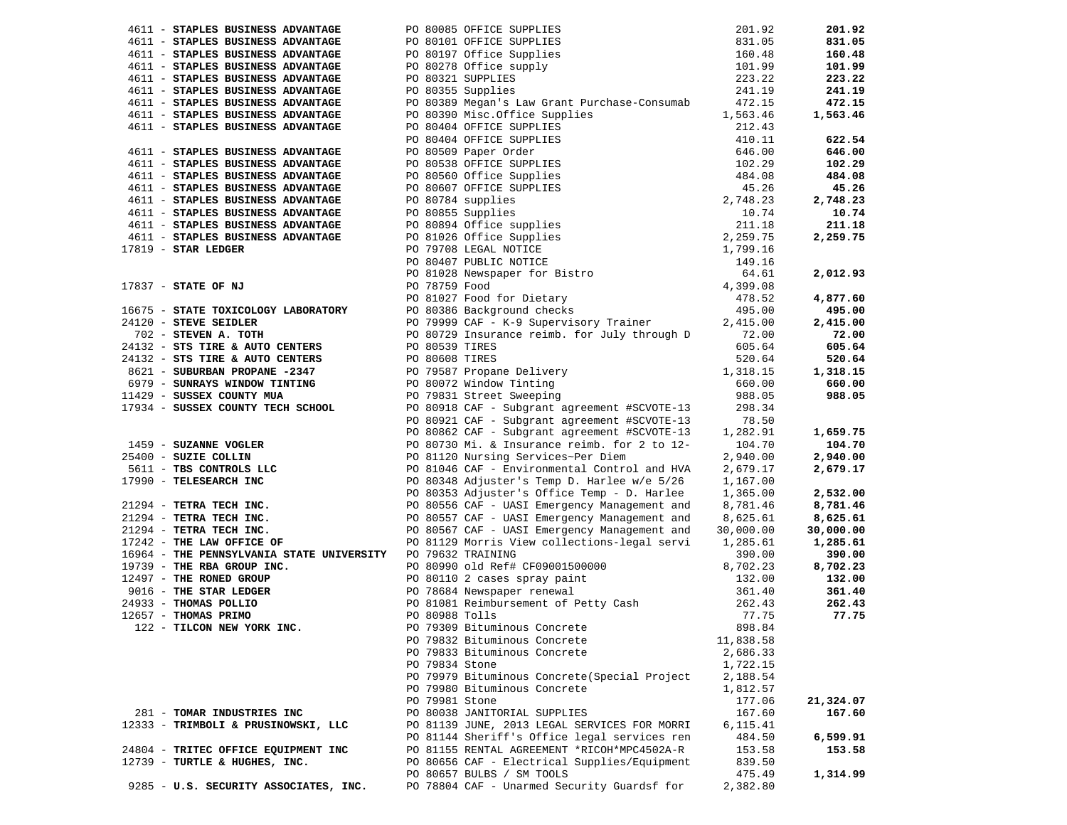| Vendor | PO / Description | Amount | Total |
|---|---|---|---|
| 4611 - **STAPLES BUSINESS ADVANTAGE** | PO 80085 OFFICE SUPPLIES | 201.92 | **201.92** |
| 4611 - **STAPLES BUSINESS ADVANTAGE** | PO 80101 OFFICE SUPPLIES | 831.05 | **831.05** |
| 4611 - **STAPLES BUSINESS ADVANTAGE** | PO 80197 Office Supplies | 160.48 | **160.48** |
| 4611 - **STAPLES BUSINESS ADVANTAGE** | PO 80278 Office supply | 101.99 | **101.99** |
| 4611 - **STAPLES BUSINESS ADVANTAGE** | PO 80321 SUPPLIES | 223.22 | **223.22** |
| 4611 - **STAPLES BUSINESS ADVANTAGE** | PO 80355 Supplies | 241.19 | **241.19** |
| 4611 - **STAPLES BUSINESS ADVANTAGE** | PO 80389 Megan's Law Grant Purchase-Consumab | 472.15 | **472.15** |
| 4611 - **STAPLES BUSINESS ADVANTAGE** | PO 80390 Misc.Office Supplies | 1,563.46 | **1,563.46** |
| 4611 - **STAPLES BUSINESS ADVANTAGE** | PO 80404 OFFICE SUPPLIES | 212.43 | |
| | PO 80404 OFFICE SUPPLIES | 410.11 | **622.54** |
| 4611 - **STAPLES BUSINESS ADVANTAGE** | PO 80509 Paper Order | 646.00 | **646.00** |
| 4611 - **STAPLES BUSINESS ADVANTAGE** | PO 80538 OFFICE SUPPLIES | 102.29 | **102.29** |
| 4611 - **STAPLES BUSINESS ADVANTAGE** | PO 80560 Office Supplies | 484.08 | **484.08** |
| 4611 - **STAPLES BUSINESS ADVANTAGE** | PO 80607 OFFICE SUPPLIES | 45.26 | **45.26** |
| 4611 - **STAPLES BUSINESS ADVANTAGE** | PO 80784 supplies | 2,748.23 | **2,748.23** |
| 4611 - **STAPLES BUSINESS ADVANTAGE** | PO 80855 Supplies | 10.74 | **10.74** |
| 4611 - **STAPLES BUSINESS ADVANTAGE** | PO 80894 Office supplies | 211.18 | **211.18** |
| 4611 - **STAPLES BUSINESS ADVANTAGE** | PO 81026 Office Supplies | 2,259.75 | **2,259.75** |
| 17819 - **STAR LEDGER** | PO 79708 LEGAL NOTICE | 1,799.16 | |
| | PO 80407 PUBLIC NOTICE | 149.16 | |
| | PO 81028 Newspaper for Bistro | 64.61 | **2,012.93** |
| 17837 - **STATE OF NJ** | PO 78759 Food | 4,399.08 | |
| | PO 81027 Food for Dietary | 478.52 | **4,877.60** |
| 16675 - **STATE TOXICOLOGY LABORATORY** | PO 80386 Background checks | 495.00 | **495.00** |
| 24120 - **STEVE SEIDLER** | PO 79999 CAF - K-9 Supervisory Trainer | 2,415.00 | **2,415.00** |
| 702 - **STEVEN A. TOTH** | PO 80729 Insurance reimb. for July through D | 72.00 | **72.00** |
| 24132 - **STS TIRE & AUTO CENTERS** | PO 80539 TIRES | 605.64 | **605.64** |
| 24132 - **STS TIRE & AUTO CENTERS** | PO 80608 TIRES | 520.64 | **520.64** |
| 8621 - **SUBURBAN PROPANE -2347** | PO 79587 Propane Delivery | 1,318.15 | **1,318.15** |
| 6979 - **SUNRAYS WINDOW TINTING** | PO 80072 Window Tinting | 660.00 | **660.00** |
| 11429 - **SUSSEX COUNTY MUA** | PO 79831 Street Sweeping | 988.05 | **988.05** |
| 17934 - **SUSSEX COUNTY TECH SCHOOL** | PO 80918 CAF - Subgrant agreement #SCVOTE-13 | 298.34 | |
| | PO 80921 CAF - Subgrant agreement #SCVOTE-13 | 78.50 | |
| | PO 80862 CAF - Subgrant agreement #SCVOTE-13 | 1,282.91 | **1,659.75** |
| 1459 - **SUZANNE VOGLER** | PO 80730 Mi. & Insurance reimb. for 2 to 12- | 104.70 | **104.70** |
| 25400 - **SUZIE COLLIN** | PO 81120 Nursing Services~Per Diem | 2,940.00 | **2,940.00** |
| 5611 - **TBS CONTROLS LLC** | PO 81046 CAF - Environmental Control and HVA | 2,679.17 | **2,679.17** |
| 17990 - **TELESEARCH INC** | PO 80348 Adjuster's Temp D. Harlee w/e 5/26 | 1,167.00 | |
| | PO 80353 Adjuster's Office Temp - D. Harlee | 1,365.00 | **2,532.00** |
| 21294 - **TETRA TECH INC.** | PO 80556 CAF - UASI Emergency Management and | 8,781.46 | **8,781.46** |
| 21294 - **TETRA TECH INC.** | PO 80557 CAF - UASI Emergency Management and | 8,625.61 | **8,625.61** |
| 21294 - **TETRA TECH INC.** | PO 80567 CAF - UASI Emergency Management and | 30,000.00 | **30,000.00** |
| 17242 - **THE LAW OFFICE OF** | PO 81129 Morris View collections-legal servi | 1,285.61 | **1,285.61** |
| 16964 - **THE PENNSYLVANIA STATE UNIVERSITY** | PO 79632 TRAINING | 390.00 | **390.00** |
| 19739 - **THE RBA GROUP INC.** | PO 80990 old Ref# CF09001500000 | 8,702.23 | **8,702.23** |
| 12497 - **THE RONED GROUP** | PO 80110 2 cases spray paint | 132.00 | **132.00** |
| 9016 - **THE STAR LEDGER** | PO 78684 Newspaper renewal | 361.40 | **361.40** |
| 24933 - **THOMAS POLLIO** | PO 81081 Reimbursement of Petty Cash | 262.43 | **262.43** |
| 12657 - **THOMAS PRIMO** | PO 80988 Tolls | 77.75 | **77.75** |
| 122 - **TILCON NEW YORK INC.** | PO 79309 Bituminous Concrete | 898.84 | |
| | PO 79832 Bituminous Concrete | 11,838.58 | |
| | PO 79833 Bituminous Concrete | 2,686.33 | |
| | PO 79834 Stone | 1,722.15 | |
| | PO 79979 Bituminous Concrete(Special Project | 2,188.54 | |
| | PO 79980 Bituminous Concrete | 1,812.57 | |
| | PO 79981 Stone | 177.06 | **21,324.07** |
| 281 - **TOMAR INDUSTRIES INC** | PO 80038 JANITORIAL SUPPLIES | 167.60 | **167.60** |
| 12333 - **TRIMBOLI & PRUSINOWSKI, LLC** | PO 81139 JUNE, 2013 LEGAL SERVICES FOR MORRI | 6,115.41 | |
| | PO 81144 Sheriff's Office legal services ren | 484.50 | **6,599.91** |
| 24804 - **TRITEC OFFICE EQUIPMENT INC** | PO 81155 RENTAL AGREEMENT *RICOH*MPC4502A-R | 153.58 | **153.58** |
| 12739 - **TURTLE & HUGHES, INC.** | PO 80656 CAF - Electrical Supplies/Equipment | 839.50 | |
| | PO 80657 BULBS / SM TOOLS | 475.49 | **1,314.99** |
| 9285 - **U.S. SECURITY ASSOCIATES, INC.** | PO 78804 CAF - Unarmed Security Guardsf for | 2,382.80 | |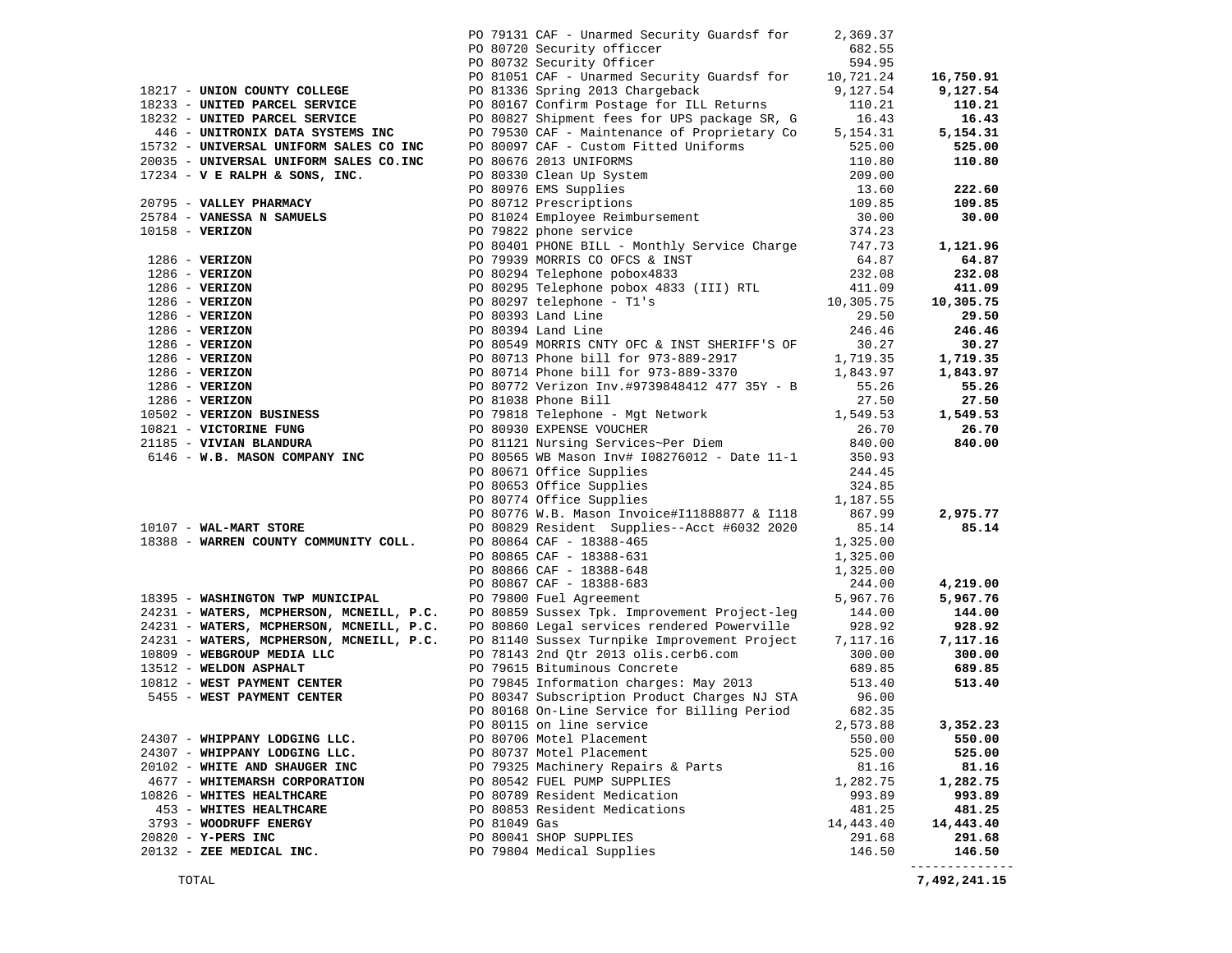| Vendor | PO / Description | Amount | Total |
|---|---|---|---|
| | PO 79131 CAF - Unarmed Security Guardsf for | 2,369.37 | |
| | PO 80720 Security officcer | 682.55 | |
| | PO 80732 Security Officer | 594.95 | |
| | PO 81051 CAF - Unarmed Security Guardsf for | 10,721.24 | **16,750.91** |
| 18217 - **UNION COUNTY COLLEGE** | PO 81336 Spring 2013 Chargeback | 9,127.54 | **9,127.54** |
| 18233 - **UNITED PARCEL SERVICE** | PO 80167 Confirm Postage for ILL Returns | 110.21 | **110.21** |
| 18232 - **UNITED PARCEL SERVICE** | PO 80827 Shipment fees for UPS package SR, G | 16.43 | **16.43** |
| 446 - **UNITRONIX DATA SYSTEMS INC** | PO 79530 CAF - Maintenance of Proprietary Co | 5,154.31 | **5,154.31** |
| 15732 - **UNIVERSAL UNIFORM SALES CO INC** | PO 80097 CAF - Custom Fitted Uniforms | 525.00 | **525.00** |
| 20035 - **UNIVERSAL UNIFORM SALES CO.INC** | PO 80676 2013 UNIFORMS | 110.80 | **110.80** |
| 17234 - **V E RALPH & SONS, INC.** | PO 80330 Clean Up System | 209.00 | |
| | PO 80976 EMS Supplies | 13.60 | **222.60** |
| 20795 - **VALLEY PHARMACY** | PO 80712 Prescriptions | 109.85 | **109.85** |
| 25784 - **VANESSA N SAMUELS** | PO 81024 Employee Reimbursement | 30.00 | **30.00** |
| 10158 - **VERIZON** | PO 79822 phone service | 374.23 | |
| | PO 80401 PHONE BILL - Monthly Service Charge | 747.73 | **1,121.96** |
| 1286 - **VERIZON** | PO 79939 MORRIS CO OFCS & INST | 64.87 | **64.87** |
| 1286 - **VERIZON** | PO 80294 Telephone pobox4833 | 232.08 | **232.08** |
| 1286 - **VERIZON** | PO 80295 Telephone pobox 4833 (III) RTL | 411.09 | **411.09** |
| 1286 - **VERIZON** | PO 80297 telephone - T1's | 10,305.75 | **10,305.75** |
| 1286 - **VERIZON** | PO 80393 Land Line | 29.50 | **29.50** |
| 1286 - **VERIZON** | PO 80394 Land Line | 246.46 | **246.46** |
| 1286 - **VERIZON** | PO 80549 MORRIS CNTY OFC & INST SHERIFF'S OF | 30.27 | **30.27** |
| 1286 - **VERIZON** | PO 80713 Phone bill for 973-889-2917 | 1,719.35 | **1,719.35** |
| 1286 - **VERIZON** | PO 80714 Phone bill for 973-889-3370 | 1,843.97 | **1,843.97** |
| 1286 - **VERIZON** | PO 80772 Verizon Inv.#9739848412 477 35Y - B | 55.26 | **55.26** |
| 1286 - **VERIZON** | PO 81038 Phone Bill | 27.50 | **27.50** |
| 10502 - **VERIZON BUSINESS** | PO 79818 Telephone - Mgt Network | 1,549.53 | **1,549.53** |
| 10821 - **VICTORINE FUNG** | PO 80930 EXPENSE VOUCHER | 26.70 | **26.70** |
| 21185 - **VIVIAN BLANDURA** | PO 81121 Nursing Services~Per Diem | 840.00 | **840.00** |
| 6146 - **W.B. MASON COMPANY INC** | PO 80565 WB Mason Inv# I08276012 - Date 11-1 | 350.93 | |
| | PO 80671 Office Supplies | 244.45 | |
| | PO 80653 Office Supplies | 324.85 | |
| | PO 80774 Office Supplies | 1,187.55 | |
| | PO 80776 W.B. Mason Invoice#I11888877 & I118 | 867.99 | **2,975.77** |
| 10107 - **WAL-MART STORE** | PO 80829 Resident Supplies--Acct #6032 2020 | 85.14 | **85.14** |
| 18388 - **WARREN COUNTY COMMUNITY COLL.** | PO 80864 CAF - 18388-465 | 1,325.00 | |
| | PO 80865 CAF - 18388-631 | 1,325.00 | |
| | PO 80866 CAF - 18388-648 | 1,325.00 | |
| | PO 80867 CAF - 18388-683 | 244.00 | **4,219.00** |
| 18395 - **WASHINGTON TWP MUNICIPAL** | PO 79800 Fuel Agreement | 5,967.76 | **5,967.76** |
| 24231 - **WATERS, MCPHERSON, MCNEILL, P.C.** | PO 80859 Sussex Tpk. Improvement Project-leg | 144.00 | **144.00** |
| 24231 - **WATERS, MCPHERSON, MCNEILL, P.C.** | PO 80860 Legal services rendered Powerville | 928.92 | **928.92** |
| 24231 - **WATERS, MCPHERSON, MCNEILL, P.C.** | PO 81140 Sussex Turnpike Improvement Project | 7,117.16 | **7,117.16** |
| 10809 - **WEBGROUP MEDIA LLC** | PO 78143 2nd Qtr 2013 olis.cerb6.com | 300.00 | **300.00** |
| 13512 - **WELDON ASPHALT** | PO 79615 Bituminous Concrete | 689.85 | **689.85** |
| 10812 - **WEST PAYMENT CENTER** | PO 79845 Information charges: May 2013 | 513.40 | **513.40** |
| 5455 - **WEST PAYMENT CENTER** | PO 80347 Subscription Product Charges NJ STA | 96.00 | |
| | PO 80168 On-Line Service for Billing Period | 682.35 | |
| | PO 80115 on line service | 2,573.88 | **3,352.23** |
| 24307 - **WHIPPANY LODGING LLC.** | PO 80706 Motel Placement | 550.00 | **550.00** |
| 24307 - **WHIPPANY LODGING LLC.** | PO 80737 Motel Placement | 525.00 | **525.00** |
| 20102 - **WHITE AND SHAUGER INC** | PO 79325 Machinery Repairs & Parts | 81.16 | **81.16** |
| 4677 - **WHITEMARSH CORPORATION** | PO 80542 FUEL PUMP SUPPLIES | 1,282.75 | **1,282.75** |
| 10826 - **WHITES HEALTHCARE** | PO 80789 Resident Medication | 993.89 | **993.89** |
| 453 - **WHITES HEALTHCARE** | PO 80853 Resident Medications | 481.25 | **481.25** |
| 3793 - **WOODRUFF ENERGY** | PO 81049 Gas | 14,443.40 | **14,443.40** |
| 20820 - **Y-PERS INC** | PO 80041 SHOP SUPPLIES | 291.68 | **291.68** |
| 20132 - **ZEE MEDICAL INC.** | PO 79804 Medical Supplies | 146.50 | **146.50** |
| TOTAL | | | **7,492,241.15** |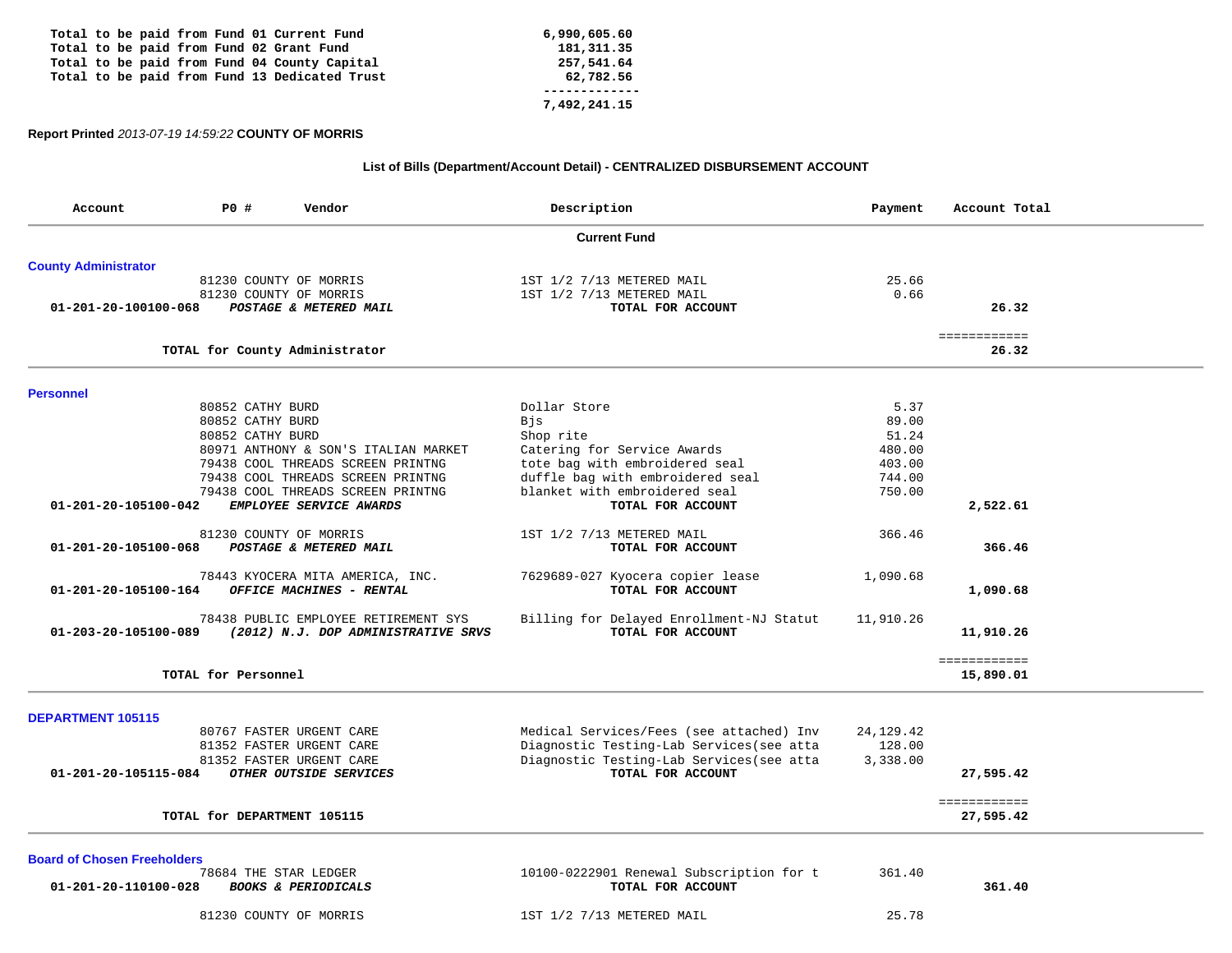| | |
|---|---|
| Total to be paid from Fund 01 Current Fund | 6,990,605.60 |
| Total to be paid from Fund 02 Grant Fund | 181,311.35 |
| Total to be paid from Fund 04 County Capital | 257,541.64 |
| Total to be paid from Fund 13 Dedicated Trust | 62,782.56 |
| | ------------- |
| | 7,492,241.15 |

**Report Printed** *2013-07-19 14:59:22* **COUNTY OF MORRIS**

### List of Bills (Department/Account Detail) - CENTRALIZED DISBURSEMENT ACCOUNT

| Account | PO # | Vendor | Description | Payment | Account Total |
|---|---|---|---|---|---|
| | | **Current Fund** | | | |
| **County Administrator** | | | | | |
| | 81230 | COUNTY OF MORRIS | 1ST 1/2 7/13 METERED MAIL | 25.66 | |
| | 81230 | COUNTY OF MORRIS | 1ST 1/2 7/13 METERED MAIL | 0.66 | |
| **01-201-20-100100-068** | | ***POSTAGE & METERED MAIL*** | **TOTAL FOR ACCOUNT** | | **26.32** |
| | | **TOTAL for County Administrator** | | | ============ **26.32** |
| **Personnel** | | | | | |
| | 80852 | CATHY BURD | Dollar Store | 5.37 | |
| | 80852 | CATHY BURD | Bjs | 89.00 | |
| | 80852 | CATHY BURD | Shop rite | 51.24 | |
| | 80971 | ANTHONY & SON'S ITALIAN MARKET | Catering for Service Awards | 480.00 | |
| | 79438 | COOL THREADS SCREEN PRINTNG | tote bag with embroidered seal | 403.00 | |
| | 79438 | COOL THREADS SCREEN PRINTNG | duffle bag with embroidered seal | 744.00 | |
| | 79438 | COOL THREADS SCREEN PRINTNG | blanket with embroidered seal | 750.00 | |
| **01-201-20-105100-042** | | ***EMPLOYEE SERVICE AWARDS*** | **TOTAL FOR ACCOUNT** | | **2,522.61** |
| | 81230 | COUNTY OF MORRIS | 1ST 1/2 7/13 METERED MAIL | 366.46 | |
| **01-201-20-105100-068** | | ***POSTAGE & METERED MAIL*** | **TOTAL FOR ACCOUNT** | | **366.46** |
| | 78443 | KYOCERA MITA AMERICA, INC. | 7629689-027 Kyocera copier lease | 1,090.68 | |
| **01-201-20-105100-164** | | ***OFFICE MACHINES - RENTAL*** | **TOTAL FOR ACCOUNT** | | **1,090.68** |
| | 78438 | PUBLIC EMPLOYEE RETIREMENT SYS | Billing for Delayed Enrollment-NJ Statut | 11,910.26 | |
| **01-203-20-105100-089** | | ***(2012) N.J. DOP ADMINISTRATIVE SRVS*** | **TOTAL FOR ACCOUNT** | | **11,910.26** |
| | | **TOTAL for Personnel** | | | ============ **15,890.01** |
| **DEPARTMENT 105115** | | | | | |
| | 80767 | FASTER URGENT CARE | Medical Services/Fees (see attached) Inv | 24,129.42 | |
| | 81352 | FASTER URGENT CARE | Diagnostic Testing-Lab Services(see atta | 128.00 | |
| | 81352 | FASTER URGENT CARE | Diagnostic Testing-Lab Services(see atta | 3,338.00 | |
| **01-201-20-105115-084** | | ***OTHER OUTSIDE SERVICES*** | **TOTAL FOR ACCOUNT** | | **27,595.42** |
| | | **TOTAL for DEPARTMENT 105115** | | | ============ **27,595.42** |
| **Board of Chosen Freeholders** | | | | | |
| | 78684 | THE STAR LEDGER | 10100-0222901 Renewal Subscription for t | 361.40 | |
| **01-201-20-110100-028** | | ***BOOKS & PERIODICALS*** | **TOTAL FOR ACCOUNT** | | **361.40** |
| | 81230 | COUNTY OF MORRIS | 1ST 1/2 7/13 METERED MAIL | 25.78 | |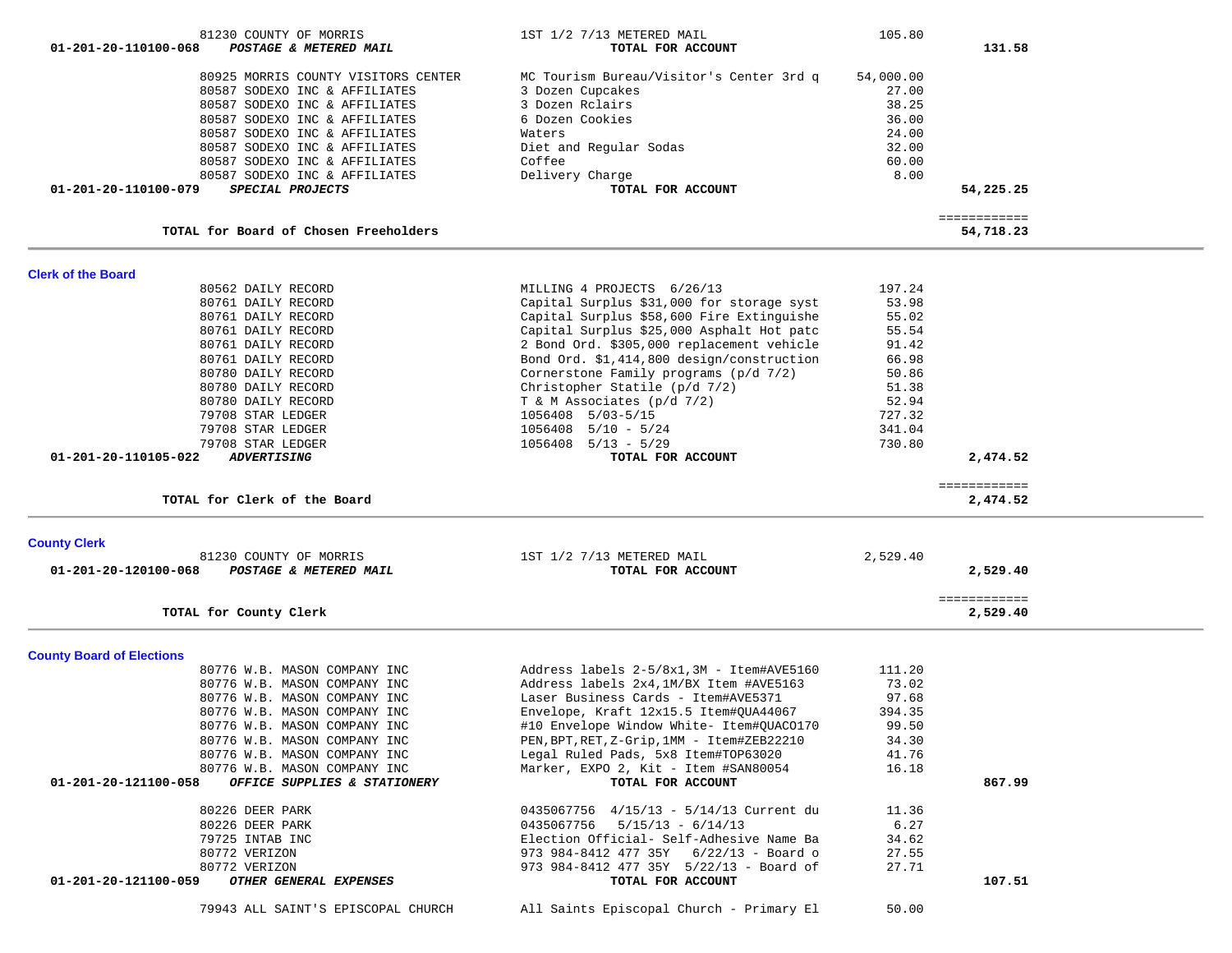| Account | Vendor | Description | Amount | Total |
|---|---|---|---|---|
| | 81230 COUNTY OF MORRIS | 1ST 1/2 7/13 METERED MAIL | 105.80 | |
| 01-201-20-110100-068 | *POSTAGE & METERED MAIL* | **TOTAL FOR ACCOUNT** | | 131.58 |
| | 80925 MORRIS COUNTY VISITORS CENTER | MC Tourism Bureau/Visitor's Center 3rd q | 54,000.00 | |
| | 80587 SODEXO INC & AFFILIATES | 3 Dozen Cupcakes | 27.00 | |
| | 80587 SODEXO INC & AFFILIATES | 3 Dozen Rclairs | 38.25 | |
| | 80587 SODEXO INC & AFFILIATES | 6 Dozen Cookies | 36.00 | |
| | 80587 SODEXO INC & AFFILIATES | Waters | 24.00 | |
| | 80587 SODEXO INC & AFFILIATES | Diet and Regular Sodas | 32.00 | |
| | 80587 SODEXO INC & AFFILIATES | Coffee | 60.00 | |
| | 80587 SODEXO INC & AFFILIATES | Delivery Charge | 8.00 | |
| 01-201-20-110100-079 | *SPECIAL PROJECTS* | **TOTAL FOR ACCOUNT** | | 54,225.25 |
| | **TOTAL for Board of Chosen Freeholders** | | | 54,718.23 |

## Clerk of the Board

| Account | Vendor | Description | Amount | Total |
|---|---|---|---|---|
| | 80562 DAILY RECORD | MILLING 4 PROJECTS 6/26/13 | 197.24 | |
| | 80761 DAILY RECORD | Capital Surplus $31,000 for storage syst | 53.98 | |
| | 80761 DAILY RECORD | Capital Surplus $58,600 Fire Extinguishe | 55.02 | |
| | 80761 DAILY RECORD | Capital Surplus $25,000 Asphalt Hot patc | 55.54 | |
| | 80761 DAILY RECORD | 2 Bond Ord. $305,000 replacement vehicle | 91.42 | |
| | 80761 DAILY RECORD | Bond Ord. $1,414,800 design/construction | 66.98 | |
| | 80780 DAILY RECORD | Cornerstone Family programs (p/d 7/2) | 50.86 | |
| | 80780 DAILY RECORD | Christopher Statile (p/d 7/2) | 51.38 | |
| | 80780 DAILY RECORD | T & M Associates (p/d 7/2) | 52.94 | |
| | 79708 STAR LEDGER | 1056408 5/03-5/15 | 727.32 | |
| | 79708 STAR LEDGER | 1056408 5/10 - 5/24 | 341.04 | |
| | 79708 STAR LEDGER | 1056408 5/13 - 5/29 | 730.80 | |
| 01-201-20-110105-022 | *ADVERTISING* | **TOTAL FOR ACCOUNT** | | 2,474.52 |
| | **TOTAL for Clerk of the Board** | | | 2,474.52 |

## County Clerk

| Account | Vendor | Description | Amount | Total |
|---|---|---|---|---|
| | 81230 COUNTY OF MORRIS | 1ST 1/2 7/13 METERED MAIL | 2,529.40 | |
| 01-201-20-120100-068 | *POSTAGE & METERED MAIL* | **TOTAL FOR ACCOUNT** | | 2,529.40 |
| | **TOTAL for County Clerk** | | | 2,529.40 |

## County Board of Elections

| Account | Vendor | Description | Amount | Total |
|---|---|---|---|---|
| | 80776 W.B. MASON COMPANY INC | Address labels 2-5/8x1,3M - Item#AVE5160 | 111.20 | |
| | 80776 W.B. MASON COMPANY INC | Address labels 2x4,1M/BX Item #AVE5163 | 73.02 | |
| | 80776 W.B. MASON COMPANY INC | Laser Business Cards - Item#AVE5371 | 97.68 | |
| | 80776 W.B. MASON COMPANY INC | Envelope, Kraft 12x15.5 Item#QUA44067 | 394.35 | |
| | 80776 W.B. MASON COMPANY INC | #10 Envelope Window White- Item#QUACO170 | 99.50 | |
| | 80776 W.B. MASON COMPANY INC | PEN,BPT,RET,Z-Grip,1MM - Item#ZEB22210 | 34.30 | |
| | 80776 W.B. MASON COMPANY INC | Legal Ruled Pads, 5x8 Item#TOP63020 | 41.76 | |
| | 80776 W.B. MASON COMPANY INC | Marker, EXPO 2, Kit - Item #SAN80054 | 16.18 | |
| 01-201-20-121100-058 | *OFFICE SUPPLIES & STATIONERY* | **TOTAL FOR ACCOUNT** | | 867.99 |
| | 80226 DEER PARK | 0435067756 4/15/13 - 5/14/13 Current du | 11.36 | |
| | 80226 DEER PARK | 0435067756 5/15/13 - 6/14/13 | 6.27 | |
| | 79725 INTAB INC | Election Official- Self-Adhesive Name Ba | 34.62 | |
| | 80772 VERIZON | 973 984-8412 477 35Y 6/22/13 - Board o | 27.55 | |
| | 80772 VERIZON | 973 984-8412 477 35Y 5/22/13 - Board of | 27.71 | |
| 01-201-20-121100-059 | *OTHER GENERAL EXPENSES* | **TOTAL FOR ACCOUNT** | | 107.51 |
| | 79943 ALL SAINT'S EPISCOPAL CHURCH | All Saints Episcopal Church - Primary El | 50.00 | |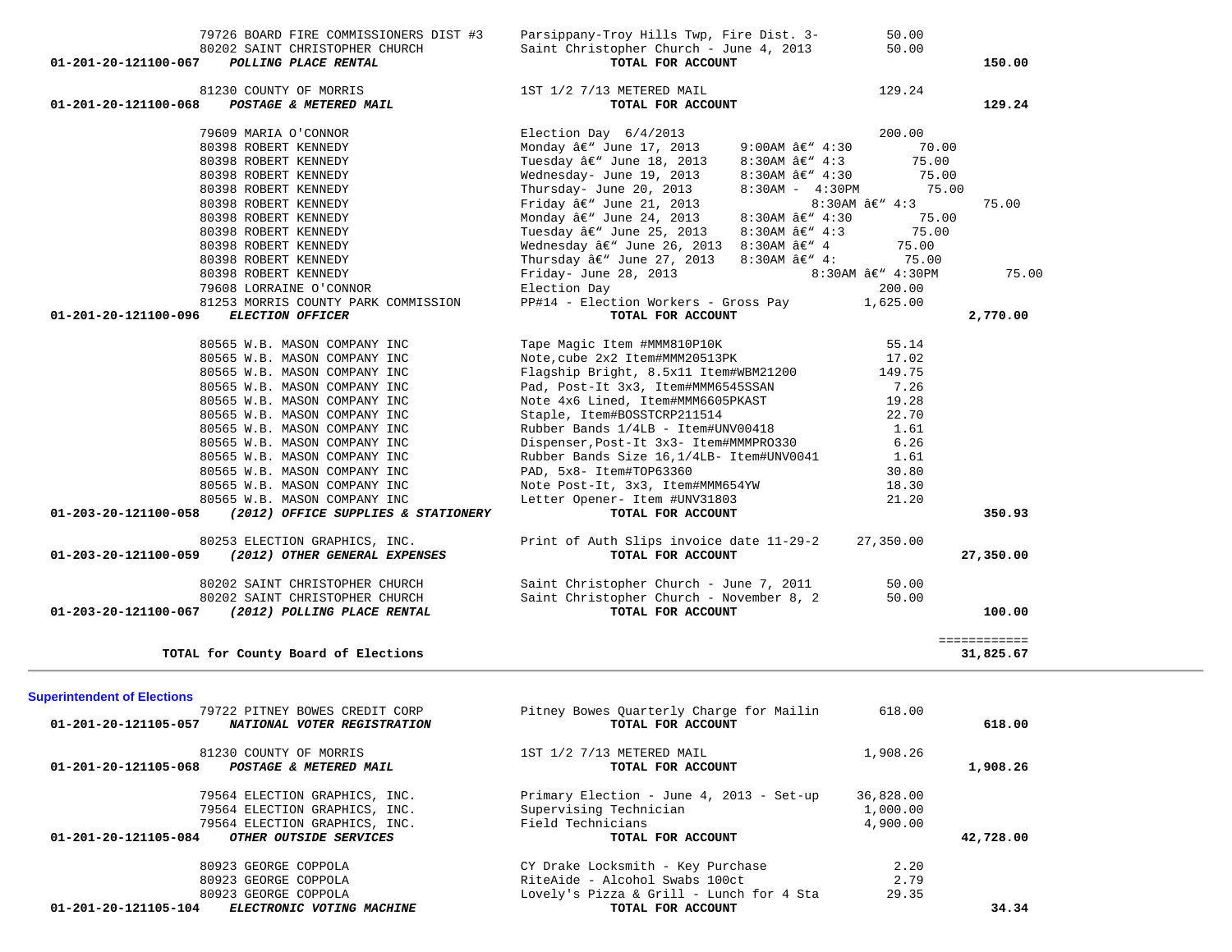| Account | Vendor / Account Name | Description | Amount | Total |
|---|---|---|---|---|
| | 79726 BOARD FIRE COMMISSIONERS DIST #3 | Parsippany-Troy Hills Twp, Fire Dist. 3- | 50.00 | |
| | 80202 SAINT CHRISTOPHER CHURCH | Saint Christopher Church - June 4, 2013 | 50.00 | |
| **01-201-20-121100-067** | ***POLLING PLACE RENTAL*** | **TOTAL FOR ACCOUNT** | | **150.00** |
| | 81230 COUNTY OF MORRIS | 1ST 1/2 7/13 METERED MAIL | 129.24 | |
| **01-201-20-121100-068** | ***POSTAGE & METERED MAIL*** | **TOTAL FOR ACCOUNT** | | **129.24** |
| | 79609 MARIA O'CONNOR | Election Day 6/4/2013 | 200.00 | |
| | 80398 ROBERT KENNEDY | Monday â€" June 17, 2013 9:00AM â€" 4:30 | 70.00 | |
| | 80398 ROBERT KENNEDY | Tuesday â€" June 18, 2013 8:30AM â€" 4:3 | 75.00 | |
| | 80398 ROBERT KENNEDY | Wednesday- June 19, 2013 8:30AM â€" 4:30 | 75.00 | |
| | 80398 ROBERT KENNEDY | Thursday- June 20, 2013 8:30AM - 4:30PM | 75.00 | |
| | 80398 ROBERT KENNEDY | Friday â€" June 21, 2013 8:30AM â€" 4:3 | 75.00 | |
| | 80398 ROBERT KENNEDY | Monday â€" June 24, 2013 8:30AM â€" 4:30 | 75.00 | |
| | 80398 ROBERT KENNEDY | Tuesday â€" June 25, 2013 8:30AM â€" 4:3 | 75.00 | |
| | 80398 ROBERT KENNEDY | Wednesday â€" June 26, 2013 8:30AM â€" 4 | 75.00 | |
| | 80398 ROBERT KENNEDY | Thursday â€" June 27, 2013 8:30AM â€" 4: | 75.00 | |
| | 80398 ROBERT KENNEDY | Friday- June 28, 2013 8:30AM â€" 4:30PM | 75.00 | |
| | 79608 LORRAINE O'CONNOR | Election Day | 200.00 | |
| | 81253 MORRIS COUNTY PARK COMMISSION | PP#14 - Election Workers - Gross Pay | 1,625.00 | |
| **01-201-20-121100-096** | ***ELECTION OFFICER*** | **TOTAL FOR ACCOUNT** | | **2,770.00** |
| | 80565 W.B. MASON COMPANY INC | Tape Magic Item #MMM810P10K | 55.14 | |
| | 80565 W.B. MASON COMPANY INC | Note,cube 2x2 Item#MMM20513PK | 17.02 | |
| | 80565 W.B. MASON COMPANY INC | Flagship Bright, 8.5x11 Item#WBM21200 | 149.75 | |
| | 80565 W.B. MASON COMPANY INC | Pad, Post-It 3x3, Item#MMM6545SSAN | 7.26 | |
| | 80565 W.B. MASON COMPANY INC | Note 4x6 Lined, Item#MMM6605PKAST | 19.28 | |
| | 80565 W.B. MASON COMPANY INC | Staple, Item#BOSSTCRP211514 | 22.70 | |
| | 80565 W.B. MASON COMPANY INC | Rubber Bands 1/4LB - Item#UNV00418 | 1.61 | |
| | 80565 W.B. MASON COMPANY INC | Dispenser,Post-It 3x3- Item#MMMPRO330 | 6.26 | |
| | 80565 W.B. MASON COMPANY INC | Rubber Bands Size 16,1/4LB- Item#UNV0041 | 1.61 | |
| | 80565 W.B. MASON COMPANY INC | PAD, 5x8- Item#TOP63360 | 30.80 | |
| | 80565 W.B. MASON COMPANY INC | Note Post-It, 3x3, Item#MMM654YW | 18.30 | |
| | 80565 W.B. MASON COMPANY INC | Letter Opener- Item #UNV31803 | 21.20 | |
| **01-203-20-121100-058** | ***(2012) OFFICE SUPPLIES & STATIONERY*** | **TOTAL FOR ACCOUNT** | | **350.93** |
| | 80253 ELECTION GRAPHICS, INC. | Print of Auth Slips invoice date 11-29-2 | 27,350.00 | |
| **01-203-20-121100-059** | ***(2012) OTHER GENERAL EXPENSES*** | **TOTAL FOR ACCOUNT** | | **27,350.00** |
| | 80202 SAINT CHRISTOPHER CHURCH | Saint Christopher Church - June 7, 2011 | 50.00 | |
| | 80202 SAINT CHRISTOPHER CHURCH | Saint Christopher Church - November 8, 2 | 50.00 | |
| **01-203-20-121100-067** | ***(2012) POLLING PLACE RENTAL*** | **TOTAL FOR ACCOUNT** | | **100.00** |
| | | | | ============ |
| | **TOTAL for County Board of Elections** | | | **31,825.67** |

**Superintendent of Elections**

| Account | Vendor / Account Name | Description | Amount | Total |
|---|---|---|---|---|
| | 79722 PITNEY BOWES CREDIT CORP | Pitney Bowes Quarterly Charge for Mailin | 618.00 | |
| **01-201-20-121105-057** | ***NATIONAL VOTER REGISTRATION*** | **TOTAL FOR ACCOUNT** | | **618.00** |
| | 81230 COUNTY OF MORRIS | 1ST 1/2 7/13 METERED MAIL | 1,908.26 | |
| **01-201-20-121105-068** | ***POSTAGE & METERED MAIL*** | **TOTAL FOR ACCOUNT** | | **1,908.26** |
| | 79564 ELECTION GRAPHICS, INC. | Primary Election - June 4, 2013 - Set-up | 36,828.00 | |
| | 79564 ELECTION GRAPHICS, INC. | Supervising Technician | 1,000.00 | |
| | 79564 ELECTION GRAPHICS, INC. | Field Technicians | 4,900.00 | |
| **01-201-20-121105-084** | ***OTHER OUTSIDE SERVICES*** | **TOTAL FOR ACCOUNT** | | **42,728.00** |
| | 80923 GEORGE COPPOLA | CY Drake Locksmith - Key Purchase | 2.20 | |
| | 80923 GEORGE COPPOLA | RiteAide - Alcohol Swabs 100ct | 2.79 | |
| | 80923 GEORGE COPPOLA | Lovely's Pizza & Grill - Lunch for 4 Sta | 29.35 | |
| **01-201-20-121105-104** | ***ELECTRONIC VOTING MACHINE*** | **TOTAL FOR ACCOUNT** | | **34.34** |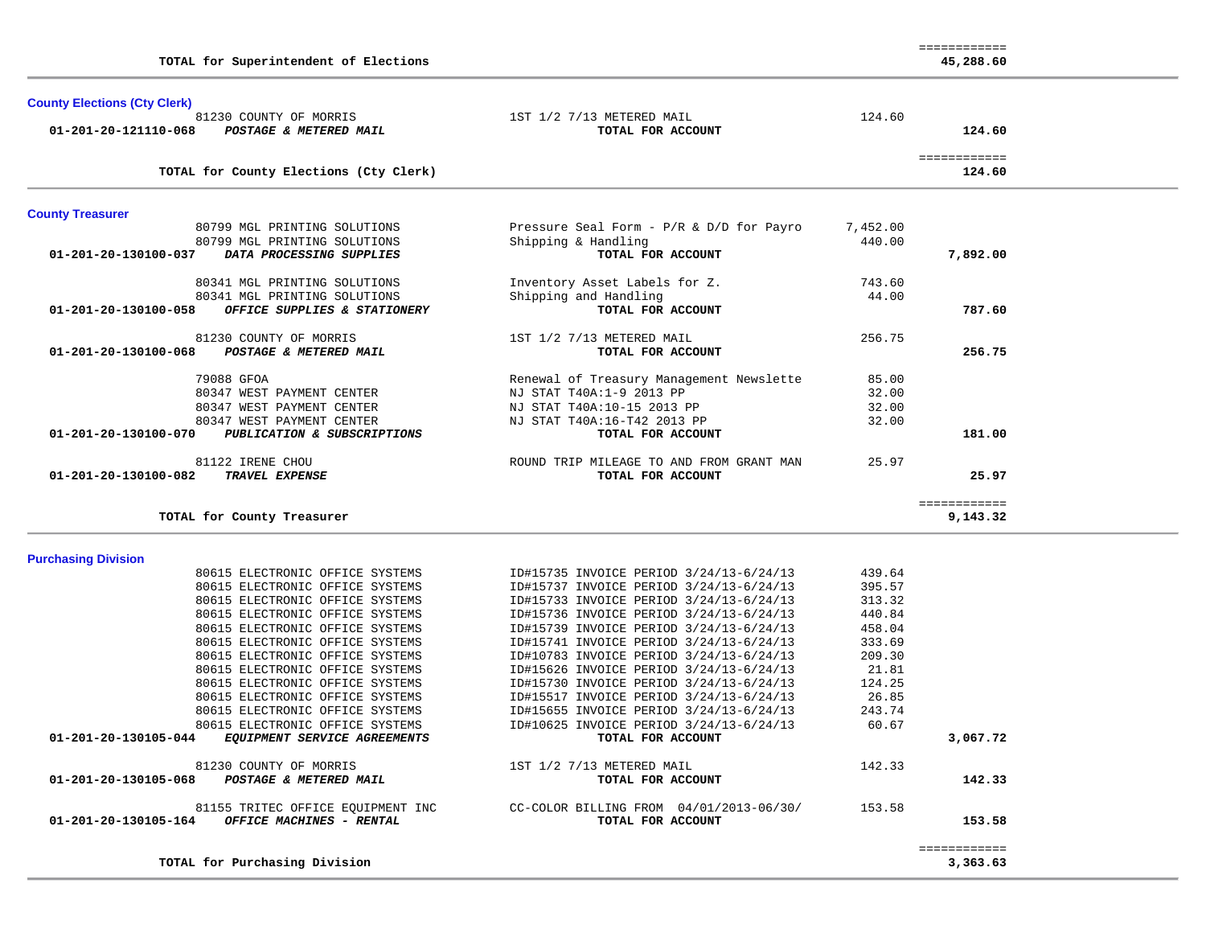| | | | | |
|---|---|---|---|---|
| | **TOTAL for Superintendent of Elections** | | | ============ **45,288.60** |

## County Elections (Cty Clerk)

| Account | Vendor / Description | Detail | Amount | Total |
|---|---|---|---|---|
| | 81230 COUNTY OF MORRIS | 1ST 1/2 7/13 METERED MAIL | 124.60 | |
| **01-201-20-121110-068** | ***POSTAGE & METERED MAIL*** | **TOTAL FOR ACCOUNT** | | **124.60** |
| | **TOTAL for County Elections (Cty Clerk)** | | | ============ **124.60** |

## County Treasurer

| Account | Vendor / Description | Detail | Amount | Total |
|---|---|---|---|---|
| | 80799 MGL PRINTING SOLUTIONS | Pressure Seal Form - P/R & D/D for Payro | 7,452.00 | |
| | 80799 MGL PRINTING SOLUTIONS | Shipping & Handling | 440.00 | |
| **01-201-20-130100-037** | ***DATA PROCESSING SUPPLIES*** | **TOTAL FOR ACCOUNT** | | **7,892.00** |
| | 80341 MGL PRINTING SOLUTIONS | Inventory Asset Labels for Z. | 743.60 | |
| | 80341 MGL PRINTING SOLUTIONS | Shipping and Handling | 44.00 | |
| **01-201-20-130100-058** | ***OFFICE SUPPLIES & STATIONERY*** | **TOTAL FOR ACCOUNT** | | **787.60** |
| | 81230 COUNTY OF MORRIS | 1ST 1/2 7/13 METERED MAIL | 256.75 | |
| **01-201-20-130100-068** | ***POSTAGE & METERED MAIL*** | **TOTAL FOR ACCOUNT** | | **256.75** |
| | 79088 GFOA | Renewal of Treasury Management Newslette | 85.00 | |
| | 80347 WEST PAYMENT CENTER | NJ STAT T40A:1-9 2013 PP | 32.00 | |
| | 80347 WEST PAYMENT CENTER | NJ STAT T40A:10-15 2013 PP | 32.00 | |
| | 80347 WEST PAYMENT CENTER | NJ STAT T40A:16-T42 2013 PP | 32.00 | |
| **01-201-20-130100-070** | ***PUBLICATION & SUBSCRIPTIONS*** | **TOTAL FOR ACCOUNT** | | **181.00** |
| | 81122 IRENE CHOU | ROUND TRIP MILEAGE TO AND FROM GRANT MAN | 25.97 | |
| **01-201-20-130100-082** | ***TRAVEL EXPENSE*** | **TOTAL FOR ACCOUNT** | | **25.97** |
| | **TOTAL for County Treasurer** | | | ============ **9,143.32** |

## Purchasing Division

| Account | Vendor / Description | Detail | Amount | Total |
|---|---|---|---|---|
| | 80615 ELECTRONIC OFFICE SYSTEMS | ID#15735 INVOICE PERIOD 3/24/13-6/24/13 | 439.64 | |
| | 80615 ELECTRONIC OFFICE SYSTEMS | ID#15737 INVOICE PERIOD 3/24/13-6/24/13 | 395.57 | |
| | 80615 ELECTRONIC OFFICE SYSTEMS | ID#15733 INVOICE PERIOD 3/24/13-6/24/13 | 313.32 | |
| | 80615 ELECTRONIC OFFICE SYSTEMS | ID#15736 INVOICE PERIOD 3/24/13-6/24/13 | 440.84 | |
| | 80615 ELECTRONIC OFFICE SYSTEMS | ID#15739 INVOICE PERIOD 3/24/13-6/24/13 | 458.04 | |
| | 80615 ELECTRONIC OFFICE SYSTEMS | ID#15741 INVOICE PERIOD 3/24/13-6/24/13 | 333.69 | |
| | 80615 ELECTRONIC OFFICE SYSTEMS | ID#10783 INVOICE PERIOD 3/24/13-6/24/13 | 209.30 | |
| | 80615 ELECTRONIC OFFICE SYSTEMS | ID#15626 INVOICE PERIOD 3/24/13-6/24/13 | 21.81 | |
| | 80615 ELECTRONIC OFFICE SYSTEMS | ID#15730 INVOICE PERIOD 3/24/13-6/24/13 | 124.25 | |
| | 80615 ELECTRONIC OFFICE SYSTEMS | ID#15517 INVOICE PERIOD 3/24/13-6/24/13 | 26.85 | |
| | 80615 ELECTRONIC OFFICE SYSTEMS | ID#15655 INVOICE PERIOD 3/24/13-6/24/13 | 243.74 | |
| | 80615 ELECTRONIC OFFICE SYSTEMS | ID#10625 INVOICE PERIOD 3/24/13-6/24/13 | 60.67 | |
| **01-201-20-130105-044** | ***EQUIPMENT SERVICE AGREEMENTS*** | **TOTAL FOR ACCOUNT** | | **3,067.72** |
| | 81230 COUNTY OF MORRIS | 1ST 1/2 7/13 METERED MAIL | 142.33 | |
| **01-201-20-130105-068** | ***POSTAGE & METERED MAIL*** | **TOTAL FOR ACCOUNT** | | **142.33** |
| | 81155 TRITEC OFFICE EQUIPMENT INC | CC-COLOR BILLING FROM 04/01/2013-06/30/ | 153.58 | |
| **01-201-20-130105-164** | ***OFFICE MACHINES - RENTAL*** | **TOTAL FOR ACCOUNT** | | **153.58** |
| | **TOTAL for Purchasing Division** | | | ============ **3,363.63** |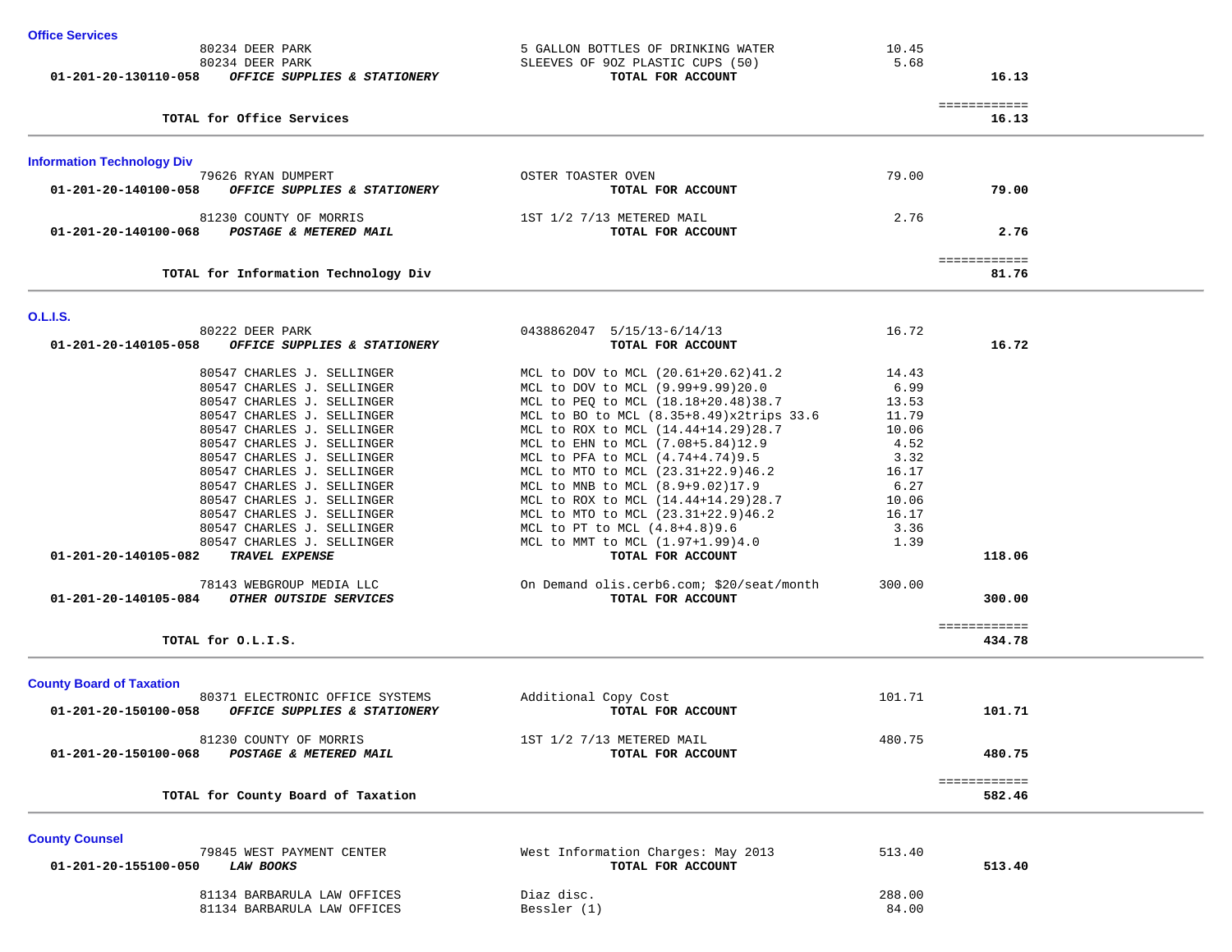### Office Services

| Account / Vendor | Description | Amount | Total |
|---|---|---|---|
| 80234 DEER PARK | 5 GALLON BOTTLES OF DRINKING WATER | 10.45 | |
| 80234 DEER PARK | SLEEVES OF 9OZ PLASTIC CUPS (50) | 5.68 | |
| **01-201-20-130110-058** ***OFFICE SUPPLIES & STATIONERY*** | **TOTAL FOR ACCOUNT** | | **16.13** |
| | | | ============ |
| **TOTAL for Office Services** | | | **16.13** |

### Information Technology Div

| Account / Vendor | Description | Amount | Total |
|---|---|---|---|
| 79626 RYAN DUMPERT | OSTER TOASTER OVEN | 79.00 | |
| **01-201-20-140100-058** ***OFFICE SUPPLIES & STATIONERY*** | **TOTAL FOR ACCOUNT** | | **79.00** |
| 81230 COUNTY OF MORRIS | 1ST 1/2 7/13 METERED MAIL | 2.76 | |
| **01-201-20-140100-068** ***POSTAGE & METERED MAIL*** | **TOTAL FOR ACCOUNT** | | **2.76** |
| | | | ============ |
| **TOTAL for Information Technology Div** | | | **81.76** |

### O.L.I.S.

| Account / Vendor | Description | Amount | Total |
|---|---|---|---|
| 80222 DEER PARK | 0438862047 5/15/13-6/14/13 | 16.72 | |
| **01-201-20-140105-058** ***OFFICE SUPPLIES & STATIONERY*** | **TOTAL FOR ACCOUNT** | | **16.72** |
| 80547 CHARLES J. SELLINGER | MCL to DOV to MCL (20.61+20.62)41.2 | 14.43 | |
| 80547 CHARLES J. SELLINGER | MCL to DOV to MCL (9.99+9.99)20.0 | 6.99 | |
| 80547 CHARLES J. SELLINGER | MCL to PEQ to MCL (18.18+20.48)38.7 | 13.53 | |
| 80547 CHARLES J. SELLINGER | MCL to BO to MCL (8.35+8.49)x2trips 33.6 | 11.79 | |
| 80547 CHARLES J. SELLINGER | MCL to ROX to MCL (14.44+14.29)28.7 | 10.06 | |
| 80547 CHARLES J. SELLINGER | MCL to EHN to MCL (7.08+5.84)12.9 | 4.52 | |
| 80547 CHARLES J. SELLINGER | MCL to PFA to MCL (4.74+4.74)9.5 | 3.32 | |
| 80547 CHARLES J. SELLINGER | MCL to MTO to MCL (23.31+22.9)46.2 | 16.17 | |
| 80547 CHARLES J. SELLINGER | MCL to MNB to MCL (8.9+9.02)17.9 | 6.27 | |
| 80547 CHARLES J. SELLINGER | MCL to ROX to MCL (14.44+14.29)28.7 | 10.06 | |
| 80547 CHARLES J. SELLINGER | MCL to MTO to MCL (23.31+22.9)46.2 | 16.17 | |
| 80547 CHARLES J. SELLINGER | MCL to PT to MCL (4.8+4.8)9.6 | 3.36 | |
| 80547 CHARLES J. SELLINGER | MCL to MMT to MCL (1.97+1.99)4.0 | 1.39 | |
| **01-201-20-140105-082** ***TRAVEL EXPENSE*** | **TOTAL FOR ACCOUNT** | | **118.06** |
| 78143 WEBGROUP MEDIA LLC | On Demand olis.cerb6.com; $20/seat/month | 300.00 | |
| **01-201-20-140105-084** ***OTHER OUTSIDE SERVICES*** | **TOTAL FOR ACCOUNT** | | **300.00** |
| | | | ============ |
| **TOTAL for O.L.I.S.** | | | **434.78** |

### County Board of Taxation

| Account / Vendor | Description | Amount | Total |
|---|---|---|---|
| 80371 ELECTRONIC OFFICE SYSTEMS | Additional Copy Cost | 101.71 | |
| **01-201-20-150100-058** ***OFFICE SUPPLIES & STATIONERY*** | **TOTAL FOR ACCOUNT** | | **101.71** |
| 81230 COUNTY OF MORRIS | 1ST 1/2 7/13 METERED MAIL | 480.75 | |
| **01-201-20-150100-068** ***POSTAGE & METERED MAIL*** | **TOTAL FOR ACCOUNT** | | **480.75** |
| | | | ============ |
| **TOTAL for County Board of Taxation** | | | **582.46** |

### County Counsel

| Account / Vendor | Description | Amount | Total |
|---|---|---|---|
| 79845 WEST PAYMENT CENTER | West Information Charges: May 2013 | 513.40 | |
| **01-201-20-155100-050** ***LAW BOOKS*** | **TOTAL FOR ACCOUNT** | | **513.40** |
| 81134 BARBARULA LAW OFFICES | Diaz disc. | 288.00 | |
| 81134 BARBARULA LAW OFFICES | Bessler (1) | 84.00 | |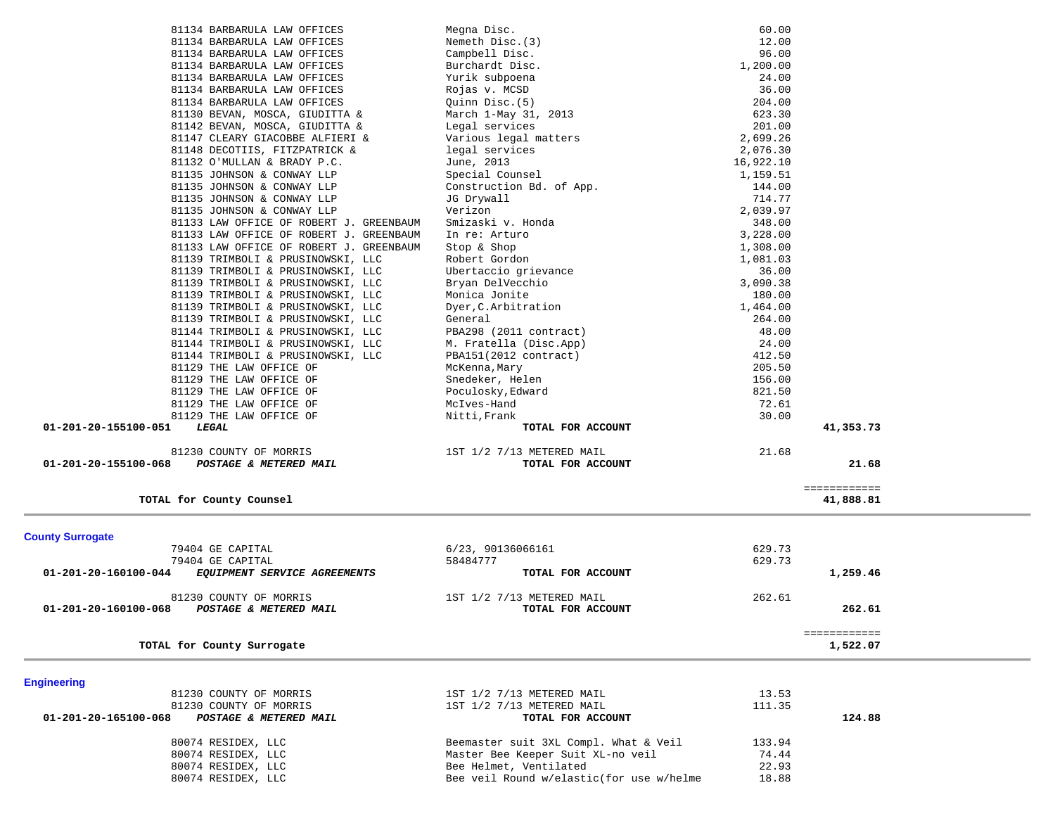| Account | Vendor | Description | Amount | Total |
|---|---|---|---|---|
| | 81134 BARBARULA LAW OFFICES | Megna Disc. | 60.00 | |
| | 81134 BARBARULA LAW OFFICES | Nemeth Disc.(3) | 12.00 | |
| | 81134 BARBARULA LAW OFFICES | Campbell Disc. | 96.00 | |
| | 81134 BARBARULA LAW OFFICES | Burchardt Disc. | 1,200.00 | |
| | 81134 BARBARULA LAW OFFICES | Yurik subpoena | 24.00 | |
| | 81134 BARBARULA LAW OFFICES | Rojas v. MCSD | 36.00 | |
| | 81134 BARBARULA LAW OFFICES | Quinn Disc.(5) | 204.00 | |
| | 81130 BEVAN, MOSCA, GIUDITTA & | March 1-May 31, 2013 | 623.30 | |
| | 81142 BEVAN, MOSCA, GIUDITTA & | Legal services | 201.00 | |
| | 81147 CLEARY GIACOBBE ALFIERI & | Various legal matters | 2,699.26 | |
| | 81148 DECOTIIS, FITZPATRICK & | legal services | 2,076.30 | |
| | 81132 O'MULLAN & BRADY P.C. | June, 2013 | 16,922.10 | |
| | 81135 JOHNSON & CONWAY LLP | Special Counsel | 1,159.51 | |
| | 81135 JOHNSON & CONWAY LLP | Construction Bd. of App. | 144.00 | |
| | 81135 JOHNSON & CONWAY LLP | JG Drywall | 714.77 | |
| | 81135 JOHNSON & CONWAY LLP | Verizon | 2,039.97 | |
| | 81133 LAW OFFICE OF ROBERT J. GREENBAUM | Smizaski v. Honda | 348.00 | |
| | 81133 LAW OFFICE OF ROBERT J. GREENBAUM | In re: Arturo | 3,228.00 | |
| | 81133 LAW OFFICE OF ROBERT J. GREENBAUM | Stop & Shop | 1,308.00 | |
| | 81139 TRIMBOLI & PRUSINOWSKI, LLC | Robert Gordon | 1,081.03 | |
| | 81139 TRIMBOLI & PRUSINOWSKI, LLC | Ubertaccio grievance | 36.00 | |
| | 81139 TRIMBOLI & PRUSINOWSKI, LLC | Bryan DelVecchio | 3,090.38 | |
| | 81139 TRIMBOLI & PRUSINOWSKI, LLC | Monica Jonite | 180.00 | |
| | 81139 TRIMBOLI & PRUSINOWSKI, LLC | Dyer,C.Arbitration | 1,464.00 | |
| | 81139 TRIMBOLI & PRUSINOWSKI, LLC | General | 264.00 | |
| | 81144 TRIMBOLI & PRUSINOWSKI, LLC | PBA298 (2011 contract) | 48.00 | |
| | 81144 TRIMBOLI & PRUSINOWSKI, LLC | M. Fratella (Disc.App) | 24.00 | |
| | 81144 TRIMBOLI & PRUSINOWSKI, LLC | PBA151(2012 contract) | 412.50 | |
| | 81129 THE LAW OFFICE OF | McKenna,Mary | 205.50 | |
| | 81129 THE LAW OFFICE OF | Snedeker, Helen | 156.00 | |
| | 81129 THE LAW OFFICE OF | Poculosky,Edward | 821.50 | |
| | 81129 THE LAW OFFICE OF | McIves-Hand | 72.61 | |
| | 81129 THE LAW OFFICE OF | Nitti,Frank | 30.00 | |
| **01-201-20-155100-051** | ***LEGAL*** | **TOTAL FOR ACCOUNT** | | **41,353.73** |
| | 81230 COUNTY OF MORRIS | 1ST 1/2 7/13 METERED MAIL | 21.68 | |
| **01-201-20-155100-068** | ***POSTAGE & METERED MAIL*** | **TOTAL FOR ACCOUNT** | | **21.68** |
| | **TOTAL for County Counsel** | | | **41,888.81** |

## County Surrogate

| Account | Vendor | Description | Amount | Total |
|---|---|---|---|---|
| | 79404 GE CAPITAL | 6/23, 90136066161 | 629.73 | |
| | 79404 GE CAPITAL | 58484777 | 629.73 | |
| **01-201-20-160100-044** | ***EQUIPMENT SERVICE AGREEMENTS*** | **TOTAL FOR ACCOUNT** | | **1,259.46** |
| | 81230 COUNTY OF MORRIS | 1ST 1/2 7/13 METERED MAIL | 262.61 | |
| **01-201-20-160100-068** | ***POSTAGE & METERED MAIL*** | **TOTAL FOR ACCOUNT** | | **262.61** |
| | **TOTAL for County Surrogate** | | | **1,522.07** |

## Engineering

| Account | Vendor | Description | Amount | Total |
|---|---|---|---|---|
| | 81230 COUNTY OF MORRIS | 1ST 1/2 7/13 METERED MAIL | 13.53 | |
| | 81230 COUNTY OF MORRIS | 1ST 1/2 7/13 METERED MAIL | 111.35 | |
| **01-201-20-165100-068** | ***POSTAGE & METERED MAIL*** | **TOTAL FOR ACCOUNT** | | **124.88** |
| | 80074 RESIDEX, LLC | Beemaster suit 3XL Compl. What & Veil | 133.94 | |
| | 80074 RESIDEX, LLC | Master Bee Keeper Suit XL-no veil | 74.44 | |
| | 80074 RESIDEX, LLC | Bee Helmet, Ventilated | 22.93 | |
| | 80074 RESIDEX, LLC | Bee veil Round w/elastic(for use w/helme | 18.88 | |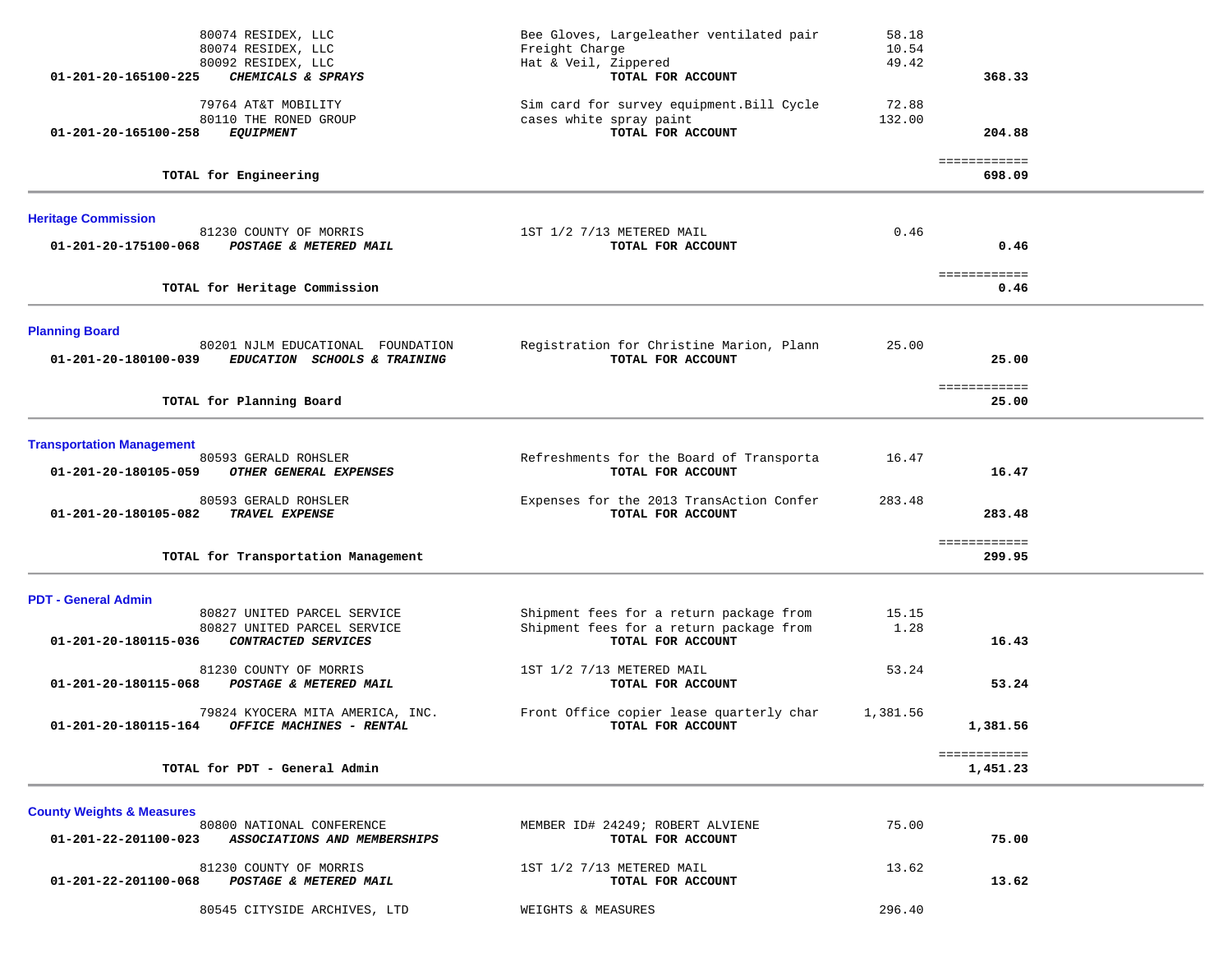| Account / Vendor | Description | Amount | Total |
|---|---|---|---|
| 80074 RESIDEX, LLC | Bee Gloves, Largeleather ventilated pair | 58.18 | |
| 80074 RESIDEX, LLC | Freight Charge | 10.54 | |
| 80092 RESIDEX, LLC | Hat & Veil, Zippered | 49.42 | |
| **01-201-20-165100-225** ***CHEMICALS & SPRAYS*** | **TOTAL FOR ACCOUNT** | | **368.33** |
| 79764 AT&T MOBILITY | Sim card for survey equipment.Bill Cycle | 72.88 | |
| 80110 THE RONED GROUP | cases white spray paint | 132.00 | |
| **01-201-20-165100-258** ***EQUIPMENT*** | **TOTAL FOR ACCOUNT** | | **204.88** |
| **TOTAL for Engineering** | | | **698.09** |

## Heritage Commission

| Account / Vendor | Description | Amount | Total |
|---|---|---|---|
| 81230 COUNTY OF MORRIS | 1ST 1/2 7/13 METERED MAIL | 0.46 | |
| **01-201-20-175100-068** ***POSTAGE & METERED MAIL*** | **TOTAL FOR ACCOUNT** | | **0.46** |
| **TOTAL for Heritage Commission** | | | **0.46** |

## Planning Board

| Account / Vendor | Description | Amount | Total |
|---|---|---|---|
| 80201 NJLM EDUCATIONAL FOUNDATION | Registration for Christine Marion, Plann | 25.00 | |
| **01-201-20-180100-039** ***EDUCATION SCHOOLS & TRAINING*** | **TOTAL FOR ACCOUNT** | | **25.00** |
| **TOTAL for Planning Board** | | | **25.00** |

## Transportation Management

| Account / Vendor | Description | Amount | Total |
|---|---|---|---|
| 80593 GERALD ROHSLER | Refreshments for the Board of Transporta | 16.47 | |
| **01-201-20-180105-059** ***OTHER GENERAL EXPENSES*** | **TOTAL FOR ACCOUNT** | | **16.47** |
| 80593 GERALD ROHSLER | Expenses for the 2013 TransAction Confer | 283.48 | |
| **01-201-20-180105-082** ***TRAVEL EXPENSE*** | **TOTAL FOR ACCOUNT** | | **283.48** |
| **TOTAL for Transportation Management** | | | **299.95** |

## PDT - General Admin

| Account / Vendor | Description | Amount | Total |
|---|---|---|---|
| 80827 UNITED PARCEL SERVICE | Shipment fees for a return package from | 15.15 | |
| 80827 UNITED PARCEL SERVICE | Shipment fees for a return package from | 1.28 | |
| **01-201-20-180115-036** ***CONTRACTED SERVICES*** | **TOTAL FOR ACCOUNT** | | **16.43** |
| 81230 COUNTY OF MORRIS | 1ST 1/2 7/13 METERED MAIL | 53.24 | |
| **01-201-20-180115-068** ***POSTAGE & METERED MAIL*** | **TOTAL FOR ACCOUNT** | | **53.24** |
| 79824 KYOCERA MITA AMERICA, INC. | Front Office copier lease quarterly char | 1,381.56 | |
| **01-201-20-180115-164** ***OFFICE MACHINES - RENTAL*** | **TOTAL FOR ACCOUNT** | | **1,381.56** |
| **TOTAL for PDT - General Admin** | | | **1,451.23** |

## County Weights & Measures

| Account / Vendor | Description | Amount | Total |
|---|---|---|---|
| 80800 NATIONAL CONFERENCE | MEMBER ID# 24249; ROBERT ALVIENE | 75.00 | |
| **01-201-22-201100-023** ***ASSOCIATIONS AND MEMBERSHIPS*** | **TOTAL FOR ACCOUNT** | | **75.00** |
| 81230 COUNTY OF MORRIS | 1ST 1/2 7/13 METERED MAIL | 13.62 | |
| **01-201-22-201100-068** ***POSTAGE & METERED MAIL*** | **TOTAL FOR ACCOUNT** | | **13.62** |
| 80545 CITYSIDE ARCHIVES, LTD | WEIGHTS & MEASURES | 296.40 | |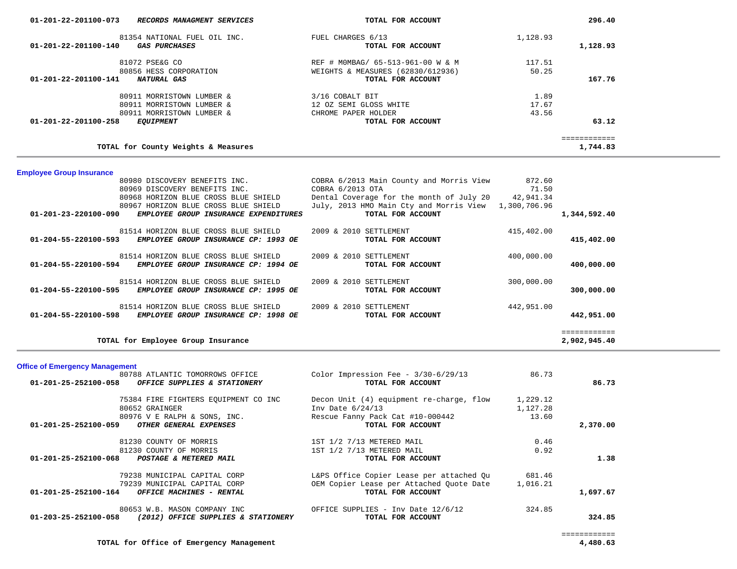| Account | Vendor / Account Name | Description | Amount | Total |
|---|---|---|---|---|
| 01-201-22-201100-073 | ***RECORDS MANAGMENT SERVICES*** | **TOTAL FOR ACCOUNT** | | **296.40** |
| | 81354 NATIONAL FUEL OIL INC. | FUEL CHARGES 6/13 | 1,128.93 | |
| 01-201-22-201100-140 | ***GAS PURCHASES*** | **TOTAL FOR ACCOUNT** | | **1,128.93** |
| | 81072 PSE&G CO | REF # M0MBAG/ 65-513-961-00 W & M | 117.51 | |
| | 80856 HESS CORPORATION | WEIGHTS & MEASURES (62830/612936) | 50.25 | |
| 01-201-22-201100-141 | ***NATURAL GAS*** | **TOTAL FOR ACCOUNT** | | **167.76** |
| | 80911 MORRISTOWN LUMBER & | 3/16 COBALT BIT | 1.89 | |
| | 80911 MORRISTOWN LUMBER & | 12 OZ SEMI GLOSS WHITE | 17.67 | |
| | 80911 MORRISTOWN LUMBER & | CHROME PAPER HOLDER | 43.56 | |
| 01-201-22-201100-258 | ***EQUIPMENT*** | **TOTAL FOR ACCOUNT** | | **63.12** |
| | | | | ============ |
| | **TOTAL for County Weights & Measures** | | | **1,744.83** |

## Employee Group Insurance

| Account | Vendor / Account Name | Description | Amount | Total |
|---|---|---|---|---|
| | 80980 DISCOVERY BENEFITS INC. | COBRA 6/2013 Main County and Morris View | 872.60 | |
| | 80969 DISCOVERY BENEFITS INC. | COBRA 6/2013 OTA | 71.50 | |
| | 80968 HORIZON BLUE CROSS BLUE SHIELD | Dental Coverage for the month of July 20 | 42,941.34 | |
| | 80967 HORIZON BLUE CROSS BLUE SHIELD | July, 2013 HMO Main Cty and Morris View | 1,300,706.96 | |
| 01-201-23-220100-090 | ***EMPLOYEE GROUP INSURANCE EXPENDITURES*** | **TOTAL FOR ACCOUNT** | | **1,344,592.40** |
| | 81514 HORIZON BLUE CROSS BLUE SHIELD | 2009 & 2010 SETTLEMENT | 415,402.00 | |
| 01-204-55-220100-593 | ***EMPLOYEE GROUP INSURANCE CP: 1993 OE*** | **TOTAL FOR ACCOUNT** | | **415,402.00** |
| | 81514 HORIZON BLUE CROSS BLUE SHIELD | 2009 & 2010 SETTLEMENT | 400,000.00 | |
| 01-204-55-220100-594 | ***EMPLOYEE GROUP INSURANCE CP: 1994 OE*** | **TOTAL FOR ACCOUNT** | | **400,000.00** |
| | 81514 HORIZON BLUE CROSS BLUE SHIELD | 2009 & 2010 SETTLEMENT | 300,000.00 | |
| 01-204-55-220100-595 | ***EMPLOYEE GROUP INSURANCE CP: 1995 OE*** | **TOTAL FOR ACCOUNT** | | **300,000.00** |
| | 81514 HORIZON BLUE CROSS BLUE SHIELD | 2009 & 2010 SETTLEMENT | 442,951.00 | |
| 01-204-55-220100-598 | ***EMPLOYEE GROUP INSURANCE CP: 1998 OE*** | **TOTAL FOR ACCOUNT** | | **442,951.00** |
| | | | | ============ |
| | **TOTAL for Employee Group Insurance** | | | **2,902,945.40** |

## Office of Emergency Management

| Account | Vendor / Account Name | Description | Amount | Total |
|---|---|---|---|---|
| | 80788 ATLANTIC TOMORROWS OFFICE | Color Impression Fee - 3/30-6/29/13 | 86.73 | |
| 01-201-25-252100-058 | ***OFFICE SUPPLIES & STATIONERY*** | **TOTAL FOR ACCOUNT** | | **86.73** |
| | 75384 FIRE FIGHTERS EQUIPMENT CO INC | Decon Unit (4) equipment re-charge, flow | 1,229.12 | |
| | 80652 GRAINGER | Inv Date 6/24/13 | 1,127.28 | |
| | 80976 V E RALPH & SONS, INC. | Rescue Fanny Pack Cat #10-000442 | 13.60 | |
| 01-201-25-252100-059 | ***OTHER GENERAL EXPENSES*** | **TOTAL FOR ACCOUNT** | | **2,370.00** |
| | 81230 COUNTY OF MORRIS | 1ST 1/2 7/13 METERED MAIL | 0.46 | |
| | 81230 COUNTY OF MORRIS | 1ST 1/2 7/13 METERED MAIL | 0.92 | |
| 01-201-25-252100-068 | ***POSTAGE & METERED MAIL*** | **TOTAL FOR ACCOUNT** | | **1.38** |
| | 79238 MUNICIPAL CAPITAL CORP | L&PS Office Copier Lease per attached Qu | 681.46 | |
| | 79239 MUNICIPAL CAPITAL CORP | OEM Copier Lease per Attached Quote Date | 1,016.21 | |
| 01-201-25-252100-164 | ***OFFICE MACHINES - RENTAL*** | **TOTAL FOR ACCOUNT** | | **1,697.67** |
| | 80653 W.B. MASON COMPANY INC | OFFICE SUPPLIES - Inv Date 12/6/12 | 324.85 | |
| 01-203-25-252100-058 | ***(2012) OFFICE SUPPLIES & STATIONERY*** | **TOTAL FOR ACCOUNT** | | **324.85** |
| | | | | ============ |
| | **TOTAL for Office of Emergency Management** | | | **4,480.63** |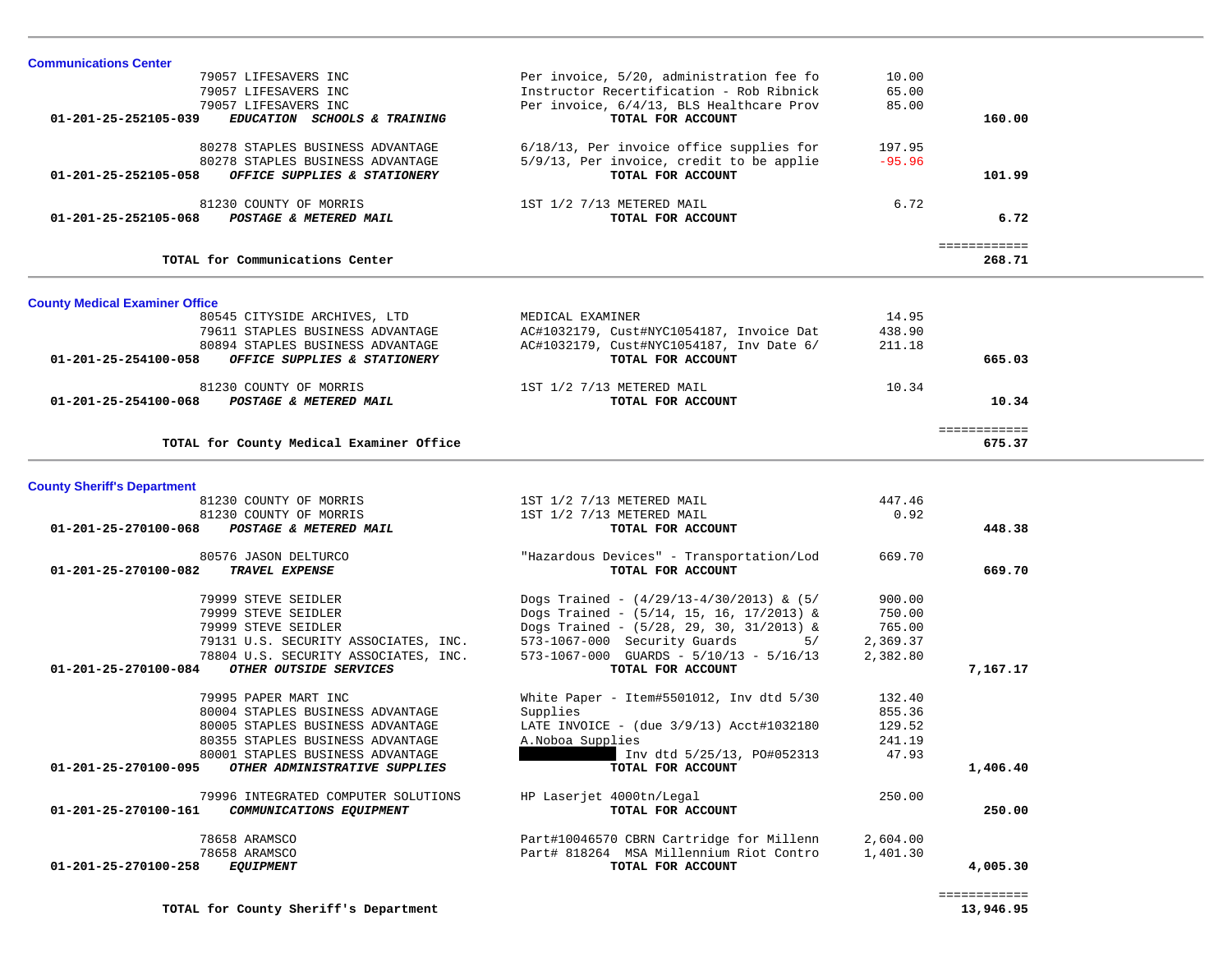## Communications Center

| Account | Vendor | Description | Amount | Total |
|---|---|---|---|---|
| | 79057 LIFESAVERS INC | Per invoice, 5/20, administration fee fo | 10.00 | |
| | 79057 LIFESAVERS INC | Instructor Recertification - Rob Ribnick | 65.00 | |
| | 79057 LIFESAVERS INC | Per invoice, 6/4/13, BLS Healthcare Prov | 85.00 | |
| 01-201-25-252105-039 | *EDUCATION SCHOOLS & TRAINING* | **TOTAL FOR ACCOUNT** | | **160.00** |
| | 80278 STAPLES BUSINESS ADVANTAGE | 6/18/13, Per invoice office supplies for | 197.95 | |
| | 80278 STAPLES BUSINESS ADVANTAGE | 5/9/13, Per invoice, credit to be applie | -95.96 | |
| 01-201-25-252105-058 | *OFFICE SUPPLIES & STATIONERY* | **TOTAL FOR ACCOUNT** | | **101.99** |
| | 81230 COUNTY OF MORRIS | 1ST 1/2 7/13 METERED MAIL | 6.72 | |
| 01-201-25-252105-068 | *POSTAGE & METERED MAIL* | **TOTAL FOR ACCOUNT** | | **6.72** |
| | **TOTAL for Communications Center** | | | **268.71** |

## County Medical Examiner Office

| Account | Vendor | Description | Amount | Total |
|---|---|---|---|---|
| | 80545 CITYSIDE ARCHIVES, LTD | MEDICAL EXAMINER | 14.95 | |
| | 79611 STAPLES BUSINESS ADVANTAGE | AC#1032179, Cust#NYC1054187, Invoice Dat | 438.90 | |
| | 80894 STAPLES BUSINESS ADVANTAGE | AC#1032179, Cust#NYC1054187, Inv Date 6/ | 211.18 | |
| 01-201-25-254100-058 | *OFFICE SUPPLIES & STATIONERY* | **TOTAL FOR ACCOUNT** | | **665.03** |
| | 81230 COUNTY OF MORRIS | 1ST 1/2 7/13 METERED MAIL | 10.34 | |
| 01-201-25-254100-068 | *POSTAGE & METERED MAIL* | **TOTAL FOR ACCOUNT** | | **10.34** |
| | **TOTAL for County Medical Examiner Office** | | | **675.37** |

## County Sheriff's Department

| Account | Vendor | Description | Amount | Total |
|---|---|---|---|---|
| | 81230 COUNTY OF MORRIS | 1ST 1/2 7/13 METERED MAIL | 447.46 | |
| | 81230 COUNTY OF MORRIS | 1ST 1/2 7/13 METERED MAIL | 0.92 | |
| 01-201-25-270100-068 | *POSTAGE & METERED MAIL* | **TOTAL FOR ACCOUNT** | | **448.38** |
| | 80576 JASON DELTURCO | "Hazardous Devices" - Transportation/Lod | 669.70 | |
| 01-201-25-270100-082 | *TRAVEL EXPENSE* | **TOTAL FOR ACCOUNT** | | **669.70** |
| | 79999 STEVE SEIDLER | Dogs Trained - (4/29/13-4/30/2013) & (5/ | 900.00 | |
| | 79999 STEVE SEIDLER | Dogs Trained - (5/14, 15, 16, 17/2013) & | 750.00 | |
| | 79999 STEVE SEIDLER | Dogs Trained - (5/28, 29, 30, 31/2013) & | 765.00 | |
| | 79131 U.S. SECURITY ASSOCIATES, INC. | 573-1067-000 Security Guards 5/ | 2,369.37 | |
| | 78804 U.S. SECURITY ASSOCIATES, INC. | 573-1067-000 GUARDS - 5/10/13 - 5/16/13 | 2,382.80 | |
| 01-201-25-270100-084 | *OTHER OUTSIDE SERVICES* | **TOTAL FOR ACCOUNT** | | **7,167.17** |
| | 79995 PAPER MART INC | White Paper - Item#5501012, Inv dtd 5/30 | 132.40 | |
| | 80004 STAPLES BUSINESS ADVANTAGE | Supplies | 855.36 | |
| | 80005 STAPLES BUSINESS ADVANTAGE | LATE INVOICE - (due 3/9/13) Acct#1032180 | 129.52 | |
| | 80355 STAPLES BUSINESS ADVANTAGE | A.Noboa Supplies | 241.19 | |
| | 80001 STAPLES BUSINESS ADVANTAGE | [REDACTED] Inv dtd 5/25/13, PO#052313 | 47.93 | |
| 01-201-25-270100-095 | *OTHER ADMINISTRATIVE SUPPLIES* | **TOTAL FOR ACCOUNT** | | **1,406.40** |
| | 79996 INTEGRATED COMPUTER SOLUTIONS | HP Laserjet 4000tn/Legal | 250.00 | |
| 01-201-25-270100-161 | *COMMUNICATIONS EQUIPMENT* | **TOTAL FOR ACCOUNT** | | **250.00** |
| | 78658 ARAMSCO | Part#10046570 CBRN Cartridge for Millenn | 2,604.00 | |
| | 78658 ARAMSCO | Part# 818264 MSA Millennium Riot Contro | 1,401.30 | |
| 01-201-25-270100-258 | *EQUIPMENT* | **TOTAL FOR ACCOUNT** | | **4,005.30** |
| | **TOTAL for County Sheriff's Department** | | | **13,946.95** |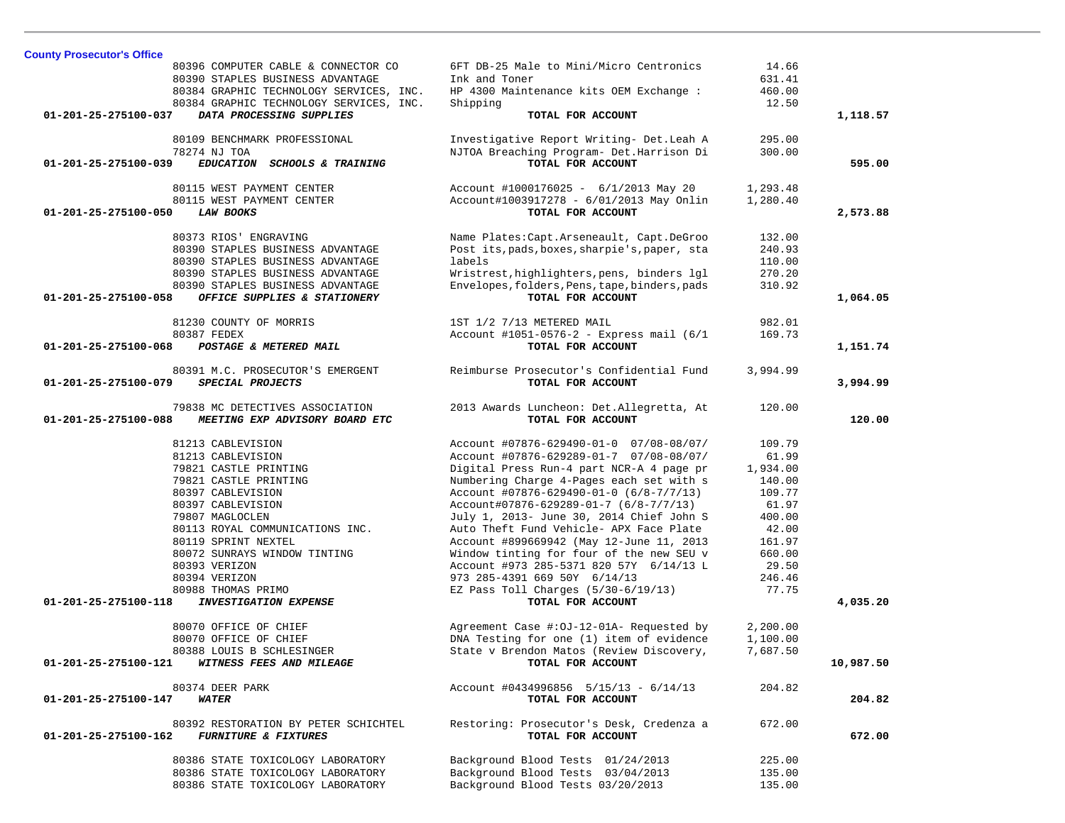**County Prosecutor's Office**

| Account | Vendor / Account Name | Description | Amount | Total |
|---|---|---|---|---|
| | 80396 COMPUTER CABLE & CONNECTOR CO | 6FT DB-25 Male to Mini/Micro Centronics | 14.66 | |
| | 80390 STAPLES BUSINESS ADVANTAGE | Ink and Toner | 631.41 | |
| | 80384 GRAPHIC TECHNOLOGY SERVICES, INC. | HP 4300 Maintenance kits OEM Exchange : | 460.00 | |
| | 80384 GRAPHIC TECHNOLOGY SERVICES, INC. | Shipping | 12.50 | |
| 01-201-25-275100-037 | *DATA PROCESSING SUPPLIES* | TOTAL FOR ACCOUNT | | 1,118.57 |
| | 80109 BENCHMARK PROFESSIONAL | Investigative Report Writing- Det.Leah A | 295.00 | |
| | 78274 NJ TOA | NJTOA Breaching Program- Det.Harrison Di | 300.00 | |
| 01-201-25-275100-039 | *EDUCATION SCHOOLS & TRAINING* | TOTAL FOR ACCOUNT | | 595.00 |
| | 80115 WEST PAYMENT CENTER | Account #1000176025 - 6/1/2013 May 20 | 1,293.48 | |
| | 80115 WEST PAYMENT CENTER | Account#1003917278 - 6/01/2013 May Onlin | 1,280.40 | |
| 01-201-25-275100-050 | *LAW BOOKS* | TOTAL FOR ACCOUNT | | 2,573.88 |
| | 80373 RIOS' ENGRAVING | Name Plates:Capt.Arseneault, Capt.DeGroo | 132.00 | |
| | 80390 STAPLES BUSINESS ADVANTAGE | Post its,pads,boxes,sharpie's,paper, sta | 240.93 | |
| | 80390 STAPLES BUSINESS ADVANTAGE | labels | 110.00 | |
| | 80390 STAPLES BUSINESS ADVANTAGE | Wristrest,highlighters,pens, binders lgl | 270.20 | |
| | 80390 STAPLES BUSINESS ADVANTAGE | Envelopes,folders,Pens,tape,binders,pads | 310.92 | |
| 01-201-25-275100-058 | *OFFICE SUPPLIES & STATIONERY* | TOTAL FOR ACCOUNT | | 1,064.05 |
| | 81230 COUNTY OF MORRIS | 1ST 1/2 7/13 METERED MAIL | 982.01 | |
| | 80387 FEDEX | Account #1051-0576-2 - Express mail (6/1 | 169.73 | |
| 01-201-25-275100-068 | *POSTAGE & METERED MAIL* | TOTAL FOR ACCOUNT | | 1,151.74 |
| | 80391 M.C. PROSECUTOR'S EMERGENT | Reimburse Prosecutor's Confidential Fund | 3,994.99 | |
| 01-201-25-275100-079 | *SPECIAL PROJECTS* | TOTAL FOR ACCOUNT | | 3,994.99 |
| | 79838 MC DETECTIVES ASSOCIATION | 2013 Awards Luncheon: Det.Allegretta, At | 120.00 | |
| 01-201-25-275100-088 | *MEETING EXP ADVISORY BOARD ETC* | TOTAL FOR ACCOUNT | | 120.00 |
| | 81213 CABLEVISION | Account #07876-629490-01-0 07/08-08/07/ | 109.79 | |
| | 81213 CABLEVISION | Account #07876-629289-01-7 07/08-08/07/ | 61.99 | |
| | 79821 CASTLE PRINTING | Digital Press Run-4 part NCR-A 4 page pr | 1,934.00 | |
| | 79821 CASTLE PRINTING | Numbering Charge 4-Pages each set with s | 140.00 | |
| | 80397 CABLEVISION | Account #07876-629490-01-0 (6/8-7/7/13) | 109.77 | |
| | 80397 CABLEVISION | Account#07876-629289-01-7 (6/8-7/7/13) | 61.97 | |
| | 79807 MAGLOCLEN | July 1, 2013- June 30, 2014 Chief John S | 400.00 | |
| | 80113 ROYAL COMMUNICATIONS INC. | Auto Theft Fund Vehicle- APX Face Plate | 42.00 | |
| | 80119 SPRINT NEXTEL | Account #899669942 (May 12-June 11, 2013 | 161.97 | |
| | 80072 SUNRAYS WINDOW TINTING | Window tinting for four of the new SEU v | 660.00 | |
| | 80393 VERIZON | Account #973 285-5371 820 57Y 6/14/13 L | 29.50 | |
| | 80394 VERIZON | 973 285-4391 669 50Y 6/14/13 | 246.46 | |
| | 80988 THOMAS PRIMO | EZ Pass Toll Charges (5/30-6/19/13) | 77.75 | |
| 01-201-25-275100-118 | *INVESTIGATION EXPENSE* | TOTAL FOR ACCOUNT | | 4,035.20 |
| | 80070 OFFICE OF CHIEF | Agreement Case #:OJ-12-01A- Requested by | 2,200.00 | |
| | 80070 OFFICE OF CHIEF | DNA Testing for one (1) item of evidence | 1,100.00 | |
| | 80388 LOUIS B SCHLESINGER | State v Brendon Matos (Review Discovery, | 7,687.50 | |
| 01-201-25-275100-121 | *WITNESS FEES AND MILEAGE* | TOTAL FOR ACCOUNT | | 10,987.50 |
| | 80374 DEER PARK | Account #0434996856 5/15/13 - 6/14/13 | 204.82 | |
| 01-201-25-275100-147 | *WATER* | TOTAL FOR ACCOUNT | | 204.82 |
| | 80392 RESTORATION BY PETER SCHICHTEL | Restoring: Prosecutor's Desk, Credenza a | 672.00 | |
| 01-201-25-275100-162 | *FURNITURE & FIXTURES* | TOTAL FOR ACCOUNT | | 672.00 |
| | 80386 STATE TOXICOLOGY LABORATORY | Background Blood Tests 01/24/2013 | 225.00 | |
| | 80386 STATE TOXICOLOGY LABORATORY | Background Blood Tests 03/04/2013 | 135.00 | |
| | 80386 STATE TOXICOLOGY LABORATORY | Background Blood Tests 03/20/2013 | 135.00 | |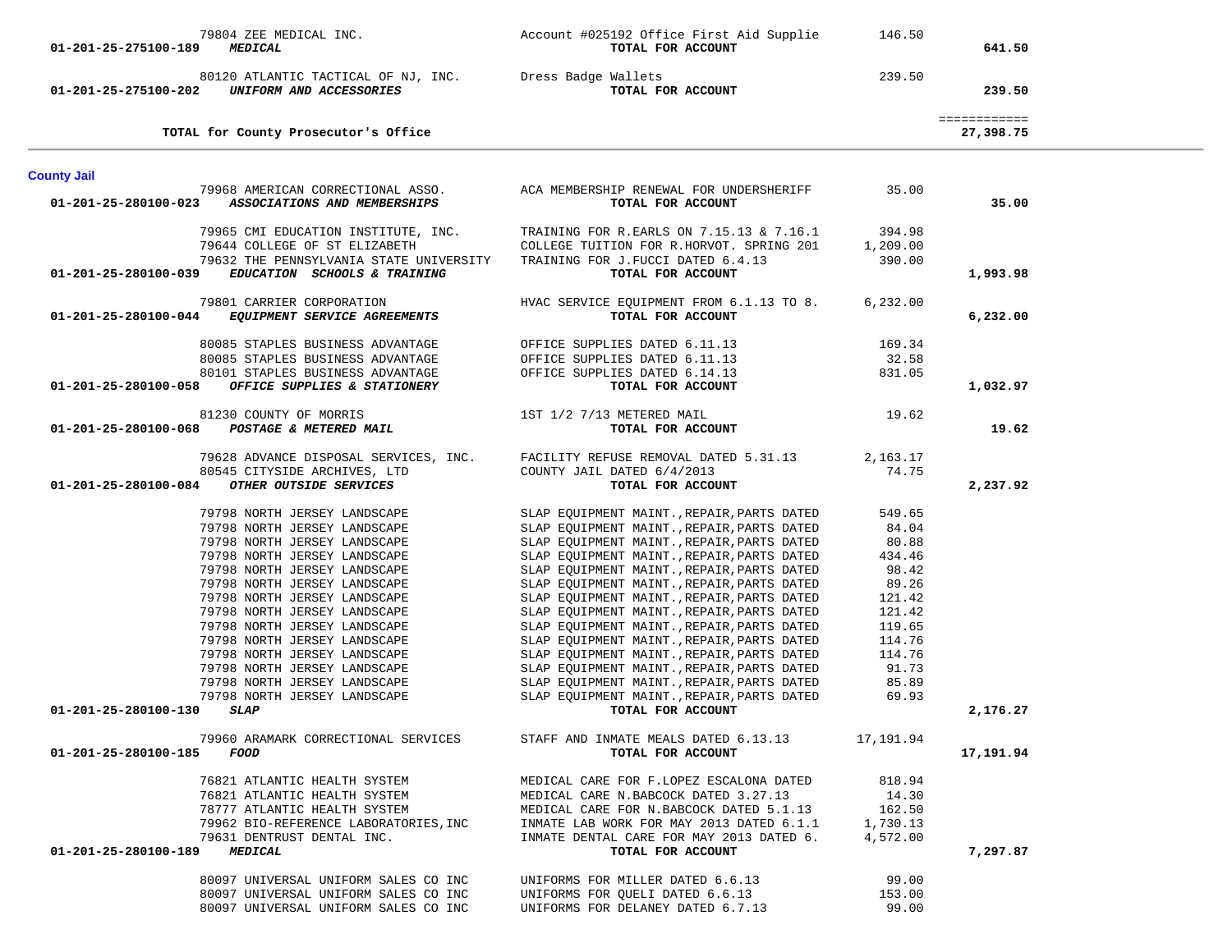| Account | Vendor | Description | Amount | Total |
|---|---|---|---|---|
| | 79804 ZEE MEDICAL INC. | Account #025192 Office First Aid Supplie | 146.50 | |
| 01-201-25-275100-189 | *MEDICAL* | **TOTAL FOR ACCOUNT** | | **641.50** |
| | 80120 ATLANTIC TACTICAL OF NJ, INC. | Dress Badge Wallets | 239.50 | |
| 01-201-25-275100-202 | *UNIFORM AND ACCESSORIES* | **TOTAL FOR ACCOUNT** | | **239.50** |
| | | | | ============ |
| | **TOTAL for County Prosecutor's Office** | | | **27,398.75** |

## County Jail

| Account | Vendor | Description | Amount | Total |
|---|---|---|---|---|
| | 79968 AMERICAN CORRECTIONAL ASSO. | ACA MEMBERSHIP RENEWAL FOR UNDERSHERIFF | 35.00 | |
| 01-201-25-280100-023 | *ASSOCIATIONS AND MEMBERSHIPS* | **TOTAL FOR ACCOUNT** | | **35.00** |
| | 79965 CMI EDUCATION INSTITUTE, INC. | TRAINING FOR R.EARLS ON 7.15.13 & 7.16.1 | 394.98 | |
| | 79644 COLLEGE OF ST ELIZABETH | COLLEGE TUITION FOR R.HORVOT. SPRING 201 | 1,209.00 | |
| | 79632 THE PENNSYLVANIA STATE UNIVERSITY | TRAINING FOR J.FUCCI DATED 6.4.13 | 390.00 | |
| 01-201-25-280100-039 | *EDUCATION SCHOOLS & TRAINING* | **TOTAL FOR ACCOUNT** | | **1,993.98** |
| | 79801 CARRIER CORPORATION | HVAC SERVICE EQUIPMENT FROM 6.1.13 TO 8. | 6,232.00 | |
| 01-201-25-280100-044 | *EQUIPMENT SERVICE AGREEMENTS* | **TOTAL FOR ACCOUNT** | | **6,232.00** |
| | 80085 STAPLES BUSINESS ADVANTAGE | OFFICE SUPPLIES DATED 6.11.13 | 169.34 | |
| | 80085 STAPLES BUSINESS ADVANTAGE | OFFICE SUPPLIES DATED 6.11.13 | 32.58 | |
| | 80101 STAPLES BUSINESS ADVANTAGE | OFFICE SUPPLIES DATED 6.14.13 | 831.05 | |
| 01-201-25-280100-058 | *OFFICE SUPPLIES & STATIONERY* | **TOTAL FOR ACCOUNT** | | **1,032.97** |
| | 81230 COUNTY OF MORRIS | 1ST 1/2 7/13 METERED MAIL | 19.62 | |
| 01-201-25-280100-068 | *POSTAGE & METERED MAIL* | **TOTAL FOR ACCOUNT** | | **19.62** |
| | 79628 ADVANCE DISPOSAL SERVICES, INC. | FACILITY REFUSE REMOVAL DATED 5.31.13 | 2,163.17 | |
| | 80545 CITYSIDE ARCHIVES, LTD | COUNTY JAIL DATED 6/4/2013 | 74.75 | |
| 01-201-25-280100-084 | *OTHER OUTSIDE SERVICES* | **TOTAL FOR ACCOUNT** | | **2,237.92** |
| | 79798 NORTH JERSEY LANDSCAPE | SLAP EQUIPMENT MAINT.,REPAIR,PARTS DATED | 549.65 | |
| | 79798 NORTH JERSEY LANDSCAPE | SLAP EQUIPMENT MAINT.,REPAIR,PARTS DATED | 84.04 | |
| | 79798 NORTH JERSEY LANDSCAPE | SLAP EQUIPMENT MAINT.,REPAIR,PARTS DATED | 80.88 | |
| | 79798 NORTH JERSEY LANDSCAPE | SLAP EQUIPMENT MAINT.,REPAIR,PARTS DATED | 434.46 | |
| | 79798 NORTH JERSEY LANDSCAPE | SLAP EQUIPMENT MAINT.,REPAIR,PARTS DATED | 98.42 | |
| | 79798 NORTH JERSEY LANDSCAPE | SLAP EQUIPMENT MAINT.,REPAIR,PARTS DATED | 89.26 | |
| | 79798 NORTH JERSEY LANDSCAPE | SLAP EQUIPMENT MAINT.,REPAIR,PARTS DATED | 121.42 | |
| | 79798 NORTH JERSEY LANDSCAPE | SLAP EQUIPMENT MAINT.,REPAIR,PARTS DATED | 121.42 | |
| | 79798 NORTH JERSEY LANDSCAPE | SLAP EQUIPMENT MAINT.,REPAIR,PARTS DATED | 119.65 | |
| | 79798 NORTH JERSEY LANDSCAPE | SLAP EQUIPMENT MAINT.,REPAIR,PARTS DATED | 114.76 | |
| | 79798 NORTH JERSEY LANDSCAPE | SLAP EQUIPMENT MAINT.,REPAIR,PARTS DATED | 114.76 | |
| | 79798 NORTH JERSEY LANDSCAPE | SLAP EQUIPMENT MAINT.,REPAIR,PARTS DATED | 91.73 | |
| | 79798 NORTH JERSEY LANDSCAPE | SLAP EQUIPMENT MAINT.,REPAIR,PARTS DATED | 85.89 | |
| | 79798 NORTH JERSEY LANDSCAPE | SLAP EQUIPMENT MAINT.,REPAIR,PARTS DATED | 69.93 | |
| 01-201-25-280100-130 | *SLAP* | **TOTAL FOR ACCOUNT** | | **2,176.27** |
| | 79960 ARAMARK CORRECTIONAL SERVICES | STAFF AND INMATE MEALS DATED 6.13.13 | 17,191.94 | |
| 01-201-25-280100-185 | *FOOD* | **TOTAL FOR ACCOUNT** | | **17,191.94** |
| | 76821 ATLANTIC HEALTH SYSTEM | MEDICAL CARE FOR F.LOPEZ ESCALONA DATED | 818.94 | |
| | 76821 ATLANTIC HEALTH SYSTEM | MEDICAL CARE N.BABCOCK DATED 3.27.13 | 14.30 | |
| | 78777 ATLANTIC HEALTH SYSTEM | MEDICAL CARE FOR N.BABCOCK DATED 5.1.13 | 162.50 | |
| | 79962 BIO-REFERENCE LABORATORIES,INC | INMATE LAB WORK FOR MAY 2013 DATED 6.1.1 | 1,730.13 | |
| | 79631 DENTRUST DENTAL INC. | INMATE DENTAL CARE FOR MAY 2013 DATED 6. | 4,572.00 | |
| 01-201-25-280100-189 | *MEDICAL* | **TOTAL FOR ACCOUNT** | | **7,297.87** |
| | 80097 UNIVERSAL UNIFORM SALES CO INC | UNIFORMS FOR MILLER DATED 6.6.13 | 99.00 | |
| | 80097 UNIVERSAL UNIFORM SALES CO INC | UNIFORMS FOR QUELI DATED 6.6.13 | 153.00 | |
| | 80097 UNIVERSAL UNIFORM SALES CO INC | UNIFORMS FOR DELANEY DATED 6.7.13 | 99.00 | |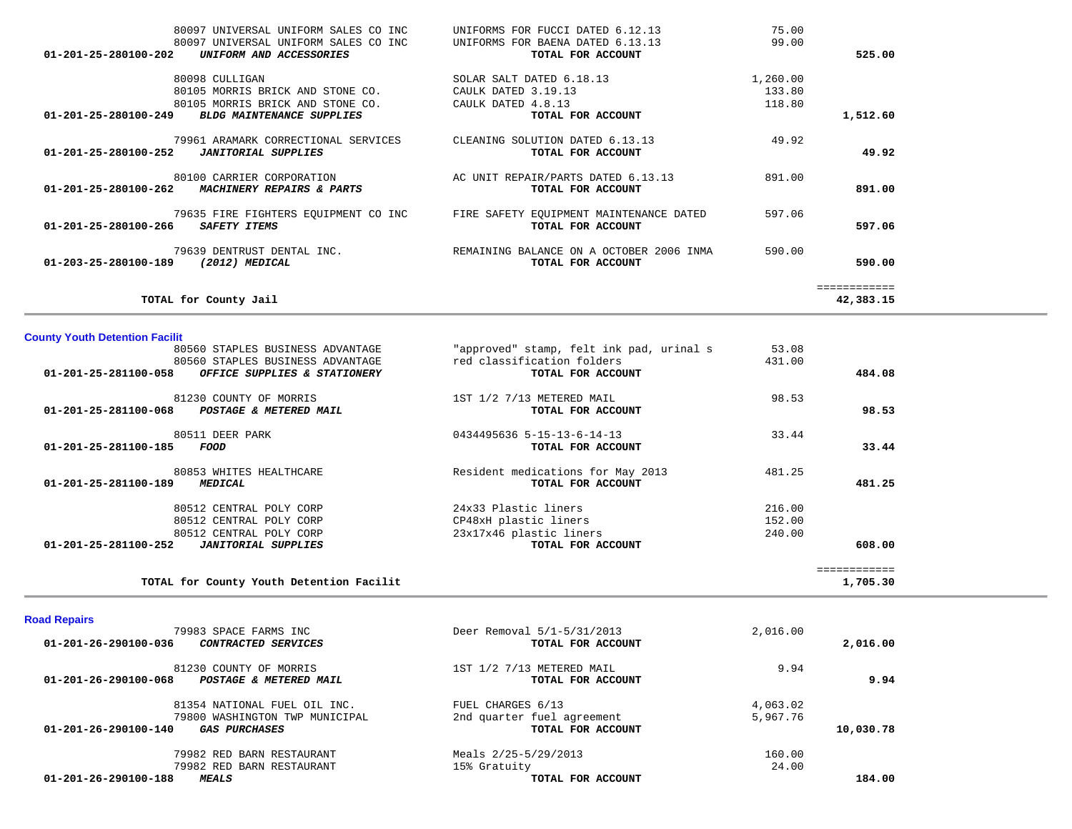| Account | Vendor / Account Name | Description | Amount | Total |
|---|---|---|---|---|
| | 80097 UNIVERSAL UNIFORM SALES CO INC | UNIFORMS FOR FUCCI DATED 6.12.13 | 75.00 | |
| | 80097 UNIVERSAL UNIFORM SALES CO INC | UNIFORMS FOR BAENA DATED 6.13.13 | 99.00 | |
| **01-201-25-280100-202** | ***UNIFORM AND ACCESSORIES*** | **TOTAL FOR ACCOUNT** | | **525.00** |
| | 80098 CULLIGAN | SOLAR SALT DATED 6.18.13 | 1,260.00 | |
| | 80105 MORRIS BRICK AND STONE CO. | CAULK DATED 3.19.13 | 133.80 | |
| | 80105 MORRIS BRICK AND STONE CO. | CAULK DATED 4.8.13 | 118.80 | |
| **01-201-25-280100-249** | ***BLDG MAINTENANCE SUPPLIES*** | **TOTAL FOR ACCOUNT** | | **1,512.60** |
| | 79961 ARAMARK CORRECTIONAL SERVICES | CLEANING SOLUTION DATED 6.13.13 | 49.92 | |
| **01-201-25-280100-252** | ***JANITORIAL SUPPLIES*** | **TOTAL FOR ACCOUNT** | | **49.92** |
| | 80100 CARRIER CORPORATION | AC UNIT REPAIR/PARTS DATED 6.13.13 | 891.00 | |
| **01-201-25-280100-262** | ***MACHINERY REPAIRS & PARTS*** | **TOTAL FOR ACCOUNT** | | **891.00** |
| | 79635 FIRE FIGHTERS EQUIPMENT CO INC | FIRE SAFETY EQUIPMENT MAINTENANCE DATED | 597.06 | |
| **01-201-25-280100-266** | ***SAFETY ITEMS*** | **TOTAL FOR ACCOUNT** | | **597.06** |
| | 79639 DENTRUST DENTAL INC. | REMAINING BALANCE ON A OCTOBER 2006 INMA | 590.00 | |
| **01-203-25-280100-189** | ***(2012) MEDICAL*** | **TOTAL FOR ACCOUNT** | | **590.00** |
| | | | | ============ |
| | **TOTAL for County Jail** | | | **42,383.15** |

**County Youth Detention Facilit**

| Account | Vendor / Account Name | Description | Amount | Total |
|---|---|---|---|---|
| | 80560 STAPLES BUSINESS ADVANTAGE | "approved" stamp, felt ink pad, urinal s | 53.08 | |
| | 80560 STAPLES BUSINESS ADVANTAGE | red classification folders | 431.00 | |
| **01-201-25-281100-058** | ***OFFICE SUPPLIES & STATIONERY*** | **TOTAL FOR ACCOUNT** | | **484.08** |
| | 81230 COUNTY OF MORRIS | 1ST 1/2 7/13 METERED MAIL | 98.53 | |
| **01-201-25-281100-068** | ***POSTAGE & METERED MAIL*** | **TOTAL FOR ACCOUNT** | | **98.53** |
| | 80511 DEER PARK | 0434495636 5-15-13-6-14-13 | 33.44 | |
| **01-201-25-281100-185** | ***FOOD*** | **TOTAL FOR ACCOUNT** | | **33.44** |
| | 80853 WHITES HEALTHCARE | Resident medications for May 2013 | 481.25 | |
| **01-201-25-281100-189** | ***MEDICAL*** | **TOTAL FOR ACCOUNT** | | **481.25** |
| | 80512 CENTRAL POLY CORP | 24x33 Plastic liners | 216.00 | |
| | 80512 CENTRAL POLY CORP | CP48xH plastic liners | 152.00 | |
| | 80512 CENTRAL POLY CORP | 23x17x46 plastic liners | 240.00 | |
| **01-201-25-281100-252** | ***JANITORIAL SUPPLIES*** | **TOTAL FOR ACCOUNT** | | **608.00** |
| | | | | ============ |
| | **TOTAL for County Youth Detention Facilit** | | | **1,705.30** |

**Road Repairs**

| Account | Vendor / Account Name | Description | Amount | Total |
|---|---|---|---|---|
| | 79983 SPACE FARMS INC | Deer Removal 5/1-5/31/2013 | 2,016.00 | |
| **01-201-26-290100-036** | ***CONTRACTED SERVICES*** | **TOTAL FOR ACCOUNT** | | **2,016.00** |
| | 81230 COUNTY OF MORRIS | 1ST 1/2 7/13 METERED MAIL | 9.94 | |
| **01-201-26-290100-068** | ***POSTAGE & METERED MAIL*** | **TOTAL FOR ACCOUNT** | | **9.94** |
| | 81354 NATIONAL FUEL OIL INC. | FUEL CHARGES 6/13 | 4,063.02 | |
| | 79800 WASHINGTON TWP MUNICIPAL | 2nd quarter fuel agreement | 5,967.76 | |
| **01-201-26-290100-140** | ***GAS PURCHASES*** | **TOTAL FOR ACCOUNT** | | **10,030.78** |
| | 79982 RED BARN RESTAURANT | Meals 2/25-5/29/2013 | 160.00 | |
| | 79982 RED BARN RESTAURANT | 15% Gratuity | 24.00 | |
| **01-201-26-290100-188** | ***MEALS*** | **TOTAL FOR ACCOUNT** | | **184.00** |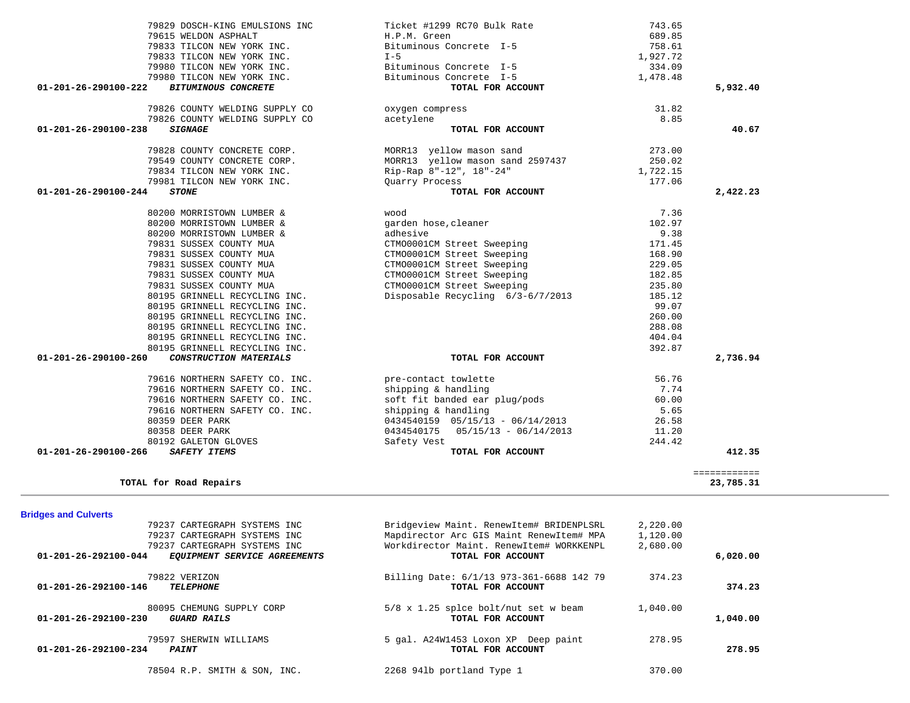| Account | Vendor | Description | Amount | Total |
|---|---|---|---|---|
| | 79829 DOSCH-KING EMULSIONS INC | Ticket #1299 RC70 Bulk Rate | 743.65 | |
| | 79615 WELDON ASPHALT | H.P.M. Green | 689.85 | |
| | 79833 TILCON NEW YORK INC. | Bituminous Concrete I-5 | 758.61 | |
| | 79833 TILCON NEW YORK INC. | I-5 | 1,927.72 | |
| | 79980 TILCON NEW YORK INC. | Bituminous Concrete I-5 | 334.09 | |
| | 79980 TILCON NEW YORK INC. | Bituminous Concrete I-5 | 1,478.48 | |
| **01-201-26-290100-222** | ***BITUMINOUS CONCRETE*** | **TOTAL FOR ACCOUNT** | | **5,932.40** |
| | 79826 COUNTY WELDING SUPPLY CO | oxygen compress | 31.82 | |
| | 79826 COUNTY WELDING SUPPLY CO | acetylene | 8.85 | |
| **01-201-26-290100-238** | ***SIGNAGE*** | **TOTAL FOR ACCOUNT** | | **40.67** |
| | 79828 COUNTY CONCRETE CORP. | MORR13 yellow mason sand | 273.00 | |
| | 79549 COUNTY CONCRETE CORP. | MORR13 yellow mason sand 2597437 | 250.02 | |
| | 79834 TILCON NEW YORK INC. | Rip-Rap 8"-12", 18"-24" | 1,722.15 | |
| | 79981 TILCON NEW YORK INC. | Quarry Process | 177.06 | |
| **01-201-26-290100-244** | ***STONE*** | **TOTAL FOR ACCOUNT** | | **2,422.23** |
| | 80200 MORRISTOWN LUMBER & | wood | 7.36 | |
| | 80200 MORRISTOWN LUMBER & | garden hose,cleaner | 102.97 | |
| | 80200 MORRISTOWN LUMBER & | adhesive | 9.38 | |
| | 79831 SUSSEX COUNTY MUA | CTMO0001CM Street Sweeping | 171.45 | |
| | 79831 SUSSEX COUNTY MUA | CTMO0001CM Street Sweeping | 168.90 | |
| | 79831 SUSSEX COUNTY MUA | CTMO0001CM Street Sweeping | 229.05 | |
| | 79831 SUSSEX COUNTY MUA | CTMO0001CM Street Sweeping | 182.85 | |
| | 79831 SUSSEX COUNTY MUA | CTMO0001CM Street Sweeping | 235.80 | |
| | 80195 GRINNELL RECYCLING INC. | Disposable Recycling 6/3-6/7/2013 | 185.12 | |
| | 80195 GRINNELL RECYCLING INC. | | 99.07 | |
| | 80195 GRINNELL RECYCLING INC. | | 260.00 | |
| | 80195 GRINNELL RECYCLING INC. | | 288.08 | |
| | 80195 GRINNELL RECYCLING INC. | | 404.04 | |
| | 80195 GRINNELL RECYCLING INC. | | 392.87 | |
| **01-201-26-290100-260** | ***CONSTRUCTION MATERIALS*** | **TOTAL FOR ACCOUNT** | | **2,736.94** |
| | 79616 NORTHERN SAFETY CO. INC. | pre-contact towlette | 56.76 | |
| | 79616 NORTHERN SAFETY CO. INC. | shipping & handling | 7.74 | |
| | 79616 NORTHERN SAFETY CO. INC. | soft fit banded ear plug/pods | 60.00 | |
| | 79616 NORTHERN SAFETY CO. INC. | shipping & handling | 5.65 | |
| | 80359 DEER PARK | 0434540159 05/15/13 - 06/14/2013 | 26.58 | |
| | 80358 DEER PARK | 0434540175 05/15/13 - 06/14/2013 | 11.20 | |
| | 80192 GALETON GLOVES | Safety Vest | 244.42 | |
| **01-201-26-290100-266** | ***SAFETY ITEMS*** | **TOTAL FOR ACCOUNT** | | **412.35** |
| | | | | ============ |
| | **TOTAL for Road Repairs** | | | **23,785.31** |

## Bridges and Culverts

| Account | Vendor | Description | Amount | Total |
|---|---|---|---|---|
| | 79237 CARTEGRAPH SYSTEMS INC | Bridgeview Maint. RenewItem# BRIDENPLSRL | 2,220.00 | |
| | 79237 CARTEGRAPH SYSTEMS INC | Mapdirector Arc GIS Maint RenewItem# MPA | 1,120.00 | |
| | 79237 CARTEGRAPH SYSTEMS INC | Workdirector Maint. RenewItem# WORKKENPL | 2,680.00 | |
| **01-201-26-292100-044** | ***EQUIPMENT SERVICE AGREEMENTS*** | **TOTAL FOR ACCOUNT** | | **6,020.00** |
| | 79822 VERIZON | Billing Date: 6/1/13 973-361-6688 142 79 | 374.23 | |
| **01-201-26-292100-146** | ***TELEPHONE*** | **TOTAL FOR ACCOUNT** | | **374.23** |
| | 80095 CHEMUNG SUPPLY CORP | 5/8 x 1.25 splce bolt/nut set w beam | 1,040.00 | |
| **01-201-26-292100-230** | ***GUARD RAILS*** | **TOTAL FOR ACCOUNT** | | **1,040.00** |
| | 79597 SHERWIN WILLIAMS | 5 gal. A24W1453 Loxon XP Deep paint | 278.95 | |
| **01-201-26-292100-234** | ***PAINT*** | **TOTAL FOR ACCOUNT** | | **278.95** |
| | 78504 R.P. SMITH & SON, INC. | 2268 94lb portland Type 1 | 370.00 | |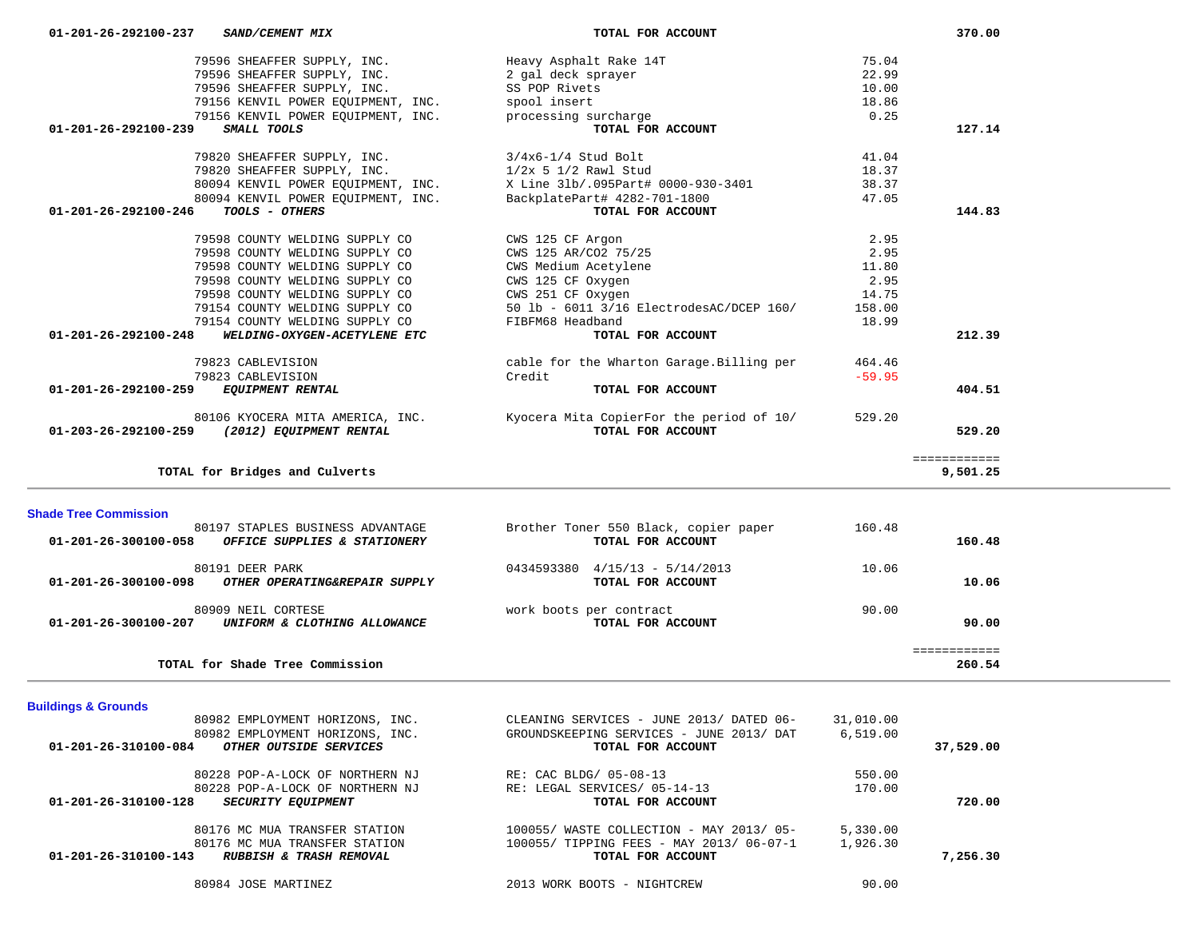| Account / Vendor | Description | Amount | Total |
|---|---|---|---|
| 01-201-26-292100-237 ***SAND/CEMENT MIX*** | **TOTAL FOR ACCOUNT** | | **370.00** |
| 79596 SHEAFFER SUPPLY, INC. | Heavy Asphalt Rake 14T | 75.04 | |
| 79596 SHEAFFER SUPPLY, INC. | 2 gal deck sprayer | 22.99 | |
| 79596 SHEAFFER SUPPLY, INC. | SS POP Rivets | 10.00 | |
| 79156 KENVIL POWER EQUIPMENT, INC. | spool insert | 18.86 | |
| 79156 KENVIL POWER EQUIPMENT, INC. | processing surcharge | 0.25 | |
| 01-201-26-292100-239 ***SMALL TOOLS*** | **TOTAL FOR ACCOUNT** | | **127.14** |
| 79820 SHEAFFER SUPPLY, INC. | 3/4x6-1/4 Stud Bolt | 41.04 | |
| 79820 SHEAFFER SUPPLY, INC. | 1/2x 5 1/2 Rawl Stud | 18.37 | |
| 80094 KENVIL POWER EQUIPMENT, INC. | X Line 3lb/.095Part# 0000-930-3401 | 38.37 | |
| 80094 KENVIL POWER EQUIPMENT, INC. | BackplatePart# 4282-701-1800 | 47.05 | |
| 01-201-26-292100-246 ***TOOLS - OTHERS*** | **TOTAL FOR ACCOUNT** | | **144.83** |
| 79598 COUNTY WELDING SUPPLY CO | CWS 125 CF Argon | 2.95 | |
| 79598 COUNTY WELDING SUPPLY CO | CWS 125 AR/CO2 75/25 | 2.95 | |
| 79598 COUNTY WELDING SUPPLY CO | CWS Medium Acetylene | 11.80 | |
| 79598 COUNTY WELDING SUPPLY CO | CWS 125 CF Oxygen | 2.95 | |
| 79598 COUNTY WELDING SUPPLY CO | CWS 251 CF Oxygen | 14.75 | |
| 79154 COUNTY WELDING SUPPLY CO | 50 lb - 6011 3/16 ElectrodesAC/DCEP 160/ | 158.00 | |
| 79154 COUNTY WELDING SUPPLY CO | FIBFM68 Headband | 18.99 | |
| 01-201-26-292100-248 ***WELDING-OXYGEN-ACETYLENE ETC*** | **TOTAL FOR ACCOUNT** | | **212.39** |
| 79823 CABLEVISION | cable for the Wharton Garage.Billing per | 464.46 | |
| 79823 CABLEVISION | Credit | -59.95 | |
| 01-201-26-292100-259 ***EQUIPMENT RENTAL*** | **TOTAL FOR ACCOUNT** | | **404.51** |
| 80106 KYOCERA MITA AMERICA, INC. | Kyocera Mita CopierFor the period of 10/ | 529.20 | |
| 01-203-26-292100-259 ***(2012) EQUIPMENT RENTAL*** | **TOTAL FOR ACCOUNT** | | **529.20** |
| | | | ============ |
| **TOTAL for Bridges and Culverts** | | | **9,501.25** |

**Shade Tree Commission**

| Account / Vendor | Description | Amount | Total |
|---|---|---|---|
| 80197 STAPLES BUSINESS ADVANTAGE | Brother Toner 550 Black, copier paper | 160.48 | |
| 01-201-26-300100-058 ***OFFICE SUPPLIES & STATIONERY*** | **TOTAL FOR ACCOUNT** | | **160.48** |
| 80191 DEER PARK | 0434593380 4/15/13 - 5/14/2013 | 10.06 | |
| 01-201-26-300100-098 ***OTHER OPERATING&REPAIR SUPPLY*** | **TOTAL FOR ACCOUNT** | | **10.06** |
| 80909 NEIL CORTESE | work boots per contract | 90.00 | |
| 01-201-26-300100-207 ***UNIFORM & CLOTHING ALLOWANCE*** | **TOTAL FOR ACCOUNT** | | **90.00** |
| | | | ============ |
| **TOTAL for Shade Tree Commission** | | | **260.54** |

**Buildings & Grounds**

| Account / Vendor | Description | Amount | Total |
|---|---|---|---|
| 80982 EMPLOYMENT HORIZONS, INC. | CLEANING SERVICES - JUNE 2013/ DATED 06- | 31,010.00 | |
| 80982 EMPLOYMENT HORIZONS, INC. | GROUNDSKEEPING SERVICES - JUNE 2013/ DAT | 6,519.00 | |
| 01-201-26-310100-084 ***OTHER OUTSIDE SERVICES*** | **TOTAL FOR ACCOUNT** | | **37,529.00** |
| 80228 POP-A-LOCK OF NORTHERN NJ | RE: CAC BLDG/ 05-08-13 | 550.00 | |
| 80228 POP-A-LOCK OF NORTHERN NJ | RE: LEGAL SERVICES/ 05-14-13 | 170.00 | |
| 01-201-26-310100-128 ***SECURITY EQUIPMENT*** | **TOTAL FOR ACCOUNT** | | **720.00** |
| 80176 MC MUA TRANSFER STATION | 100055/ WASTE COLLECTION - MAY 2013/ 05- | 5,330.00 | |
| 80176 MC MUA TRANSFER STATION | 100055/ TIPPING FEES - MAY 2013/ 06-07-1 | 1,926.30 | |
| 01-201-26-310100-143 ***RUBBISH & TRASH REMOVAL*** | **TOTAL FOR ACCOUNT** | | **7,256.30** |
| 80984 JOSE MARTINEZ | 2013 WORK BOOTS - NIGHTCREW | 90.00 | |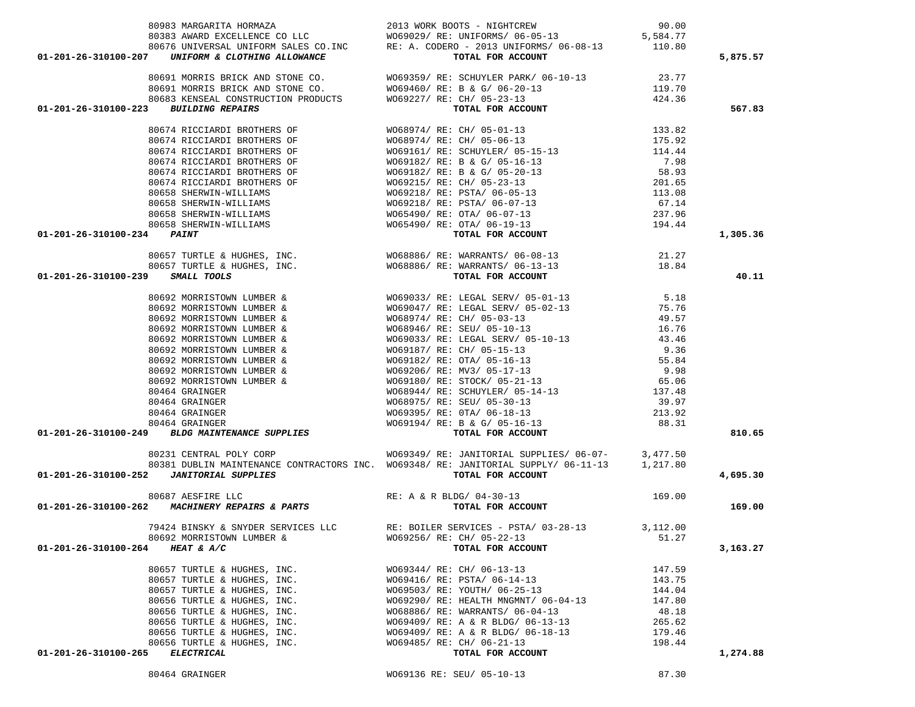| Account | Vendor | Description | Amount | Total |
|---|---|---|---|---|
| | 80983 MARGARITA HORMAZA | 2013 WORK BOOTS - NIGHTCREW | 90.00 | |
| | 80383 AWARD EXCELLENCE CO LLC | WO69029/ RE: UNIFORMS/ 06-05-13 | 5,584.77 | |
| | 80676 UNIVERSAL UNIFORM SALES CO.INC | RE: A. CODERO - 2013 UNIFORMS/ 06-08-13 | 110.80 | |
| 01-201-26-310100-207 *UNIFORM & CLOTHING ALLOWANCE* | | TOTAL FOR ACCOUNT | | 5,875.57 |
| | 80691 MORRIS BRICK AND STONE CO. | WO69359/ RE: SCHUYLER PARK/ 06-10-13 | 23.77 | |
| | 80691 MORRIS BRICK AND STONE CO. | WO69460/ RE: B & G/ 06-20-13 | 119.70 | |
| | 80683 KENSEAL CONSTRUCTION PRODUCTS | WO69227/ RE: CH/ 05-23-13 | 424.36 | |
| 01-201-26-310100-223 *BUILDING REPAIRS* | | TOTAL FOR ACCOUNT | | 567.83 |
| | 80674 RICCIARDI BROTHERS OF | WO68974/ RE: CH/ 05-01-13 | 133.82 | |
| | 80674 RICCIARDI BROTHERS OF | WO68974/ RE: CH/ 05-06-13 | 175.92 | |
| | 80674 RICCIARDI BROTHERS OF | WO69161/ RE: SCHUYLER/ 05-15-13 | 114.44 | |
| | 80674 RICCIARDI BROTHERS OF | WO69182/ RE: B & G/ 05-16-13 | 7.98 | |
| | 80674 RICCIARDI BROTHERS OF | WO69182/ RE: B & G/ 05-20-13 | 58.93 | |
| | 80674 RICCIARDI BROTHERS OF | WO69215/ RE: CH/ 05-23-13 | 201.65 | |
| | 80658 SHERWIN-WILLIAMS | WO69218/ RE: PSTA/ 06-05-13 | 113.08 | |
| | 80658 SHERWIN-WILLIAMS | WO69218/ RE: PSTA/ 06-07-13 | 67.14 | |
| | 80658 SHERWIN-WILLIAMS | WO65490/ RE: OTA/ 06-07-13 | 237.96 | |
| | 80658 SHERWIN-WILLIAMS | WO65490/ RE: OTA/ 06-19-13 | 194.44 | |
| 01-201-26-310100-234 *PAINT* | | TOTAL FOR ACCOUNT | | 1,305.36 |
| | 80657 TURTLE & HUGHES, INC. | WO68886/ RE: WARRANTS/ 06-08-13 | 21.27 | |
| | 80657 TURTLE & HUGHES, INC. | WO68886/ RE: WARRANTS/ 06-13-13 | 18.84 | |
| 01-201-26-310100-239 *SMALL TOOLS* | | TOTAL FOR ACCOUNT | | 40.11 |
| | 80692 MORRISTOWN LUMBER & | WO69033/ RE: LEGAL SERV/ 05-01-13 | 5.18 | |
| | 80692 MORRISTOWN LUMBER & | WO69047/ RE: LEGAL SERV/ 05-02-13 | 75.76 | |
| | 80692 MORRISTOWN LUMBER & | WO68974/ RE: CH/ 05-03-13 | 49.57 | |
| | 80692 MORRISTOWN LUMBER & | WO68946/ RE: SEU/ 05-10-13 | 16.76 | |
| | 80692 MORRISTOWN LUMBER & | WO69033/ RE: LEGAL SERV/ 05-10-13 | 43.46 | |
| | 80692 MORRISTOWN LUMBER & | WO69187/ RE: CH/ 05-15-13 | 9.36 | |
| | 80692 MORRISTOWN LUMBER & | WO69182/ RE: OTA/ 05-16-13 | 55.84 | |
| | 80692 MORRISTOWN LUMBER & | WO69206/ RE: MV3/ 05-17-13 | 9.98 | |
| | 80692 MORRISTOWN LUMBER & | WO69180/ RE: STOCK/ 05-21-13 | 65.06 | |
| | 80464 GRAINGER | WO68944/ RE: SCHUYLER/ 05-14-13 | 137.48 | |
| | 80464 GRAINGER | WO68975/ RE: SEU/ 05-30-13 | 39.97 | |
| | 80464 GRAINGER | WO69395/ RE: 0TA/ 06-18-13 | 213.92 | |
| | 80464 GRAINGER | WO69194/ RE: B & G/ 05-16-13 | 88.31 | |
| 01-201-26-310100-249 *BLDG MAINTENANCE SUPPLIES* | | TOTAL FOR ACCOUNT | | 810.65 |
| | 80231 CENTRAL POLY CORP | WO69349/ RE: JANITORIAL SUPPLIES/ 06-07- | 3,477.50 | |
| | 80381 DUBLIN MAINTENANCE CONTRACTORS INC. | WO69348/ RE: JANITORIAL SUPPLY/ 06-11-13 | 1,217.80 | |
| 01-201-26-310100-252 *JANITORIAL SUPPLIES* | | TOTAL FOR ACCOUNT | | 4,695.30 |
| | 80687 AESFIRE LLC | RE: A & R BLDG/ 04-30-13 | 169.00 | |
| 01-201-26-310100-262 *MACHINERY REPAIRS & PARTS* | | TOTAL FOR ACCOUNT | | 169.00 |
| | 79424 BINSKY & SNYDER SERVICES LLC | RE: BOILER SERVICES - PSTA/ 03-28-13 | 3,112.00 | |
| | 80692 MORRISTOWN LUMBER & | WO69256/ RE: CH/ 05-22-13 | 51.27 | |
| 01-201-26-310100-264 *HEAT & A/C* | | TOTAL FOR ACCOUNT | | 3,163.27 |
| | 80657 TURTLE & HUGHES, INC. | WO69344/ RE: CH/ 06-13-13 | 147.59 | |
| | 80657 TURTLE & HUGHES, INC. | WO69416/ RE: PSTA/ 06-14-13 | 143.75 | |
| | 80657 TURTLE & HUGHES, INC. | WO69503/ RE: YOUTH/ 06-25-13 | 144.04 | |
| | 80656 TURTLE & HUGHES, INC. | WO69290/ RE: HEALTH MNGMNT/ 06-04-13 | 147.80 | |
| | 80656 TURTLE & HUGHES, INC. | WO68886/ RE: WARRANTS/ 06-04-13 | 48.18 | |
| | 80656 TURTLE & HUGHES, INC. | WO69409/ RE: A & R BLDG/ 06-13-13 | 265.62 | |
| | 80656 TURTLE & HUGHES, INC. | WO69409/ RE: A & R BLDG/ 06-18-13 | 179.46 | |
| | 80656 TURTLE & HUGHES, INC. | WO69485/ RE: CH/ 06-21-13 | 198.44 | |
| 01-201-26-310100-265 *ELECTRICAL* | | TOTAL FOR ACCOUNT | | 1,274.88 |
| | 80464 GRAINGER | WO69136 RE: SEU/ 05-10-13 | 87.30 | |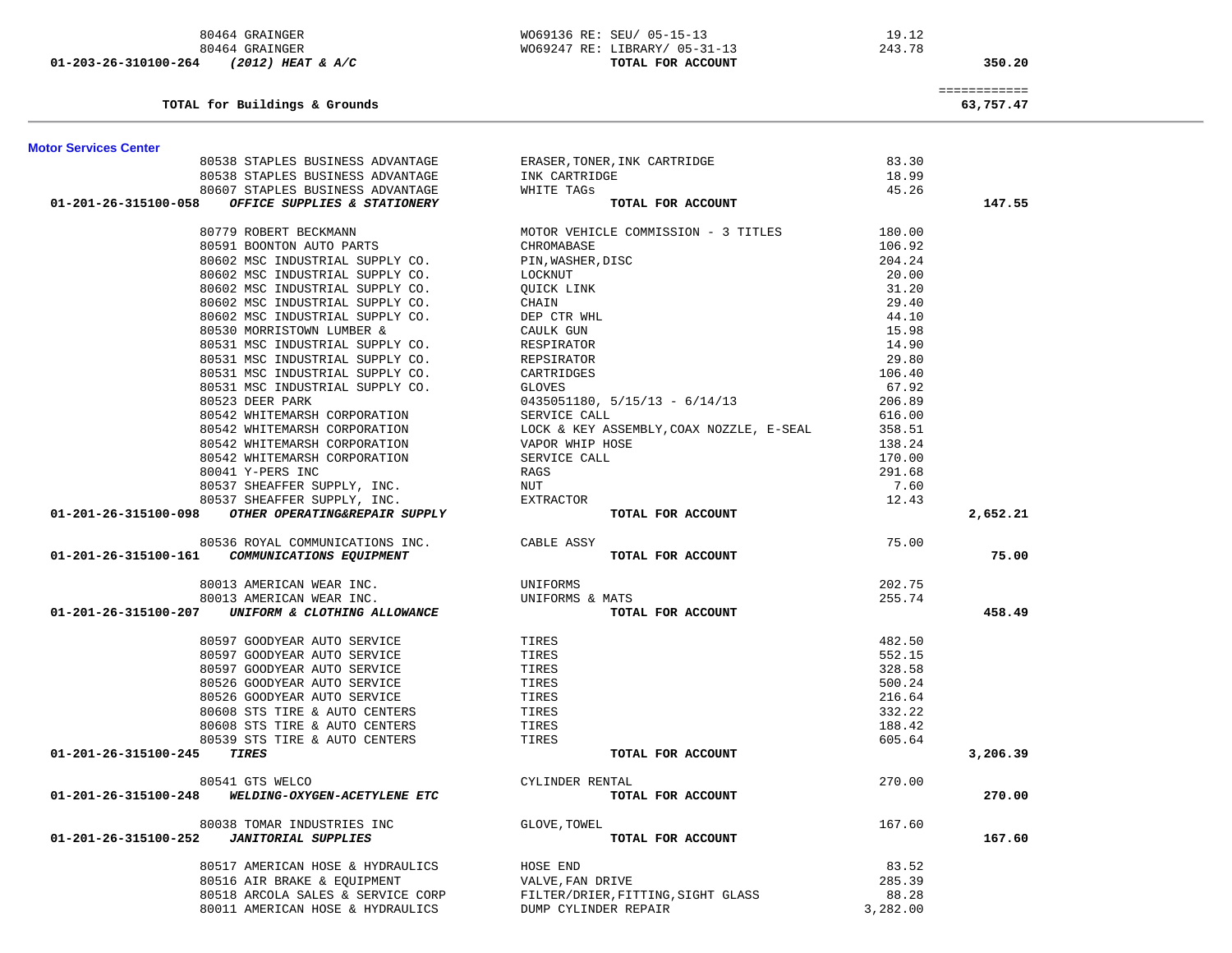| Account | Vendor | Description | Amount | Total |
|---|---|---|---|---|
| | 80464 GRAINGER | WO69136 RE: SEU/ 05-15-13 | 19.12 | |
| | 80464 GRAINGER | WO69247 RE: LIBRARY/ 05-31-13 | 243.78 | |
| **01-203-26-310100-264** | ***(2012) HEAT & A/C*** | **TOTAL FOR ACCOUNT** | | **350.20** |

| | | | | ============ |
|---|---|---|---|---|
| | **TOTAL for Buildings & Grounds** | | | **63,757.47** |

**Motor Services Center**

| Account | Vendor | Description | Amount | Total |
|---|---|---|---|---|
| | 80538 STAPLES BUSINESS ADVANTAGE | ERASER,TONER,INK CARTRIDGE | 83.30 | |
| | 80538 STAPLES BUSINESS ADVANTAGE | INK CARTRIDGE | 18.99 | |
| | 80607 STAPLES BUSINESS ADVANTAGE | WHITE TAGs | 45.26 | |
| **01-201-26-315100-058** | ***OFFICE SUPPLIES & STATIONERY*** | **TOTAL FOR ACCOUNT** | | **147.55** |
| | 80779 ROBERT BECKMANN | MOTOR VEHICLE COMMISSION - 3 TITLES | 180.00 | |
| | 80591 BOONTON AUTO PARTS | CHROMABASE | 106.92 | |
| | 80602 MSC INDUSTRIAL SUPPLY CO. | PIN,WASHER,DISC | 204.24 | |
| | 80602 MSC INDUSTRIAL SUPPLY CO. | LOCKNUT | 20.00 | |
| | 80602 MSC INDUSTRIAL SUPPLY CO. | QUICK LINK | 31.20 | |
| | 80602 MSC INDUSTRIAL SUPPLY CO. | CHAIN | 29.40 | |
| | 80602 MSC INDUSTRIAL SUPPLY CO. | DEP CTR WHL | 44.10 | |
| | 80530 MORRISTOWN LUMBER & | CAULK GUN | 15.98 | |
| | 80531 MSC INDUSTRIAL SUPPLY CO. | RESPIRATOR | 14.90 | |
| | 80531 MSC INDUSTRIAL SUPPLY CO. | REPSIRATOR | 29.80 | |
| | 80531 MSC INDUSTRIAL SUPPLY CO. | CARTRIDGES | 106.40 | |
| | 80531 MSC INDUSTRIAL SUPPLY CO. | GLOVES | 67.92 | |
| | 80523 DEER PARK | 0435051180, 5/15/13 - 6/14/13 | 206.89 | |
| | 80542 WHITEMARSH CORPORATION | SERVICE CALL | 616.00 | |
| | 80542 WHITEMARSH CORPORATION | LOCK & KEY ASSEMBLY,COAX NOZZLE, E-SEAL | 358.51 | |
| | 80542 WHITEMARSH CORPORATION | VAPOR WHIP HOSE | 138.24 | |
| | 80542 WHITEMARSH CORPORATION | SERVICE CALL | 170.00 | |
| | 80041 Y-PERS INC | RAGS | 291.68 | |
| | 80537 SHEAFFER SUPPLY, INC. | NUT | 7.60 | |
| | 80537 SHEAFFER SUPPLY, INC. | EXTRACTOR | 12.43 | |
| **01-201-26-315100-098** | ***OTHER OPERATING&REPAIR SUPPLY*** | **TOTAL FOR ACCOUNT** | | **2,652.21** |
| | 80536 ROYAL COMMUNICATIONS INC. | CABLE ASSY | 75.00 | |
| **01-201-26-315100-161** | ***COMMUNICATIONS EQUIPMENT*** | **TOTAL FOR ACCOUNT** | | **75.00** |
| | 80013 AMERICAN WEAR INC. | UNIFORMS | 202.75 | |
| | 80013 AMERICAN WEAR INC. | UNIFORMS & MATS | 255.74 | |
| **01-201-26-315100-207** | ***UNIFORM & CLOTHING ALLOWANCE*** | **TOTAL FOR ACCOUNT** | | **458.49** |
| | 80597 GOODYEAR AUTO SERVICE | TIRES | 482.50 | |
| | 80597 GOODYEAR AUTO SERVICE | TIRES | 552.15 | |
| | 80597 GOODYEAR AUTO SERVICE | TIRES | 328.58 | |
| | 80526 GOODYEAR AUTO SERVICE | TIRES | 500.24 | |
| | 80526 GOODYEAR AUTO SERVICE | TIRES | 216.64 | |
| | 80608 STS TIRE & AUTO CENTERS | TIRES | 332.22 | |
| | 80608 STS TIRE & AUTO CENTERS | TIRES | 188.42 | |
| | 80539 STS TIRE & AUTO CENTERS | TIRES | 605.64 | |
| **01-201-26-315100-245** | ***TIRES*** | **TOTAL FOR ACCOUNT** | | **3,206.39** |
| | 80541 GTS WELCO | CYLINDER RENTAL | 270.00 | |
| **01-201-26-315100-248** | ***WELDING-OXYGEN-ACETYLENE ETC*** | **TOTAL FOR ACCOUNT** | | **270.00** |
| | 80038 TOMAR INDUSTRIES INC | GLOVE,TOWEL | 167.60 | |
| **01-201-26-315100-252** | ***JANITORIAL SUPPLIES*** | **TOTAL FOR ACCOUNT** | | **167.60** |
| | 80517 AMERICAN HOSE & HYDRAULICS | HOSE END | 83.52 | |
| | 80516 AIR BRAKE & EQUIPMENT | VALVE,FAN DRIVE | 285.39 | |
| | 80518 ARCOLA SALES & SERVICE CORP | FILTER/DRIER,FITTING,SIGHT GLASS | 88.28 | |
| | 80011 AMERICAN HOSE & HYDRAULICS | DUMP CYLINDER REPAIR | 3,282.00 | |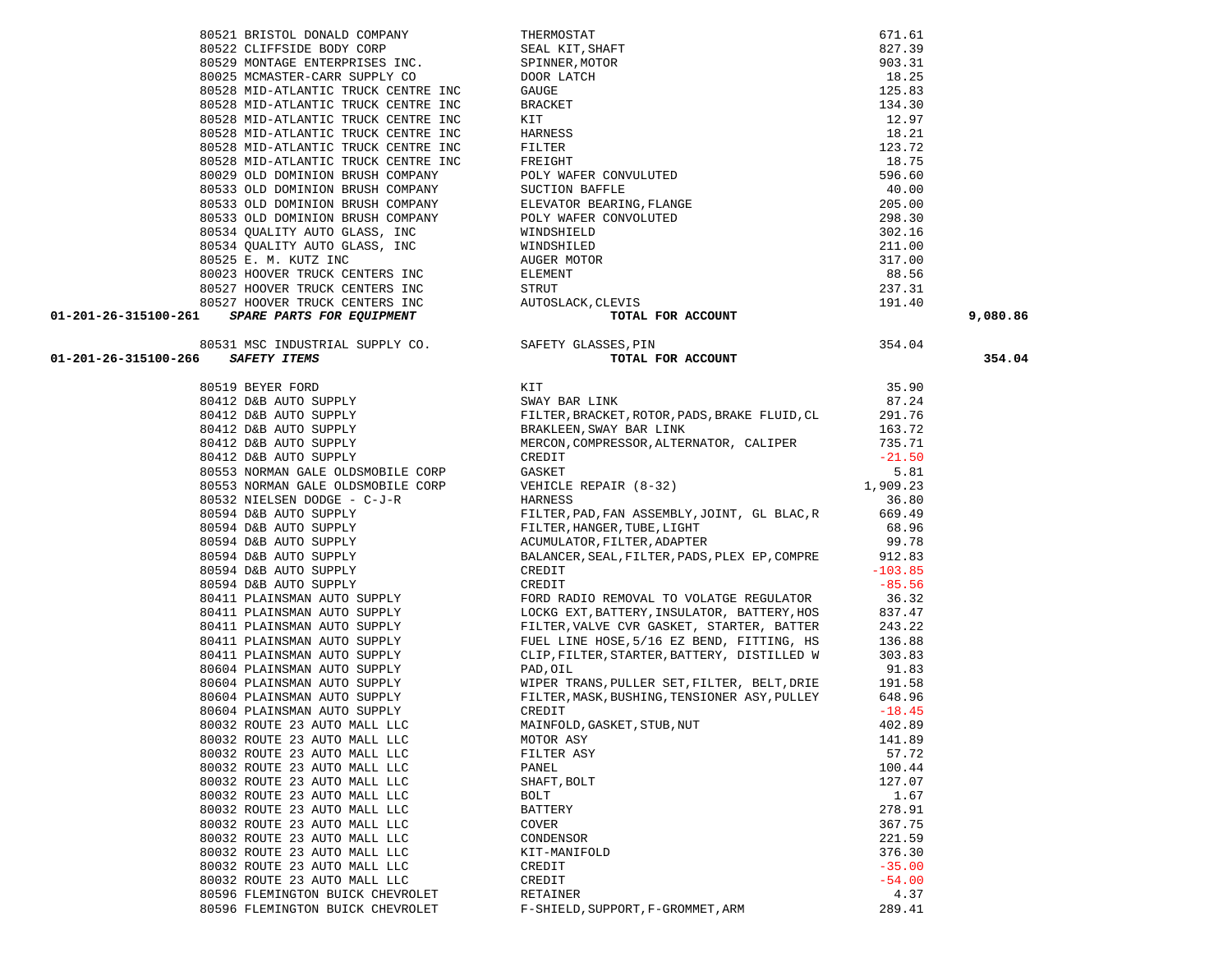| Account | Vendor | Description | Amount | Total |
|---|---|---|---|---|
| | 80521 BRISTOL DONALD COMPANY | THERMOSTAT | 671.61 | |
| | 80522 CLIFFSIDE BODY CORP | SEAL KIT,SHAFT | 827.39 | |
| | 80529 MONTAGE ENTERPRISES INC. | SPINNER,MOTOR | 903.31 | |
| | 80025 MCMASTER-CARR SUPPLY CO | DOOR LATCH | 18.25 | |
| | 80528 MID-ATLANTIC TRUCK CENTRE INC | GAUGE | 125.83 | |
| | 80528 MID-ATLANTIC TRUCK CENTRE INC | BRACKET | 134.30 | |
| | 80528 MID-ATLANTIC TRUCK CENTRE INC | KIT | 12.97 | |
| | 80528 MID-ATLANTIC TRUCK CENTRE INC | HARNESS | 18.21 | |
| | 80528 MID-ATLANTIC TRUCK CENTRE INC | FILTER | 123.72 | |
| | 80528 MID-ATLANTIC TRUCK CENTRE INC | FREIGHT | 18.75 | |
| | 80029 OLD DOMINION BRUSH COMPANY | POLY WAFER CONVULUTED | 596.60 | |
| | 80533 OLD DOMINION BRUSH COMPANY | SUCTION BAFFLE | 40.00 | |
| | 80533 OLD DOMINION BRUSH COMPANY | ELEVATOR BEARING,FLANGE | 205.00 | |
| | 80533 OLD DOMINION BRUSH COMPANY | POLY WAFER CONVOLUTED | 298.30 | |
| | 80534 QUALITY AUTO GLASS, INC | WINDSHIELD | 302.16 | |
| | 80534 QUALITY AUTO GLASS, INC | WINDSHILED | 211.00 | |
| | 80525 E. M. KUTZ INC | AUGER MOTOR | 317.00 | |
| | 80023 HOOVER TRUCK CENTERS INC | ELEMENT | 88.56 | |
| | 80527 HOOVER TRUCK CENTERS INC | STRUT | 237.31 | |
| | 80527 HOOVER TRUCK CENTERS INC | AUTOSLACK,CLEVIS | 191.40 | |
| **01-201-26-315100-261** | ***SPARE PARTS FOR EQUIPMENT*** | **TOTAL FOR ACCOUNT** | | **9,080.86** |
| | 80531 MSC INDUSTRIAL SUPPLY CO. | SAFETY GLASSES,PIN | 354.04 | |
| **01-201-26-315100-266** | ***SAFETY ITEMS*** | **TOTAL FOR ACCOUNT** | | **354.04** |
| | 80519 BEYER FORD | KIT | 35.90 | |
| | 80412 D&B AUTO SUPPLY | SWAY BAR LINK | 87.24 | |
| | 80412 D&B AUTO SUPPLY | FILTER,BRACKET,ROTOR,PADS,BRAKE FLUID,CL | 291.76 | |
| | 80412 D&B AUTO SUPPLY | BRAKLEEN,SWAY BAR LINK | 163.72 | |
| | 80412 D&B AUTO SUPPLY | MERCON,COMPRESSOR,ALTERNATOR, CALIPER | 735.71 | |
| | 80412 D&B AUTO SUPPLY | CREDIT | -21.50 | |
| | 80553 NORMAN GALE OLDSMOBILE CORP | GASKET | 5.81 | |
| | 80553 NORMAN GALE OLDSMOBILE CORP | VEHICLE REPAIR (8-32) | 1,909.23 | |
| | 80532 NIELSEN DODGE - C-J-R | HARNESS | 36.80 | |
| | 80594 D&B AUTO SUPPLY | FILTER,PAD,FAN ASSEMBLY,JOINT, GL BLAC,R | 669.49 | |
| | 80594 D&B AUTO SUPPLY | FILTER,HANGER,TUBE,LIGHT | 68.96 | |
| | 80594 D&B AUTO SUPPLY | ACUMULATOR,FILTER,ADAPTER | 99.78 | |
| | 80594 D&B AUTO SUPPLY | BALANCER,SEAL,FILTER,PADS,PLEX EP,COMPRE | 912.83 | |
| | 80594 D&B AUTO SUPPLY | CREDIT | -103.85 | |
| | 80594 D&B AUTO SUPPLY | CREDIT | -85.56 | |
| | 80411 PLAINSMAN AUTO SUPPLY | FORD RADIO REMOVAL TO VOLATGE REGULATOR | 36.32 | |
| | 80411 PLAINSMAN AUTO SUPPLY | LOCKG EXT,BATTERY,INSULATOR, BATTERY,HOS | 837.47 | |
| | 80411 PLAINSMAN AUTO SUPPLY | FILTER,VALVE CVR GASKET, STARTER, BATTER | 243.22 | |
| | 80411 PLAINSMAN AUTO SUPPLY | FUEL LINE HOSE,5/16 EZ BEND, FITTING, HS | 136.88 | |
| | 80411 PLAINSMAN AUTO SUPPLY | CLIP,FILTER,STARTER,BATTERY, DISTILLED W | 303.83 | |
| | 80604 PLAINSMAN AUTO SUPPLY | PAD,OIL | 91.83 | |
| | 80604 PLAINSMAN AUTO SUPPLY | WIPER TRANS,PULLER SET,FILTER, BELT,DRIE | 191.58 | |
| | 80604 PLAINSMAN AUTO SUPPLY | FILTER,MASK,BUSHING,TENSIONER ASY,PULLEY | 648.96 | |
| | 80604 PLAINSMAN AUTO SUPPLY | CREDIT | -18.45 | |
| | 80032 ROUTE 23 AUTO MALL LLC | MAINFOLD,GASKET,STUB,NUT | 402.89 | |
| | 80032 ROUTE 23 AUTO MALL LLC | MOTOR ASY | 141.89 | |
| | 80032 ROUTE 23 AUTO MALL LLC | FILTER ASY | 57.72 | |
| | 80032 ROUTE 23 AUTO MALL LLC | PANEL | 100.44 | |
| | 80032 ROUTE 23 AUTO MALL LLC | SHAFT,BOLT | 127.07 | |
| | 80032 ROUTE 23 AUTO MALL LLC | BOLT | 1.67 | |
| | 80032 ROUTE 23 AUTO MALL LLC | BATTERY | 278.91 | |
| | 80032 ROUTE 23 AUTO MALL LLC | COVER | 367.75 | |
| | 80032 ROUTE 23 AUTO MALL LLC | CONDENSOR | 221.59 | |
| | 80032 ROUTE 23 AUTO MALL LLC | KIT-MANIFOLD | 376.30 | |
| | 80032 ROUTE 23 AUTO MALL LLC | CREDIT | -35.00 | |
| | 80032 ROUTE 23 AUTO MALL LLC | CREDIT | -54.00 | |
| | 80596 FLEMINGTON BUICK CHEVROLET | RETAINER | 4.37 | |
| | 80596 FLEMINGTON BUICK CHEVROLET | F-SHIELD,SUPPORT,F-GROMMET,ARM | 289.41 | |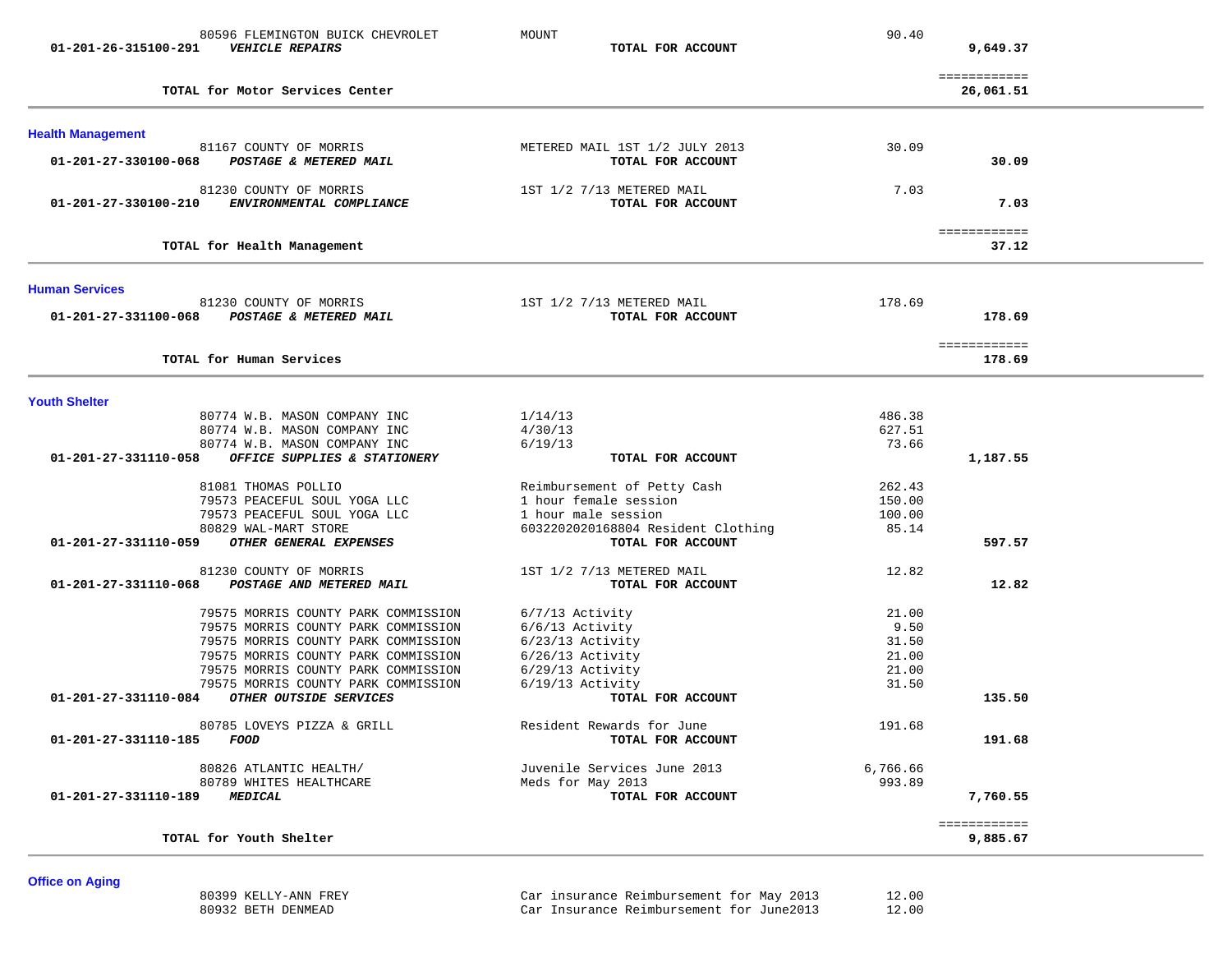| Account | Vendor / Account Name | Description | Amount | Total |
|---|---|---|---|---|
| | 80596 FLEMINGTON BUICK CHEVROLET | MOUNT | 90.40 | |
| 01-201-26-315100-291 | ***VEHICLE REPAIRS*** | **TOTAL FOR ACCOUNT** | | **9,649.37** |
| | | | | ============ |
| | **TOTAL for Motor Services Center** | | | **26,061.51** |

## Health Management

| Account | Vendor / Account Name | Description | Amount | Total |
|---|---|---|---|---|
| | 81167 COUNTY OF MORRIS | METERED MAIL 1ST 1/2 JULY 2013 | 30.09 | |
| 01-201-27-330100-068 | ***POSTAGE & METERED MAIL*** | **TOTAL FOR ACCOUNT** | | **30.09** |
| | 81230 COUNTY OF MORRIS | 1ST 1/2 7/13 METERED MAIL | 7.03 | |
| 01-201-27-330100-210 | ***ENVIRONMENTAL COMPLIANCE*** | **TOTAL FOR ACCOUNT** | | **7.03** |
| | | | | ============ |
| | **TOTAL for Health Management** | | | **37.12** |

## Human Services

| Account | Vendor / Account Name | Description | Amount | Total |
|---|---|---|---|---|
| | 81230 COUNTY OF MORRIS | 1ST 1/2 7/13 METERED MAIL | 178.69 | |
| 01-201-27-331100-068 | ***POSTAGE & METERED MAIL*** | **TOTAL FOR ACCOUNT** | | **178.69** |
| | | | | ============ |
| | **TOTAL for Human Services** | | | **178.69** |

## Youth Shelter

| Account | Vendor / Account Name | Description | Amount | Total |
|---|---|---|---|---|
| | 80774 W.B. MASON COMPANY INC | 1/14/13 | 486.38 | |
| | 80774 W.B. MASON COMPANY INC | 4/30/13 | 627.51 | |
| | 80774 W.B. MASON COMPANY INC | 6/19/13 | 73.66 | |
| 01-201-27-331110-058 | ***OFFICE SUPPLIES & STATIONERY*** | **TOTAL FOR ACCOUNT** | | **1,187.55** |
| | 81081 THOMAS POLLIO | Reimbursement of Petty Cash | 262.43 | |
| | 79573 PEACEFUL SOUL YOGA LLC | 1 hour female session | 150.00 | |
| | 79573 PEACEFUL SOUL YOGA LLC | 1 hour male session | 100.00 | |
| | 80829 WAL-MART STORE | 6032202020168804 Resident Clothing | 85.14 | |
| 01-201-27-331110-059 | ***OTHER GENERAL EXPENSES*** | **TOTAL FOR ACCOUNT** | | **597.57** |
| | 81230 COUNTY OF MORRIS | 1ST 1/2 7/13 METERED MAIL | 12.82 | |
| 01-201-27-331110-068 | ***POSTAGE AND METERED MAIL*** | **TOTAL FOR ACCOUNT** | | **12.82** |
| | 79575 MORRIS COUNTY PARK COMMISSION | 6/7/13 Activity | 21.00 | |
| | 79575 MORRIS COUNTY PARK COMMISSION | 6/6/13 Activity | 9.50 | |
| | 79575 MORRIS COUNTY PARK COMMISSION | 6/23/13 Activity | 31.50 | |
| | 79575 MORRIS COUNTY PARK COMMISSION | 6/26/13 Activity | 21.00 | |
| | 79575 MORRIS COUNTY PARK COMMISSION | 6/29/13 Activity | 21.00 | |
| | 79575 MORRIS COUNTY PARK COMMISSION | 6/19/13 Activity | 31.50 | |
| 01-201-27-331110-084 | ***OTHER OUTSIDE SERVICES*** | **TOTAL FOR ACCOUNT** | | **135.50** |
| | 80785 LOVEYS PIZZA & GRILL | Resident Rewards for June | 191.68 | |
| 01-201-27-331110-185 | ***FOOD*** | **TOTAL FOR ACCOUNT** | | **191.68** |
| | 80826 ATLANTIC HEALTH/ | Juvenile Services June 2013 | 6,766.66 | |
| | 80789 WHITES HEALTHCARE | Meds for May 2013 | 993.89 | |
| 01-201-27-331110-189 | ***MEDICAL*** | **TOTAL FOR ACCOUNT** | | **7,760.55** |
| | | | | ============ |
| | **TOTAL for Youth Shelter** | | | **9,885.67** |

## Office on Aging

| Account | Vendor / Account Name | Description | Amount | Total |
|---|---|---|---|---|
| | 80399 KELLY-ANN FREY | Car insurance Reimbursement for May 2013 | 12.00 | |
| | 80932 BETH DENMEAD | Car Insurance Reimbursement for June2013 | 12.00 | |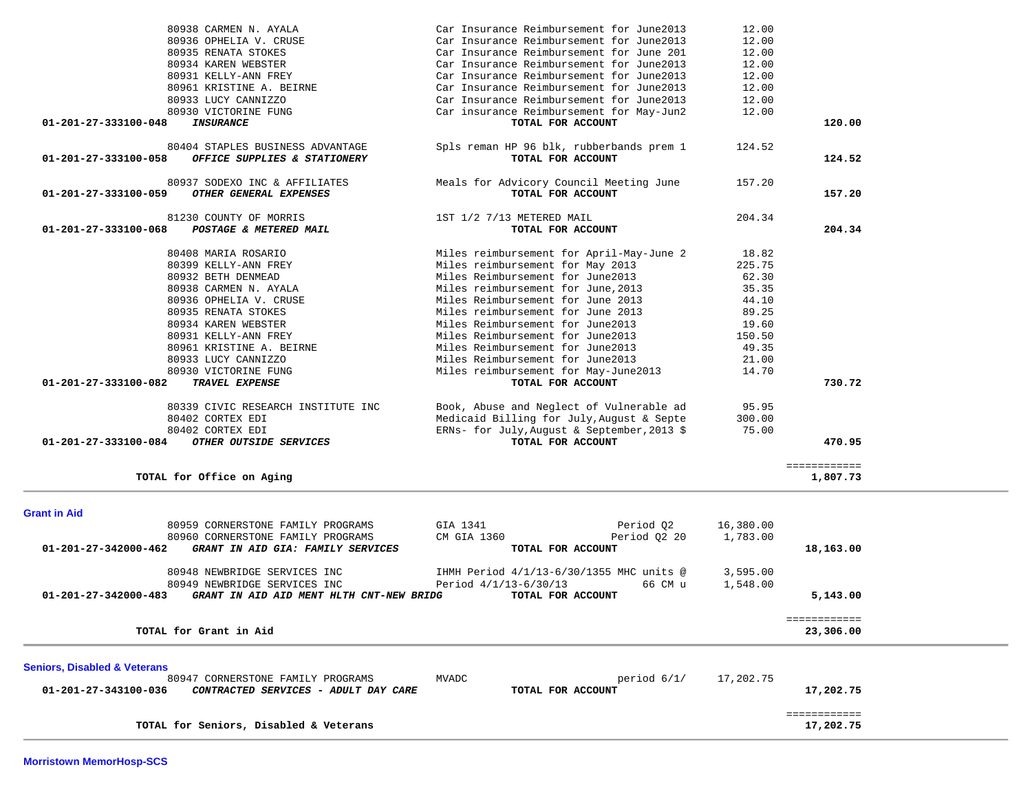| Account | Vendor / Account Name | Description | Amount | Total |
|---|---|---|---|---|
| | 80938 CARMEN N. AYALA | Car Insurance Reimbursement for June2013 | 12.00 | |
| | 80936 OPHELIA V. CRUSE | Car Insurance Reimbursement for June2013 | 12.00 | |
| | 80935 RENATA STOKES | Car Insurance Reimbursement for June 201 | 12.00 | |
| | 80934 KAREN WEBSTER | Car Insurance Reimbursement for June2013 | 12.00 | |
| | 80931 KELLY-ANN FREY | Car Insurance Reimbursement for June2013 | 12.00 | |
| | 80961 KRISTINE A. BEIRNE | Car Insurance Reimbursement for June2013 | 12.00 | |
| | 80933 LUCY CANNIZZO | Car Insurance Reimbursement for June2013 | 12.00 | |
| | 80930 VICTORINE FUNG | Car insurance Reimbursement for May-Jun2 | 12.00 | |
| **01-201-27-333100-048** | ***INSURANCE*** | **TOTAL FOR ACCOUNT** | | **120.00** |
| | 80404 STAPLES BUSINESS ADVANTAGE | Spls reman HP 96 blk, rubberbands prem 1 | 124.52 | |
| **01-201-27-333100-058** | ***OFFICE SUPPLIES & STATIONERY*** | **TOTAL FOR ACCOUNT** | | **124.52** |
| | 80937 SODEXO INC & AFFILIATES | Meals for Advicory Council Meeting June | 157.20 | |
| **01-201-27-333100-059** | ***OTHER GENERAL EXPENSES*** | **TOTAL FOR ACCOUNT** | | **157.20** |
| | 81230 COUNTY OF MORRIS | 1ST 1/2 7/13 METERED MAIL | 204.34 | |
| **01-201-27-333100-068** | ***POSTAGE & METERED MAIL*** | **TOTAL FOR ACCOUNT** | | **204.34** |
| | 80408 MARIA ROSARIO | Miles reimbursement for April-May-June 2 | 18.82 | |
| | 80399 KELLY-ANN FREY | Miles reimbursement for May 2013 | 225.75 | |
| | 80932 BETH DENMEAD | Miles Reimbursement for June2013 | 62.30 | |
| | 80938 CARMEN N. AYALA | Miles reimbursement for June,2013 | 35.35 | |
| | 80936 OPHELIA V. CRUSE | Miles Reimbursement for June 2013 | 44.10 | |
| | 80935 RENATA STOKES | Miles reimbursement for June 2013 | 89.25 | |
| | 80934 KAREN WEBSTER | Miles Reimbursement for June2013 | 19.60 | |
| | 80931 KELLY-ANN FREY | Miles Reimbursement for June2013 | 150.50 | |
| | 80961 KRISTINE A. BEIRNE | Miles Reimbursement for June2013 | 49.35 | |
| | 80933 LUCY CANNIZZO | Miles Reimbursement for June2013 | 21.00 | |
| | 80930 VICTORINE FUNG | Miles reimbursement for May-June2013 | 14.70 | |
| **01-201-27-333100-082** | ***TRAVEL EXPENSE*** | **TOTAL FOR ACCOUNT** | | **730.72** |
| | 80339 CIVIC RESEARCH INSTITUTE INC | Book, Abuse and Neglect of Vulnerable ad | 95.95 | |
| | 80402 CORTEX EDI | Medicaid Billing for July,August & Septe | 300.00 | |
| | 80402 CORTEX EDI | ERNs- for July,August & September,2013 $ | 75.00 | |
| **01-201-27-333100-084** | ***OTHER OUTSIDE SERVICES*** | **TOTAL FOR ACCOUNT** | | **470.95** |
| | **TOTAL for Office on Aging** | | | ============ **1,807.73** |

**Grant in Aid**

| Account | Vendor / Account Name | Description | Amount | Total |
|---|---|---|---|---|
| | 80959 CORNERSTONE FAMILY PROGRAMS | GIA 1341 Period Q2 | 16,380.00 | |
| | 80960 CORNERSTONE FAMILY PROGRAMS | CM GIA 1360 Period Q2 20 | 1,783.00 | |
| **01-201-27-342000-462** | ***GRANT IN AID GIA: FAMILY SERVICES*** | **TOTAL FOR ACCOUNT** | | **18,163.00** |
| | 80948 NEWBRIDGE SERVICES INC | IHMH Period 4/1/13-6/30/1355 MHC units @ | 3,595.00 | |
| | 80949 NEWBRIDGE SERVICES INC | Period 4/1/13-6/30/13 66 CM u | 1,548.00 | |
| **01-201-27-342000-483** | ***GRANT IN AID AID MENT HLTH CNT-NEW BRIDG*** | **TOTAL FOR ACCOUNT** | | **5,143.00** |
| | **TOTAL for Grant in Aid** | | | ============ **23,306.00** |

**Seniors, Disabled & Veterans**

| Account | Vendor / Account Name | Description | Amount | Total |
|---|---|---|---|---|
| | 80947 CORNERSTONE FAMILY PROGRAMS | MVADC period 6/1/ | 17,202.75 | |
| **01-201-27-343100-036** | ***CONTRACTED SERVICES - ADULT DAY CARE*** | **TOTAL FOR ACCOUNT** | | **17,202.75** |
| | **TOTAL for Seniors, Disabled & Veterans** | | | ============ **17,202.75** |

**Morristown MemorHosp-SCS**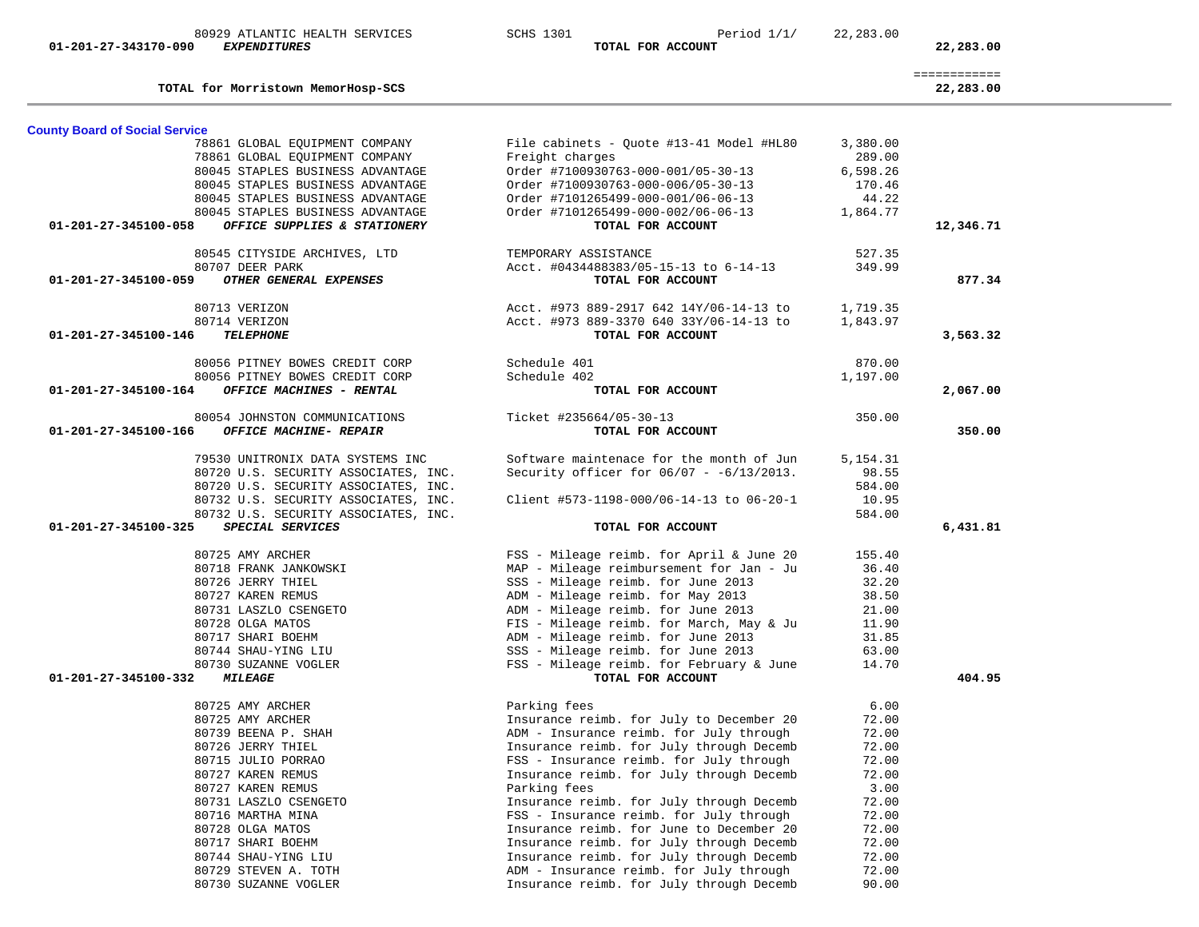| Account | Vendor | Description | Amount | Total |
|---|---|---|---|---|
| | 80929 ATLANTIC HEALTH SERVICES | SCHS 1301 Period 1/1/ | 22,283.00 | |
| 01-201-27-343170-090 | ***EXPENDITURES*** | **TOTAL FOR ACCOUNT** | | **22,283.00** |
| | | | | ============ |
| | **TOTAL for Morristown MemorHosp-SCS** | | | **22,283.00** |

**County Board of Social Service**

| Account | Vendor | Description | Amount | Total |
|---|---|---|---|---|
| | 78861 GLOBAL EQUIPMENT COMPANY | File cabinets - Quote #13-41 Model #HL80 | 3,380.00 | |
| | 78861 GLOBAL EQUIPMENT COMPANY | Freight charges | 289.00 | |
| | 80045 STAPLES BUSINESS ADVANTAGE | Order #7100930763-000-001/05-30-13 | 6,598.26 | |
| | 80045 STAPLES BUSINESS ADVANTAGE | Order #7100930763-000-006/05-30-13 | 170.46 | |
| | 80045 STAPLES BUSINESS ADVANTAGE | Order #7101265499-000-001/06-06-13 | 44.22 | |
| | 80045 STAPLES BUSINESS ADVANTAGE | Order #7101265499-000-002/06-06-13 | 1,864.77 | |
| 01-201-27-345100-058 | ***OFFICE SUPPLIES & STATIONERY*** | **TOTAL FOR ACCOUNT** | | **12,346.71** |
| | 80545 CITYSIDE ARCHIVES, LTD | TEMPORARY ASSISTANCE | 527.35 | |
| | 80707 DEER PARK | Acct. #0434488383/05-15-13 to 6-14-13 | 349.99 | |
| 01-201-27-345100-059 | ***OTHER GENERAL EXPENSES*** | **TOTAL FOR ACCOUNT** | | **877.34** |
| | 80713 VERIZON | Acct. #973 889-2917 642 14Y/06-14-13 to | 1,719.35 | |
| | 80714 VERIZON | Acct. #973 889-3370 640 33Y/06-14-13 to | 1,843.97 | |
| 01-201-27-345100-146 | ***TELEPHONE*** | **TOTAL FOR ACCOUNT** | | **3,563.32** |
| | 80056 PITNEY BOWES CREDIT CORP | Schedule 401 | 870.00 | |
| | 80056 PITNEY BOWES CREDIT CORP | Schedule 402 | 1,197.00 | |
| 01-201-27-345100-164 | ***OFFICE MACHINES - RENTAL*** | **TOTAL FOR ACCOUNT** | | **2,067.00** |
| | 80054 JOHNSTON COMMUNICATIONS | Ticket #235664/05-30-13 | 350.00 | |
| 01-201-27-345100-166 | ***OFFICE MACHINE- REPAIR*** | **TOTAL FOR ACCOUNT** | | **350.00** |
| | 79530 UNITRONIX DATA SYSTEMS INC | Software maintenace for the month of Jun | 5,154.31 | |
| | 80720 U.S. SECURITY ASSOCIATES, INC. | Security officer for 06/07 - -6/13/2013. | 98.55 | |
| | 80720 U.S. SECURITY ASSOCIATES, INC. | | 584.00 | |
| | 80732 U.S. SECURITY ASSOCIATES, INC. | Client #573-1198-000/06-14-13 to 06-20-1 | 10.95 | |
| | 80732 U.S. SECURITY ASSOCIATES, INC. | | 584.00 | |
| 01-201-27-345100-325 | ***SPECIAL SERVICES*** | **TOTAL FOR ACCOUNT** | | **6,431.81** |
| | 80725 AMY ARCHER | FSS - Mileage reimb. for April & June 20 | 155.40 | |
| | 80718 FRANK JANKOWSKI | MAP - Mileage reimbursement for Jan - Ju | 36.40 | |
| | 80726 JERRY THIEL | SSS - Mileage reimb. for June 2013 | 32.20 | |
| | 80727 KAREN REMUS | ADM - Mileage reimb. for May 2013 | 38.50 | |
| | 80731 LASZLO CSENGETO | ADM - Mileage reimb. for June 2013 | 21.00 | |
| | 80728 OLGA MATOS | FIS - Mileage reimb. for March, May & Ju | 11.90 | |
| | 80717 SHARI BOEHM | ADM - Mileage reimb. for June 2013 | 31.85 | |
| | 80744 SHAU-YING LIU | SSS - Mileage reimb. for June 2013 | 63.00 | |
| | 80730 SUZANNE VOGLER | FSS - Mileage reimb. for February & June | 14.70 | |
| 01-201-27-345100-332 | ***MILEAGE*** | **TOTAL FOR ACCOUNT** | | **404.95** |
| | 80725 AMY ARCHER | Parking fees | 6.00 | |
| | 80725 AMY ARCHER | Insurance reimb. for July to December 20 | 72.00 | |
| | 80739 BEENA P. SHAH | ADM - Insurance reimb. for July through | 72.00 | |
| | 80726 JERRY THIEL | Insurance reimb. for July through Decemb | 72.00 | |
| | 80715 JULIO PORRAO | FSS - Insurance reimb. for July through | 72.00 | |
| | 80727 KAREN REMUS | Insurance reimb. for July through Decemb | 72.00 | |
| | 80727 KAREN REMUS | Parking fees | 3.00 | |
| | 80731 LASZLO CSENGETO | Insurance reimb. for July through Decemb | 72.00 | |
| | 80716 MARTHA MINA | FSS - Insurance reimb. for July through | 72.00 | |
| | 80728 OLGA MATOS | Insurance reimb. for June to December 20 | 72.00 | |
| | 80717 SHARI BOEHM | Insurance reimb. for July through Decemb | 72.00 | |
| | 80744 SHAU-YING LIU | Insurance reimb. for July through Decemb | 72.00 | |
| | 80729 STEVEN A. TOTH | ADM - Insurance reimb. for July through | 72.00 | |
| | 80730 SUZANNE VOGLER | Insurance reimb. for July through Decemb | 90.00 | |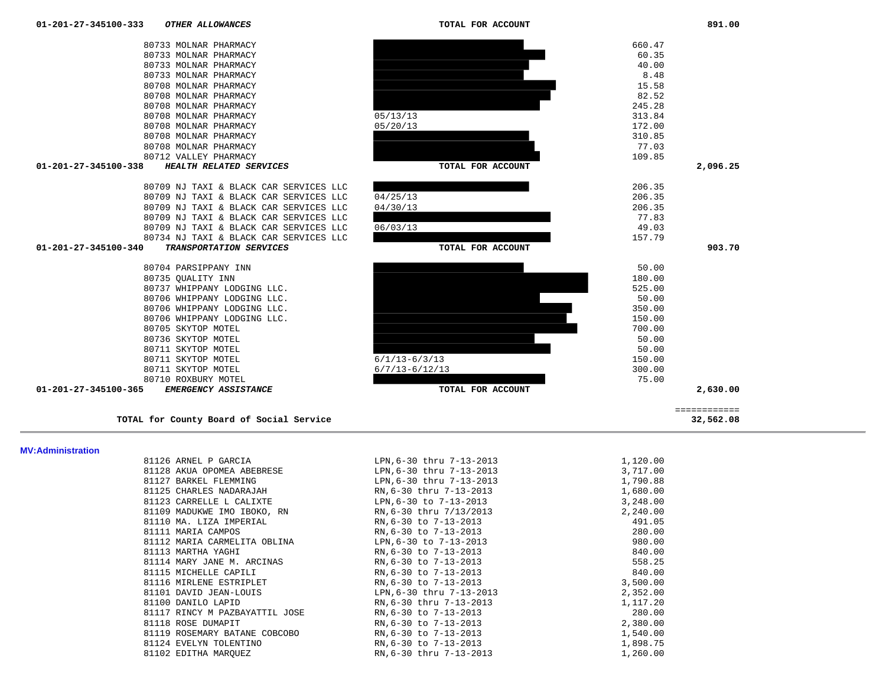| Account / Vendor | Description | Amount | Total |
|---|---|---|---|
| 01-201-27-345100-333 ***OTHER ALLOWANCES*** | **TOTAL FOR ACCOUNT** | | **891.00** |
| 80733 MOLNAR PHARMACY | | 660.47 | |
| 80733 MOLNAR PHARMACY | | 60.35 | |
| 80733 MOLNAR PHARMACY | | 40.00 | |
| 80733 MOLNAR PHARMACY | | 8.48 | |
| 80708 MOLNAR PHARMACY | | 15.58 | |
| 80708 MOLNAR PHARMACY | | 82.52 | |
| 80708 MOLNAR PHARMACY | | 245.28 | |
| 80708 MOLNAR PHARMACY | 05/13/13 | 313.84 | |
| 80708 MOLNAR PHARMACY | 05/20/13 | 172.00 | |
| 80708 MOLNAR PHARMACY | | 310.85 | |
| 80708 MOLNAR PHARMACY | | 77.03 | |
| 80712 VALLEY PHARMACY | | 109.85 | |
| **01-201-27-345100-338** ***HEALTH RELATED SERVICES*** | **TOTAL FOR ACCOUNT** | | **2,096.25** |
| 80709 NJ TAXI & BLACK CAR SERVICES LLC | | 206.35 | |
| 80709 NJ TAXI & BLACK CAR SERVICES LLC | 04/25/13 | 206.35 | |
| 80709 NJ TAXI & BLACK CAR SERVICES LLC | 04/30/13 | 206.35 | |
| 80709 NJ TAXI & BLACK CAR SERVICES LLC | | 77.83 | |
| 80709 NJ TAXI & BLACK CAR SERVICES LLC | 06/03/13 | 49.03 | |
| 80734 NJ TAXI & BLACK CAR SERVICES LLC | | 157.79 | |
| **01-201-27-345100-340** ***TRANSPORTATION SERVICES*** | **TOTAL FOR ACCOUNT** | | **903.70** |
| 80704 PARSIPPANY INN | | 50.00 | |
| 80735 QUALITY INN | | 180.00 | |
| 80737 WHIPPANY LODGING LLC. | | 525.00 | |
| 80706 WHIPPANY LODGING LLC. | | 50.00 | |
| 80706 WHIPPANY LODGING LLC. | | 350.00 | |
| 80706 WHIPPANY LODGING LLC. | | 150.00 | |
| 80705 SKYTOP MOTEL | | 700.00 | |
| 80736 SKYTOP MOTEL | | 50.00 | |
| 80711 SKYTOP MOTEL | | 50.00 | |
| 80711 SKYTOP MOTEL | 6/1/13-6/3/13 | 150.00 | |
| 80711 SKYTOP MOTEL | 6/7/13-6/12/13 | 300.00 | |
| 80710 ROXBURY MOTEL | | 75.00 | |
| **01-201-27-345100-365** ***EMERGENCY ASSISTANCE*** | **TOTAL FOR ACCOUNT** | | **2,630.00** |
| **TOTAL for County Board of Social Service** | | | **32,562.08** |

**MV:Administration**

| Vendor | Description | Amount |
|---|---|---|
| 81126 ARNEL P GARCIA | LPN,6-30 thru 7-13-2013 | 1,120.00 |
| 81128 AKUA OPOMEA ABEBRESE | LPN,6-30 thru 7-13-2013 | 3,717.00 |
| 81127 BARKEL FLEMMING | LPN,6-30 thru 7-13-2013 | 1,790.88 |
| 81125 CHARLES NADARAJAH | RN,6-30 thru 7-13-2013 | 1,680.00 |
| 81123 CARRELLE L CALIXTE | LPN,6-30 to 7-13-2013 | 3,248.00 |
| 81109 MADUKWE IMO IBOKO, RN | RN,6-30 thru 7/13/2013 | 2,240.00 |
| 81110 MA. LIZA IMPERIAL | RN,6-30 to 7-13-2013 | 491.05 |
| 81111 MARIA CAMPOS | RN,6-30 to 7-13-2013 | 280.00 |
| 81112 MARIA CARMELITA OBLINA | LPN,6-30 to 7-13-2013 | 980.00 |
| 81113 MARTHA YAGHI | RN,6-30 to 7-13-2013 | 840.00 |
| 81114 MARY JANE M. ARCINAS | RN,6-30 to 7-13-2013 | 558.25 |
| 81115 MICHELLE CAPILI | RN,6-30 to 7-13-2013 | 840.00 |
| 81116 MIRLENE ESTRIPLET | RN,6-30 to 7-13-2013 | 3,500.00 |
| 81101 DAVID JEAN-LOUIS | LPN,6-30 thru 7-13-2013 | 2,352.00 |
| 81100 DANILO LAPID | RN,6-30 thru 7-13-2013 | 1,117.20 |
| 81117 RINCY M PAZBAYATTIL JOSE | RN,6-30 to 7-13-2013 | 280.00 |
| 81118 ROSE DUMAPIT | RN,6-30 to 7-13-2013 | 2,380.00 |
| 81119 ROSEMARY BATANE COBCOBO | RN,6-30 to 7-13-2013 | 1,540.00 |
| 81124 EVELYN TOLENTINO | RN,6-30 to 7-13-2013 | 1,898.75 |
| 81102 EDITHA MARQUEZ | RN,6-30 thru 7-13-2013 | 1,260.00 |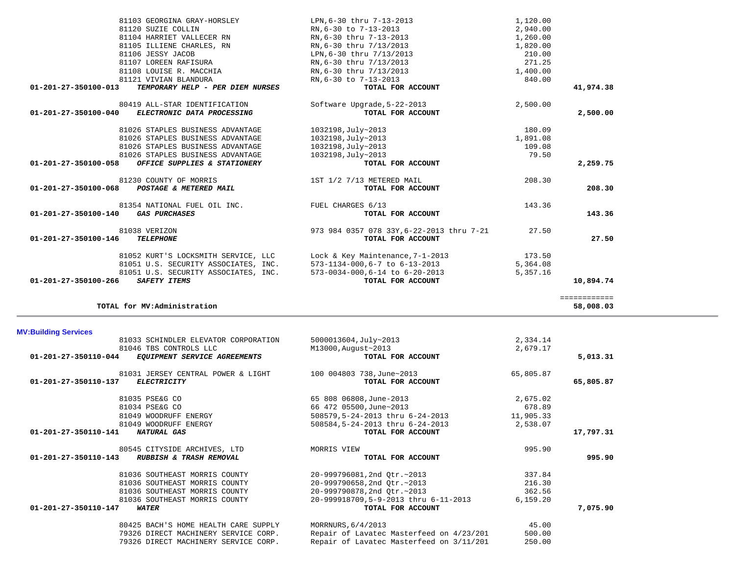| Account | Vendor / Description | Detail | Amount | Total |
|---|---|---|---|---|
| | 81103 GEORGINA GRAY-HORSLEY | LPN,6-30 thru 7-13-2013 | 1,120.00 | |
| | 81120 SUZIE COLLIN | RN,6-30 to 7-13-2013 | 2,940.00 | |
| | 81104 HARRIET VALLECER RN | RN,6-30 thru 7-13-2013 | 1,260.00 | |
| | 81105 ILLIENE CHARLES, RN | RN,6-30 thru 7/13/2013 | 1,820.00 | |
| | 81106 JESSY JACOB | LPN,6-30 thru 7/13/2013 | 210.00 | |
| | 81107 LOREEN RAFISURA | RN,6-30 thru 7/13/2013 | 271.25 | |
| | 81108 LOUISE R. MACCHIA | RN,6-30 thru 7/13/2013 | 1,400.00 | |
| | 81121 VIVIAN BLANDURA | RN,6-30 to 7-13-2013 | 840.00 | |
| **01-201-27-350100-013** | ***TEMPORARY HELP - PER DIEM NURSES*** | **TOTAL FOR ACCOUNT** | | **41,974.38** |
| | 80419 ALL-STAR IDENTIFICATION | Software Upgrade,5-22-2013 | 2,500.00 | |
| **01-201-27-350100-040** | ***ELECTRONIC DATA PROCESSING*** | **TOTAL FOR ACCOUNT** | | **2,500.00** |
| | 81026 STAPLES BUSINESS ADVANTAGE | 1032198,July~2013 | 180.09 | |
| | 81026 STAPLES BUSINESS ADVANTAGE | 1032198,July~2013 | 1,891.08 | |
| | 81026 STAPLES BUSINESS ADVANTAGE | 1032198,July~2013 | 109.08 | |
| | 81026 STAPLES BUSINESS ADVANTAGE | 1032198,July~2013 | 79.50 | |
| **01-201-27-350100-058** | ***OFFICE SUPPLIES & STATIONERY*** | **TOTAL FOR ACCOUNT** | | **2,259.75** |
| | 81230 COUNTY OF MORRIS | 1ST 1/2 7/13 METERED MAIL | 208.30 | |
| **01-201-27-350100-068** | ***POSTAGE & METERED MAIL*** | **TOTAL FOR ACCOUNT** | | **208.30** |
| | 81354 NATIONAL FUEL OIL INC. | FUEL CHARGES 6/13 | 143.36 | |
| **01-201-27-350100-140** | ***GAS PURCHASES*** | **TOTAL FOR ACCOUNT** | | **143.36** |
| | 81038 VERIZON | 973 984 0357 078 33Y,6-22-2013 thru 7-21 | 27.50 | |
| **01-201-27-350100-146** | ***TELEPHONE*** | **TOTAL FOR ACCOUNT** | | **27.50** |
| | 81052 KURT'S LOCKSMITH SERVICE, LLC | Lock & Key Maintenance,7-1-2013 | 173.50 | |
| | 81051 U.S. SECURITY ASSOCIATES, INC. | 573-1134-000,6-7 to 6-13-2013 | 5,364.08 | |
| | 81051 U.S. SECURITY ASSOCIATES, INC. | 573-0034-000,6-14 to 6-20-2013 | 5,357.16 | |
| **01-201-27-350100-266** | ***SAFETY ITEMS*** | **TOTAL FOR ACCOUNT** | | **10,894.74** |
| | | | | ============ |
| | **TOTAL for MV:Administration** | | | **58,008.03** |

**MV:Building Services**

| Account | Vendor / Description | Detail | Amount | Total |
|---|---|---|---|---|
| | 81033 SCHINDLER ELEVATOR CORPORATION | 5000013604,July~2013 | 2,334.14 | |
| | 81046 TBS CONTROLS LLC | M13000,August~2013 | 2,679.17 | |
| **01-201-27-350110-044** | ***EQUIPMENT SERVICE AGREEMENTS*** | **TOTAL FOR ACCOUNT** | | **5,013.31** |
| | 81031 JERSEY CENTRAL POWER & LIGHT | 100 004803 738,June~2013 | 65,805.87 | |
| **01-201-27-350110-137** | ***ELECTRICITY*** | **TOTAL FOR ACCOUNT** | | **65,805.87** |
| | 81035 PSE&G CO | 65 808 06808,June-2013 | 2,675.02 | |
| | 81034 PSE&G CO | 66 472 05500,June~2013 | 678.89 | |
| | 81049 WOODRUFF ENERGY | 508579,5-24-2013 thru 6-24-2013 | 11,905.33 | |
| | 81049 WOODRUFF ENERGY | 508584,5-24-2013 thru 6-24-2013 | 2,538.07 | |
| **01-201-27-350110-141** | ***NATURAL GAS*** | **TOTAL FOR ACCOUNT** | | **17,797.31** |
| | 80545 CITYSIDE ARCHIVES, LTD | MORRIS VIEW | 995.90 | |
| **01-201-27-350110-143** | ***RUBBISH & TRASH REMOVAL*** | **TOTAL FOR ACCOUNT** | | **995.90** |
| | 81036 SOUTHEAST MORRIS COUNTY | 20-999796081,2nd Qtr.~2013 | 337.84 | |
| | 81036 SOUTHEAST MORRIS COUNTY | 20-999790658,2nd Qtr.~2013 | 216.30 | |
| | 81036 SOUTHEAST MORRIS COUNTY | 20-999790878,2nd Qtr.~2013 | 362.56 | |
| | 81036 SOUTHEAST MORRIS COUNTY | 20-999918709,5-9-2013 thru 6-11-2013 | 6,159.20 | |
| **01-201-27-350110-147** | ***WATER*** | **TOTAL FOR ACCOUNT** | | **7,075.90** |
| | 80425 BACH'S HOME HEALTH CARE SUPPLY | MORRNURS,6/4/2013 | 45.00 | |
| | 79326 DIRECT MACHINERY SERVICE CORP. | Repair of Lavatec Masterfeed on 4/23/201 | 500.00 | |
| | 79326 DIRECT MACHINERY SERVICE CORP. | Repair of Lavatec Masterfeed on 3/11/201 | 250.00 | |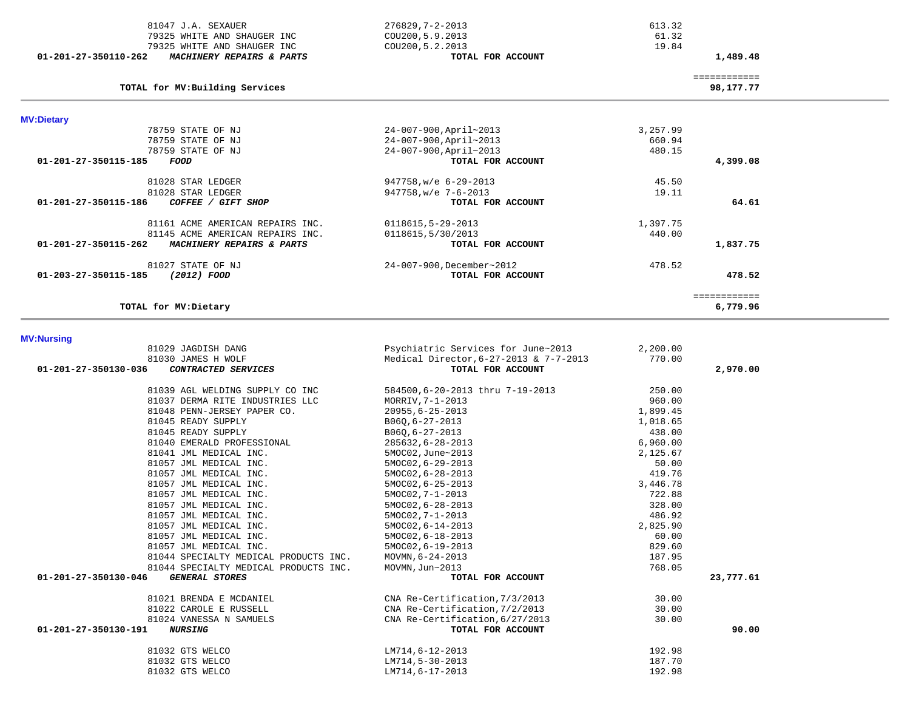| Account | Vendor | Description | Amount | Total |
|---|---|---|---|---|
| | 81047 J.A. SEXAUER | 276829,7-2-2013 | 613.32 | |
| | 79325 WHITE AND SHAUGER INC | COU200,5.9.2013 | 61.32 | |
| | 79325 WHITE AND SHAUGER INC | COU200,5.2.2013 | 19.84 | |
| 01-201-27-350110-262 | ***MACHINERY REPAIRS & PARTS*** | **TOTAL FOR ACCOUNT** | | **1,489.48** |

| | | ============ |
|---|---|---|
| **TOTAL for MV:Building Services** | | **98,177.77** |

---

**MV:Dietary**

| Account | Vendor | Description | Amount | Total |
|---|---|---|---|---|
| | 78759 STATE OF NJ | 24-007-900,April~2013 | 3,257.99 | |
| | 78759 STATE OF NJ | 24-007-900,April~2013 | 660.94 | |
| | 78759 STATE OF NJ | 24-007-900,April~2013 | 480.15 | |
| 01-201-27-350115-185 | ***FOOD*** | **TOTAL FOR ACCOUNT** | | **4,399.08** |
| | 81028 STAR LEDGER | 947758,w/e 6-29-2013 | 45.50 | |
| | 81028 STAR LEDGER | 947758,w/e 7-6-2013 | 19.11 | |
| 01-201-27-350115-186 | ***COFFEE / GIFT SHOP*** | **TOTAL FOR ACCOUNT** | | **64.61** |
| | 81161 ACME AMERICAN REPAIRS INC. | 0118615,5-29-2013 | 1,397.75 | |
| | 81145 ACME AMERICAN REPAIRS INC. | 0118615,5/30/2013 | 440.00 | |
| 01-201-27-350115-262 | ***MACHINERY REPAIRS & PARTS*** | **TOTAL FOR ACCOUNT** | | **1,837.75** |
| | 81027 STATE OF NJ | 24-007-900,December~2012 | 478.52 | |
| 01-203-27-350115-185 | ***(2012) FOOD*** | **TOTAL FOR ACCOUNT** | | **478.52** |

| | | ============ |
|---|---|---|
| **TOTAL for MV:Dietary** | | **6,779.96** |

---

**MV:Nursing**

| Account | Vendor | Description | Amount | Total |
|---|---|---|---|---|
| | 81029 JAGDISH DANG | Psychiatric Services for June~2013 | 2,200.00 | |
| | 81030 JAMES H WOLF | Medical Director,6-27-2013 & 7-7-2013 | 770.00 | |
| 01-201-27-350130-036 | ***CONTRACTED SERVICES*** | **TOTAL FOR ACCOUNT** | | **2,970.00** |
| | 81039 AGL WELDING SUPPLY CO INC | 584500,6-20-2013 thru 7-19-2013 | 250.00 | |
| | 81037 DERMA RITE INDUSTRIES LLC | MORRIV,7-1-2013 | 960.00 | |
| | 81048 PENN-JERSEY PAPER CO. | 20955,6-25-2013 | 1,899.45 | |
| | 81045 READY SUPPLY | B06Q,6-27-2013 | 1,018.65 | |
| | 81045 READY SUPPLY | B06Q,6-27-2013 | 438.00 | |
| | 81040 EMERALD PROFESSIONAL | 285632,6-28-2013 | 6,960.00 | |
| | 81041 JML MEDICAL INC. | 5MOC02,June~2013 | 2,125.67 | |
| | 81057 JML MEDICAL INC. | 5MOC02,6-29-2013 | 50.00 | |
| | 81057 JML MEDICAL INC. | 5MOC02,6-28-2013 | 419.76 | |
| | 81057 JML MEDICAL INC. | 5MOC02,6-25-2013 | 3,446.78 | |
| | 81057 JML MEDICAL INC. | 5MOC02,7-1-2013 | 722.88 | |
| | 81057 JML MEDICAL INC. | 5MOC02,6-28-2013 | 328.00 | |
| | 81057 JML MEDICAL INC. | 5MOC02,7-1-2013 | 486.92 | |
| | 81057 JML MEDICAL INC. | 5MOC02,6-14-2013 | 2,825.90 | |
| | 81057 JML MEDICAL INC. | 5MOC02,6-18-2013 | 60.00 | |
| | 81057 JML MEDICAL INC. | 5MOC02,6-19-2013 | 829.60 | |
| | 81044 SPECIALTY MEDICAL PRODUCTS INC. | MOVMN,6-24-2013 | 187.95 | |
| | 81044 SPECIALTY MEDICAL PRODUCTS INC. | MOVMN,Jun~2013 | 768.05 | |
| 01-201-27-350130-046 | ***GENERAL STORES*** | **TOTAL FOR ACCOUNT** | | **23,777.61** |
| | 81021 BRENDA E MCDANIEL | CNA Re-Certification,7/3/2013 | 30.00 | |
| | 81022 CAROLE E RUSSELL | CNA Re-Certification,7/2/2013 | 30.00 | |
| | 81024 VANESSA N SAMUELS | CNA Re-Certification,6/27/2013 | 30.00 | |
| 01-201-27-350130-191 | ***NURSING*** | **TOTAL FOR ACCOUNT** | | **90.00** |
| | 81032 GTS WELCO | LM714,6-12-2013 | 192.98 | |
| | 81032 GTS WELCO | LM714,5-30-2013 | 187.70 | |
| | 81032 GTS WELCO | LM714,6-17-2013 | 192.98 | |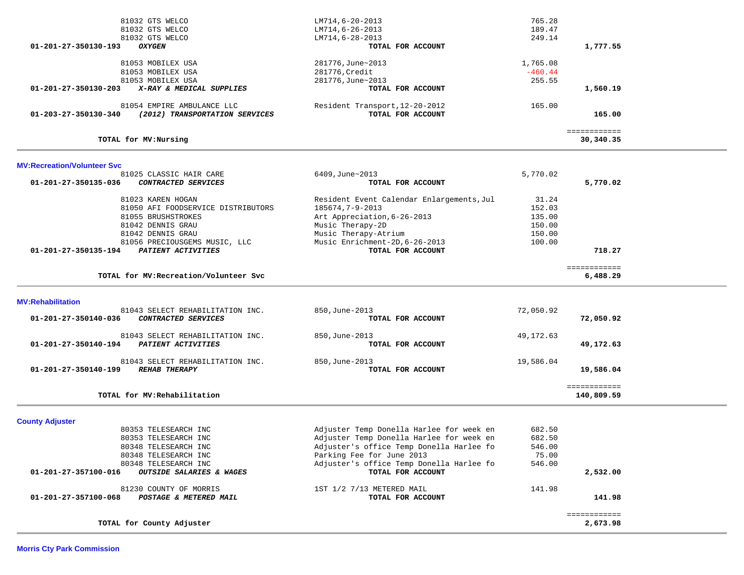| Account | Vendor / Description | Reference | Amount | Total |
|---|---|---|---|---|
| | 81032 GTS WELCO | LM714,6-20-2013 | 765.28 | |
| | 81032 GTS WELCO | LM714,6-26-2013 | 189.47 | |
| | 81032 GTS WELCO | LM714,6-28-2013 | 249.14 | |
| 01-201-27-350130-193 | ***OXYGEN*** | **TOTAL FOR ACCOUNT** | | **1,777.55** |
| | 81053 MOBILEX USA | 281776,June~2013 | 1,765.08 | |
| | 81053 MOBILEX USA | 281776,Credit | -460.44 | |
| | 81053 MOBILEX USA | 281776,June~2013 | 255.55 | |
| 01-201-27-350130-203 | ***X-RAY & MEDICAL SUPPLIES*** | **TOTAL FOR ACCOUNT** | | **1,560.19** |
| | 81054 EMPIRE AMBULANCE LLC | Resident Transport,12-20-2012 | 165.00 | |
| 01-203-27-350130-340 | ***(2012) TRANSPORTATION SERVICES*** | **TOTAL FOR ACCOUNT** | | **165.00** |
| | | | | ============ |
| | **TOTAL for MV:Nursing** | | | **30,340.35** |

## MV:Recreation/Volunteer Svc

| Account | Vendor / Description | Reference | Amount | Total |
|---|---|---|---|---|
| | 81025 CLASSIC HAIR CARE | 6409,June~2013 | 5,770.02 | |
| 01-201-27-350135-036 | ***CONTRACTED SERVICES*** | **TOTAL FOR ACCOUNT** | | **5,770.02** |
| | 81023 KAREN HOGAN | Resident Event Calendar Enlargements,Jul | 31.24 | |
| | 81050 AFI FOODSERVICE DISTRIBUTORS | 185674,7-9-2013 | 152.03 | |
| | 81055 BRUSHSTROKES | Art Appreciation,6-26-2013 | 135.00 | |
| | 81042 DENNIS GRAU | Music Therapy-2D | 150.00 | |
| | 81042 DENNIS GRAU | Music Therapy-Atrium | 150.00 | |
| | 81056 PRECIOUSGEMS MUSIC, LLC | Music Enrichment-2D,6-26-2013 | 100.00 | |
| 01-201-27-350135-194 | ***PATIENT ACTIVITIES*** | **TOTAL FOR ACCOUNT** | | **718.27** |
| | | | | ============ |
| | **TOTAL for MV:Recreation/Volunteer Svc** | | | **6,488.29** |

## MV:Rehabilitation

| Account | Vendor / Description | Reference | Amount | Total |
|---|---|---|---|---|
| | 81043 SELECT REHABILITATION INC. | 850,June-2013 | 72,050.92 | |
| 01-201-27-350140-036 | ***CONTRACTED SERVICES*** | **TOTAL FOR ACCOUNT** | | **72,050.92** |
| | 81043 SELECT REHABILITATION INC. | 850,June-2013 | 49,172.63 | |
| 01-201-27-350140-194 | ***PATIENT ACTIVITIES*** | **TOTAL FOR ACCOUNT** | | **49,172.63** |
| | 81043 SELECT REHABILITATION INC. | 850,June-2013 | 19,586.04 | |
| 01-201-27-350140-199 | ***REHAB THERAPY*** | **TOTAL FOR ACCOUNT** | | **19,586.04** |
| | | | | ============ |
| | **TOTAL for MV:Rehabilitation** | | | **140,809.59** |

## County Adjuster

| Account | Vendor / Description | Reference | Amount | Total |
|---|---|---|---|---|
| | 80353 TELESEARCH INC | Adjuster Temp Donella Harlee for week en | 682.50 | |
| | 80353 TELESEARCH INC | Adjuster Temp Donella Harlee for week en | 682.50 | |
| | 80348 TELESEARCH INC | Adjuster's office Temp Donella Harlee fo | 546.00 | |
| | 80348 TELESEARCH INC | Parking Fee for June 2013 | 75.00 | |
| | 80348 TELESEARCH INC | Adjuster's office Temp Donella Harlee fo | 546.00 | |
| 01-201-27-357100-016 | ***OUTSIDE SALARIES & WAGES*** | **TOTAL FOR ACCOUNT** | | **2,532.00** |
| | 81230 COUNTY OF MORRIS | 1ST 1/2 7/13 METERED MAIL | 141.98 | |
| 01-201-27-357100-068 | ***POSTAGE & METERED MAIL*** | **TOTAL FOR ACCOUNT** | | **141.98** |
| | | | | ============ |
| | **TOTAL for County Adjuster** | | | **2,673.98** |

## Morris Cty Park Commission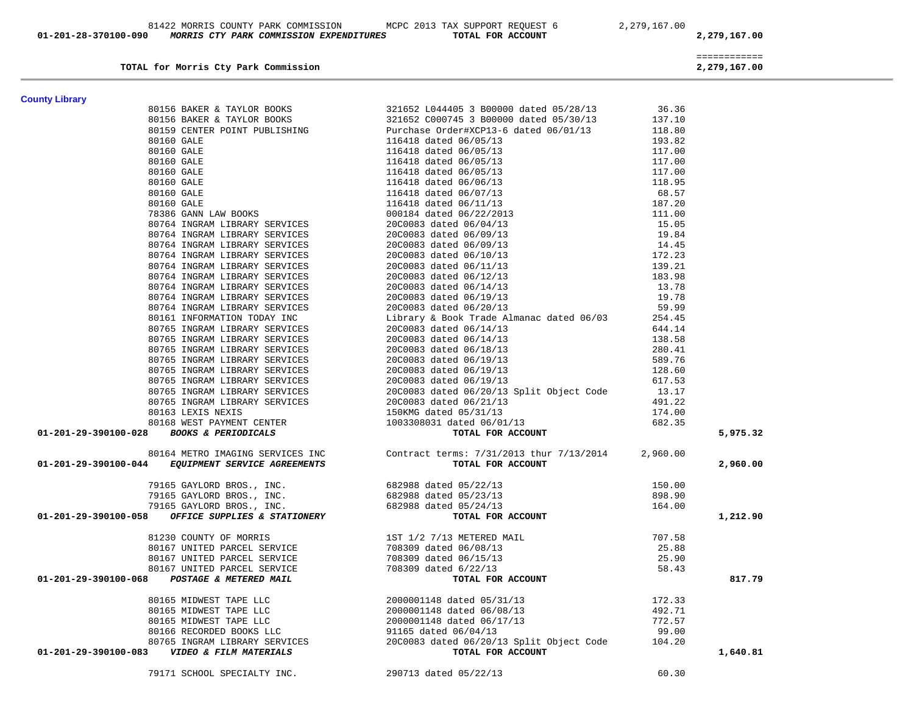| Account | Vendor | Description | Amount | Total |
|---|---|---|---|---|
| | 81422 MORRIS COUNTY PARK COMMISSION | MCPC 2013 TAX SUPPORT REQUEST 6 | 2,279,167.00 | |
| 01-201-28-370100-090 | ***MORRIS CTY PARK COMMISSION EXPENDITURES*** | **TOTAL FOR ACCOUNT** | | **2,279,167.00** |

**TOTAL for Morris Cty Park Commission** — ============ **2,279,167.00**

## County Library

| Account | Vendor | Description | Amount | Total |
|---|---|---|---|---|
| | 80156 BAKER & TAYLOR BOOKS | 321652 L044405 3 B00000 dated 05/28/13 | 36.36 | |
| | 80156 BAKER & TAYLOR BOOKS | 321652 C000745 3 B00000 dated 05/30/13 | 137.10 | |
| | 80159 CENTER POINT PUBLISHING | Purchase Order#XCP13-6 dated 06/01/13 | 118.80 | |
| | 80160 GALE | 116418 dated 06/05/13 | 193.82 | |
| | 80160 GALE | 116418 dated 06/05/13 | 117.00 | |
| | 80160 GALE | 116418 dated 06/05/13 | 117.00 | |
| | 80160 GALE | 116418 dated 06/05/13 | 117.00 | |
| | 80160 GALE | 116418 dated 06/06/13 | 118.95 | |
| | 80160 GALE | 116418 dated 06/07/13 | 68.57 | |
| | 80160 GALE | 116418 dated 06/11/13 | 187.20 | |
| | 78386 GANN LAW BOOKS | 000184 dated 06/22/2013 | 111.00 | |
| | 80764 INGRAM LIBRARY SERVICES | 20C0083 dated 06/04/13 | 15.05 | |
| | 80764 INGRAM LIBRARY SERVICES | 20C0083 dated 06/09/13 | 19.84 | |
| | 80764 INGRAM LIBRARY SERVICES | 20C0083 dated 06/09/13 | 14.45 | |
| | 80764 INGRAM LIBRARY SERVICES | 20C0083 dated 06/10/13 | 172.23 | |
| | 80764 INGRAM LIBRARY SERVICES | 20C0083 dated 06/11/13 | 139.21 | |
| | 80764 INGRAM LIBRARY SERVICES | 20C0083 dated 06/12/13 | 183.98 | |
| | 80764 INGRAM LIBRARY SERVICES | 20C0083 dated 06/14/13 | 13.78 | |
| | 80764 INGRAM LIBRARY SERVICES | 20C0083 dated 06/19/13 | 19.78 | |
| | 80764 INGRAM LIBRARY SERVICES | 20C0083 dated 06/20/13 | 59.99 | |
| | 80161 INFORMATION TODAY INC | Library & Book Trade Almanac dated 06/03 | 254.45 | |
| | 80765 INGRAM LIBRARY SERVICES | 20C0083 dated 06/14/13 | 644.14 | |
| | 80765 INGRAM LIBRARY SERVICES | 20C0083 dated 06/14/13 | 138.58 | |
| | 80765 INGRAM LIBRARY SERVICES | 20C0083 dated 06/18/13 | 280.41 | |
| | 80765 INGRAM LIBRARY SERVICES | 20C0083 dated 06/19/13 | 589.76 | |
| | 80765 INGRAM LIBRARY SERVICES | 20C0083 dated 06/19/13 | 128.60 | |
| | 80765 INGRAM LIBRARY SERVICES | 20C0083 dated 06/19/13 | 617.53 | |
| | 80765 INGRAM LIBRARY SERVICES | 20C0083 dated 06/20/13 Split Object Code | 13.17 | |
| | 80765 INGRAM LIBRARY SERVICES | 20C0083 dated 06/21/13 | 491.22 | |
| | 80163 LEXIS NEXIS | 150KMG dated 05/31/13 | 174.00 | |
| | 80168 WEST PAYMENT CENTER | 1003308031 dated 06/01/13 | 682.35 | |
| 01-201-29-390100-028 | ***BOOKS & PERIODICALS*** | **TOTAL FOR ACCOUNT** | | **5,975.32** |
| | 80164 METRO IMAGING SERVICES INC | Contract terms: 7/31/2013 thur 7/13/2014 | 2,960.00 | |
| 01-201-29-390100-044 | ***EQUIPMENT SERVICE AGREEMENTS*** | **TOTAL FOR ACCOUNT** | | **2,960.00** |
| | 79165 GAYLORD BROS., INC. | 682988 dated 05/22/13 | 150.00 | |
| | 79165 GAYLORD BROS., INC. | 682988 dated 05/23/13 | 898.90 | |
| | 79165 GAYLORD BROS., INC. | 682988 dated 05/24/13 | 164.00 | |
| 01-201-29-390100-058 | ***OFFICE SUPPLIES & STATIONERY*** | **TOTAL FOR ACCOUNT** | | **1,212.90** |
| | 81230 COUNTY OF MORRIS | 1ST 1/2 7/13 METERED MAIL | 707.58 | |
| | 80167 UNITED PARCEL SERVICE | 708309 dated 06/08/13 | 25.88 | |
| | 80167 UNITED PARCEL SERVICE | 708309 dated 06/15/13 | 25.90 | |
| | 80167 UNITED PARCEL SERVICE | 708309 dated 6/22/13 | 58.43 | |
| 01-201-29-390100-068 | ***POSTAGE & METERED MAIL*** | **TOTAL FOR ACCOUNT** | | **817.79** |
| | 80165 MIDWEST TAPE LLC | 2000001148 dated 05/31/13 | 172.33 | |
| | 80165 MIDWEST TAPE LLC | 2000001148 dated 06/08/13 | 492.71 | |
| | 80165 MIDWEST TAPE LLC | 2000001148 dated 06/17/13 | 772.57 | |
| | 80166 RECORDED BOOKS LLC | 91165 dated 06/04/13 | 99.00 | |
| | 80765 INGRAM LIBRARY SERVICES | 20C0083 dated 06/20/13 Split Object Code | 104.20 | |
| 01-201-29-390100-083 | ***VIDEO & FILM MATERIALS*** | **TOTAL FOR ACCOUNT** | | **1,640.81** |
| | 79171 SCHOOL SPECIALTY INC. | 290713 dated 05/22/13 | 60.30 | |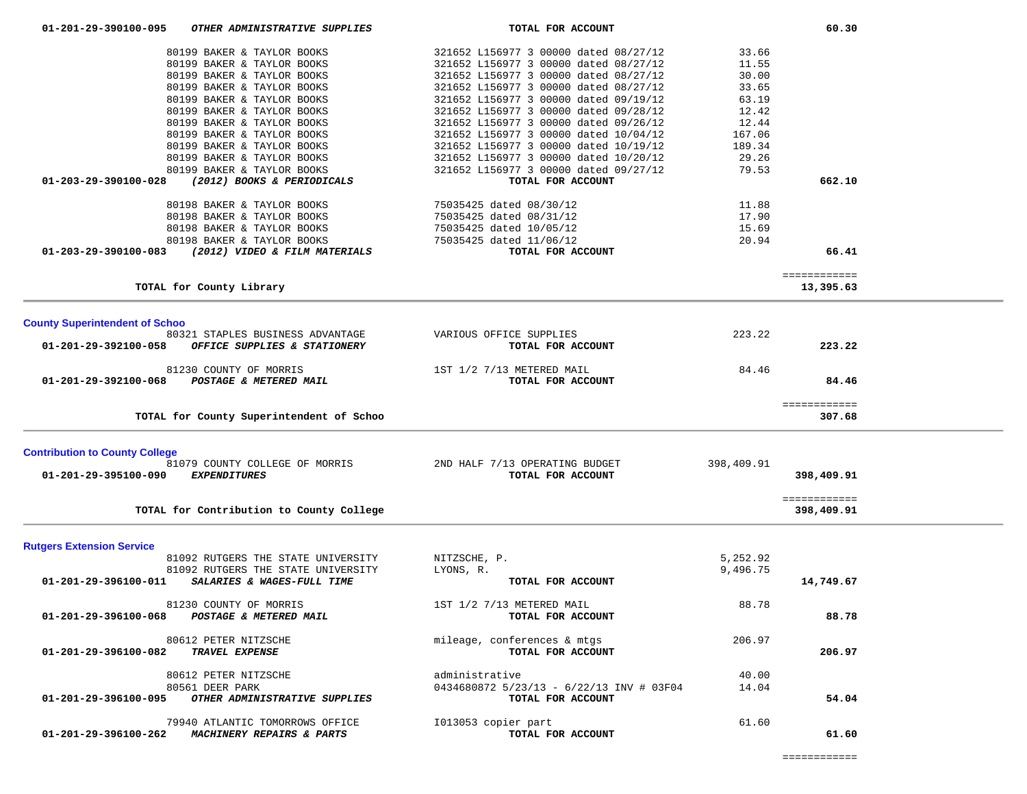| Account | Description | Vendor / Reference | Amount | Total |
|---|---|---|---|---|
| 01-201-29-390100-095 | ***OTHER ADMINISTRATIVE SUPPLIES*** | **TOTAL FOR ACCOUNT** | | **60.30** |
| | 80199 BAKER & TAYLOR BOOKS | 321652 L156977 3 00000 dated 08/27/12 | 33.66 | |
| | 80199 BAKER & TAYLOR BOOKS | 321652 L156977 3 00000 dated 08/27/12 | 11.55 | |
| | 80199 BAKER & TAYLOR BOOKS | 321652 L156977 3 00000 dated 08/27/12 | 30.00 | |
| | 80199 BAKER & TAYLOR BOOKS | 321652 L156977 3 00000 dated 08/27/12 | 33.65 | |
| | 80199 BAKER & TAYLOR BOOKS | 321652 L156977 3 00000 dated 09/19/12 | 63.19 | |
| | 80199 BAKER & TAYLOR BOOKS | 321652 L156977 3 00000 dated 09/28/12 | 12.42 | |
| | 80199 BAKER & TAYLOR BOOKS | 321652 L156977 3 00000 dated 09/26/12 | 12.44 | |
| | 80199 BAKER & TAYLOR BOOKS | 321652 L156977 3 00000 dated 10/04/12 | 167.06 | |
| | 80199 BAKER & TAYLOR BOOKS | 321652 L156977 3 00000 dated 10/19/12 | 189.34 | |
| | 80199 BAKER & TAYLOR BOOKS | 321652 L156977 3 00000 dated 10/20/12 | 29.26 | |
| | 80199 BAKER & TAYLOR BOOKS | 321652 L156977 3 00000 dated 09/27/12 | 79.53 | |
| 01-203-29-390100-028 | ***(2012) BOOKS & PERIODICALS*** | **TOTAL FOR ACCOUNT** | | **662.10** |
| | 80198 BAKER & TAYLOR BOOKS | 75035425 dated 08/30/12 | 11.88 | |
| | 80198 BAKER & TAYLOR BOOKS | 75035425 dated 08/31/12 | 17.90 | |
| | 80198 BAKER & TAYLOR BOOKS | 75035425 dated 10/05/12 | 15.69 | |
| | 80198 BAKER & TAYLOR BOOKS | 75035425 dated 11/06/12 | 20.94 | |
| 01-203-29-390100-083 | ***(2012) VIDEO & FILM MATERIALS*** | **TOTAL FOR ACCOUNT** | | **66.41** |
| | **TOTAL for County Library** | | | **13,395.63** |

## County Superintendent of Schoo

| Account | Description | Vendor / Reference | Amount | Total |
|---|---|---|---|---|
| | 80321 STAPLES BUSINESS ADVANTAGE | VARIOUS OFFICE SUPPLIES | 223.22 | |
| 01-201-29-392100-058 | ***OFFICE SUPPLIES & STATIONERY*** | **TOTAL FOR ACCOUNT** | | **223.22** |
| | 81230 COUNTY OF MORRIS | 1ST 1/2 7/13 METERED MAIL | 84.46 | |
| 01-201-29-392100-068 | ***POSTAGE & METERED MAIL*** | **TOTAL FOR ACCOUNT** | | **84.46** |
| | **TOTAL for County Superintendent of Schoo** | | | **307.68** |

## Contribution to County College

| Account | Description | Vendor / Reference | Amount | Total |
|---|---|---|---|---|
| | 81079 COUNTY COLLEGE OF MORRIS | 2ND HALF 7/13 OPERATING BUDGET | 398,409.91 | |
| 01-201-29-395100-090 | ***EXPENDITURES*** | **TOTAL FOR ACCOUNT** | | **398,409.91** |
| | **TOTAL for Contribution to County College** | | | **398,409.91** |

## Rutgers Extension Service

| Account | Description | Vendor / Reference | Amount | Total |
|---|---|---|---|---|
| | 81092 RUTGERS THE STATE UNIVERSITY | NITZSCHE, P. | 5,252.92 | |
| | 81092 RUTGERS THE STATE UNIVERSITY | LYONS, R. | 9,496.75 | |
| 01-201-29-396100-011 | ***SALARIES & WAGES-FULL TIME*** | **TOTAL FOR ACCOUNT** | | **14,749.67** |
| | 81230 COUNTY OF MORRIS | 1ST 1/2 7/13 METERED MAIL | 88.78 | |
| 01-201-29-396100-068 | ***POSTAGE & METERED MAIL*** | **TOTAL FOR ACCOUNT** | | **88.78** |
| | 80612 PETER NITZSCHE | mileage, conferences & mtgs | 206.97 | |
| 01-201-29-396100-082 | ***TRAVEL EXPENSE*** | **TOTAL FOR ACCOUNT** | | **206.97** |
| | 80612 PETER NITZSCHE | administrative | 40.00 | |
| | 80561 DEER PARK | 0434680872 5/23/13 - 6/22/13 INV # 03F04 | 14.04 | |
| 01-201-29-396100-095 | ***OTHER ADMINISTRATIVE SUPPLIES*** | **TOTAL FOR ACCOUNT** | | **54.04** |
| | 79940 ATLANTIC TOMORROWS OFFICE | I013053 copier part | 61.60 | |
| 01-201-29-396100-262 | ***MACHINERY REPAIRS & PARTS*** | **TOTAL FOR ACCOUNT** | | **61.60** |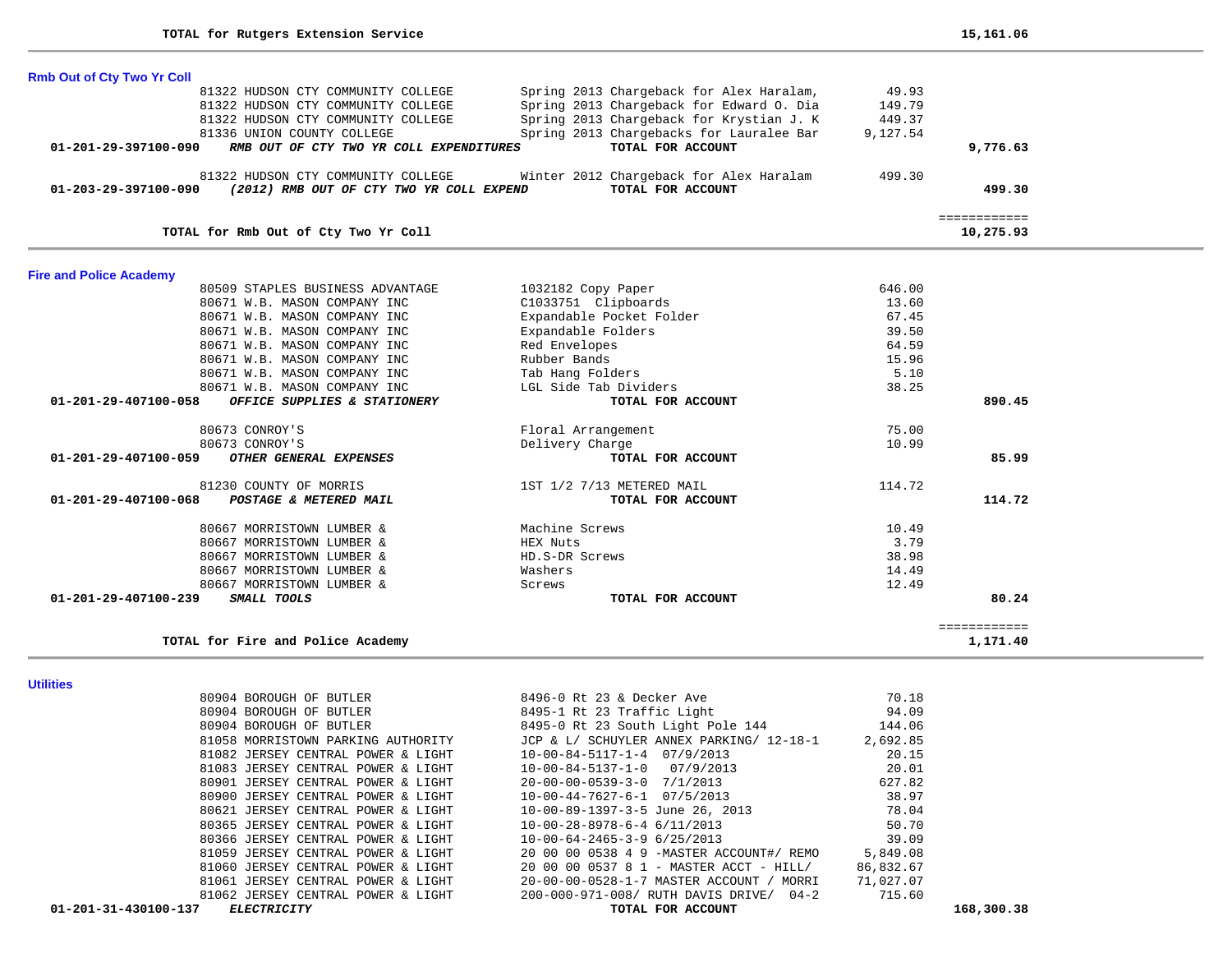**TOTAL for Rutgers Extension Service** 15,161.06

## Rmb Out of Cty Two Yr Coll

| Account | Vendor | Description | Amount | Total |
|---|---|---|---|---|
| | 81322 HUDSON CTY COMMUNITY COLLEGE | Spring 2013 Chargeback for Alex Haralam, | 49.93 | |
| | 81322 HUDSON CTY COMMUNITY COLLEGE | Spring 2013 Chargeback for Edward O. Dia | 149.79 | |
| | 81322 HUDSON CTY COMMUNITY COLLEGE | Spring 2013 Chargeback for Krystian J. K | 449.37 | |
| | 81336 UNION COUNTY COLLEGE | Spring 2013 Chargebacks for Lauralee Bar | 9,127.54 | |
| **01-201-29-397100-090** | ***RMB OUT OF CTY TWO YR COLL EXPENDITURES*** | **TOTAL FOR ACCOUNT** | | **9,776.63** |
| | 81322 HUDSON CTY COMMUNITY COLLEGE | Winter 2012 Chargeback for Alex Haralam | 499.30 | |
| **01-203-29-397100-090** | ***(2012) RMB OUT OF CTY TWO YR COLL EXPEND*** | **TOTAL FOR ACCOUNT** | | **499.30** |

**TOTAL for Rmb Out of Cty Two Yr Coll** 10,275.93

## Fire and Police Academy

| Account | Vendor | Description | Amount | Total |
|---|---|---|---|---|
| | 80509 STAPLES BUSINESS ADVANTAGE | 1032182 Copy Paper | 646.00 | |
| | 80671 W.B. MASON COMPANY INC | C1033751 Clipboards | 13.60 | |
| | 80671 W.B. MASON COMPANY INC | Expandable Pocket Folder | 67.45 | |
| | 80671 W.B. MASON COMPANY INC | Expandable Folders | 39.50 | |
| | 80671 W.B. MASON COMPANY INC | Red Envelopes | 64.59 | |
| | 80671 W.B. MASON COMPANY INC | Rubber Bands | 15.96 | |
| | 80671 W.B. MASON COMPANY INC | Tab Hang Folders | 5.10 | |
| | 80671 W.B. MASON COMPANY INC | LGL Side Tab Dividers | 38.25 | |
| **01-201-29-407100-058** | ***OFFICE SUPPLIES & STATIONERY*** | **TOTAL FOR ACCOUNT** | | **890.45** |
| | 80673 CONROY'S | Floral Arrangement | 75.00 | |
| | 80673 CONROY'S | Delivery Charge | 10.99 | |
| **01-201-29-407100-059** | ***OTHER GENERAL EXPENSES*** | **TOTAL FOR ACCOUNT** | | **85.99** |
| | 81230 COUNTY OF MORRIS | 1ST 1/2 7/13 METERED MAIL | 114.72 | |
| **01-201-29-407100-068** | ***POSTAGE & METERED MAIL*** | **TOTAL FOR ACCOUNT** | | **114.72** |
| | 80667 MORRISTOWN LUMBER & | Machine Screws | 10.49 | |
| | 80667 MORRISTOWN LUMBER & | HEX Nuts | 3.79 | |
| | 80667 MORRISTOWN LUMBER & | HD.S-DR Screws | 38.98 | |
| | 80667 MORRISTOWN LUMBER & | Washers | 14.49 | |
| | 80667 MORRISTOWN LUMBER & | Screws | 12.49 | |
| **01-201-29-407100-239** | ***SMALL TOOLS*** | **TOTAL FOR ACCOUNT** | | **80.24** |

**TOTAL for Fire and Police Academy** 1,171.40

## Utilities

| Account | Vendor | Description | Amount | Total |
|---|---|---|---|---|
| | 80904 BOROUGH OF BUTLER | 8496-0 Rt 23 & Decker Ave | 70.18 | |
| | 80904 BOROUGH OF BUTLER | 8495-1 Rt 23 Traffic Light | 94.09 | |
| | 80904 BOROUGH OF BUTLER | 8495-0 Rt 23 South Light Pole 144 | 144.06 | |
| | 81058 MORRISTOWN PARKING AUTHORITY | JCP & L/ SCHUYLER ANNEX PARKING/ 12-18-1 | 2,692.85 | |
| | 81082 JERSEY CENTRAL POWER & LIGHT | 10-00-84-5117-1-4 07/9/2013 | 20.15 | |
| | 81083 JERSEY CENTRAL POWER & LIGHT | 10-00-84-5137-1-0 07/9/2013 | 20.01 | |
| | 80901 JERSEY CENTRAL POWER & LIGHT | 20-00-00-0539-3-0 7/1/2013 | 627.82 | |
| | 80900 JERSEY CENTRAL POWER & LIGHT | 10-00-44-7627-6-1 07/5/2013 | 38.97 | |
| | 80621 JERSEY CENTRAL POWER & LIGHT | 10-00-89-1397-3-5 June 26, 2013 | 78.04 | |
| | 80365 JERSEY CENTRAL POWER & LIGHT | 10-00-28-8978-6-4 6/11/2013 | 50.70 | |
| | 80366 JERSEY CENTRAL POWER & LIGHT | 10-00-64-2465-3-9 6/25/2013 | 39.09 | |
| | 81059 JERSEY CENTRAL POWER & LIGHT | 20 00 00 0538 4 9 -MASTER ACCOUNT#/ REMO | 5,849.08 | |
| | 81060 JERSEY CENTRAL POWER & LIGHT | 20 00 00 0537 8 1 - MASTER ACCT - HILL/ | 86,832.67 | |
| | 81061 JERSEY CENTRAL POWER & LIGHT | 20-00-00-0528-1-7 MASTER ACCOUNT / MORRI | 71,027.07 | |
| | 81062 JERSEY CENTRAL POWER & LIGHT | 200-000-971-008/ RUTH DAVIS DRIVE/ 04-2 | 715.60 | |
| **01-201-31-430100-137** | ***ELECTRICITY*** | **TOTAL FOR ACCOUNT** | | **168,300.38** |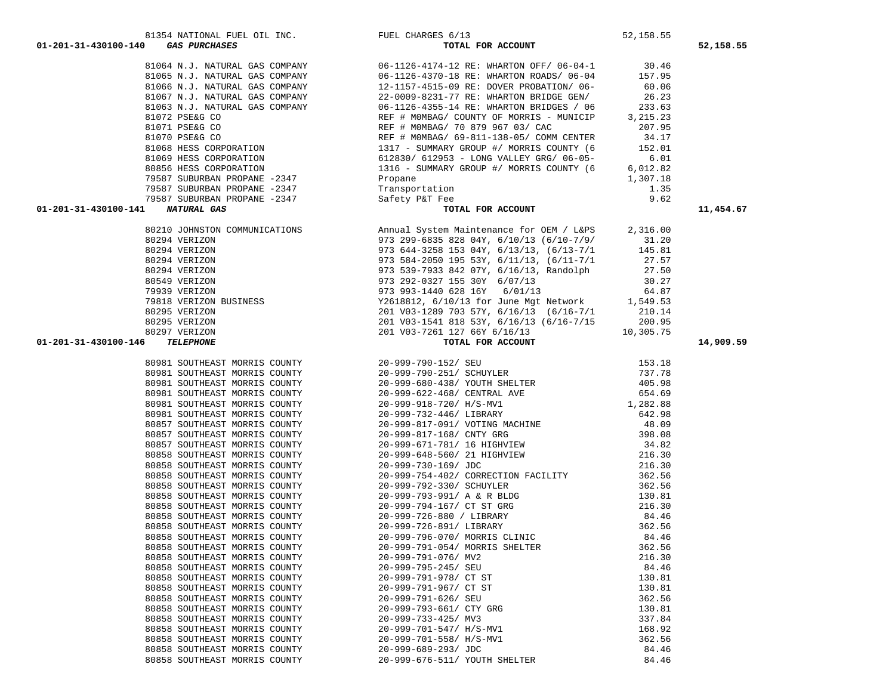| Account | Vendor | Description | Amount | Total |
|---|---|---|---|---|
| | 81354 NATIONAL FUEL OIL INC. | FUEL CHARGES 6/13 | 52,158.55 | |
| 01-201-31-430100-140 *GAS PURCHASES* | | **TOTAL FOR ACCOUNT** | | 52,158.55 |
| | 81064 N.J. NATURAL GAS COMPANY | 06-1126-4174-12 RE: WHARTON OFF/ 06-04-1 | 30.46 | |
| | 81065 N.J. NATURAL GAS COMPANY | 06-1126-4370-18 RE: WHARTON ROADS/ 06-04 | 157.95 | |
| | 81066 N.J. NATURAL GAS COMPANY | 12-1157-4515-09 RE: DOVER PROBATION/ 06- | 60.06 | |
| | 81067 N.J. NATURAL GAS COMPANY | 22-0009-8231-77 RE: WHARTON BRIDGE GEN/ | 26.23 | |
| | 81063 N.J. NATURAL GAS COMPANY | 06-1126-4355-14 RE: WHARTON BRIDGES / 06 | 233.63 | |
| | 81072 PSE&G CO | REF # M0MBAG/ COUNTY OF MORRIS - MUNICIP | 3,215.23 | |
| | 81071 PSE&G CO | REF # M0MBAG/ 70 879 967 03/ CAC | 207.95 | |
| | 81070 PSE&G CO | REF # M0MBAG/ 69-811-138-05/ COMM CENTER | 34.17 | |
| | 81068 HESS CORPORATION | 1317 - SUMMARY GROUP #/ MORRIS COUNTY (6 | 152.01 | |
| | 81069 HESS CORPORATION | 612830/ 612953 - LONG VALLEY GRG/ 06-05- | 6.01 | |
| | 80856 HESS CORPORATION | 1316 - SUMMARY GROUP #/ MORRIS COUNTY (6 | 6,012.82 | |
| | 79587 SUBURBAN PROPANE -2347 | Propane | 1,307.18 | |
| | 79587 SUBURBAN PROPANE -2347 | Transportation | 1.35 | |
| | 79587 SUBURBAN PROPANE -2347 | Safety P&T Fee | 9.62 | |
| 01-201-31-430100-141 *NATURAL GAS* | | **TOTAL FOR ACCOUNT** | | 11,454.67 |
| | 80210 JOHNSTON COMMUNICATIONS | Annual System Maintenance for OEM / L&PS | 2,316.00 | |
| | 80294 VERIZON | 973 299-6835 828 04Y, 6/10/13 (6/10-7/9/ | 31.20 | |
| | 80294 VERIZON | 973 644-3258 153 04Y, 6/13/13, (6/13-7/1 | 145.81 | |
| | 80294 VERIZON | 973 584-2050 195 53Y, 6/11/13, (6/11-7/1 | 27.57 | |
| | 80294 VERIZON | 973 539-7933 842 07Y, 6/16/13, Randolph | 27.50 | |
| | 80549 VERIZON | 973 292-0327 155 30Y 6/07/13 | 30.27 | |
| | 79939 VERIZON | 973 993-1440 628 16Y 6/01/13 | 64.87 | |
| | 79818 VERIZON BUSINESS | Y2618812, 6/10/13 for June Mgt Network | 1,549.53 | |
| | 80295 VERIZON | 201 V03-1289 703 57Y, 6/16/13 (6/16-7/1 | 210.14 | |
| | 80295 VERIZON | 201 V03-1541 818 53Y, 6/16/13 (6/16-7/15 | 200.95 | |
| | 80297 VERIZON | 201 V03-7261 127 66Y 6/16/13 | 10,305.75 | |
| 01-201-31-430100-146 *TELEPHONE* | | **TOTAL FOR ACCOUNT** | | 14,909.59 |
| | 80981 SOUTHEAST MORRIS COUNTY | 20-999-790-152/ SEU | 153.18 | |
| | 80981 SOUTHEAST MORRIS COUNTY | 20-999-790-251/ SCHUYLER | 737.78 | |
| | 80981 SOUTHEAST MORRIS COUNTY | 20-999-680-438/ YOUTH SHELTER | 405.98 | |
| | 80981 SOUTHEAST MORRIS COUNTY | 20-999-622-468/ CENTRAL AVE | 654.69 | |
| | 80981 SOUTHEAST MORRIS COUNTY | 20-999-918-720/ H/S-MV1 | 1,282.88 | |
| | 80981 SOUTHEAST MORRIS COUNTY | 20-999-732-446/ LIBRARY | 642.98 | |
| | 80857 SOUTHEAST MORRIS COUNTY | 20-999-817-091/ VOTING MACHINE | 48.09 | |
| | 80857 SOUTHEAST MORRIS COUNTY | 20-999-817-168/ CNTY GRG | 398.08 | |
| | 80857 SOUTHEAST MORRIS COUNTY | 20-999-671-781/ 16 HIGHVIEW | 34.82 | |
| | 80858 SOUTHEAST MORRIS COUNTY | 20-999-648-560/ 21 HIGHVIEW | 216.30 | |
| | 80858 SOUTHEAST MORRIS COUNTY | 20-999-730-169/ JDC | 216.30 | |
| | 80858 SOUTHEAST MORRIS COUNTY | 20-999-754-402/ CORRECTION FACILITY | 362.56 | |
| | 80858 SOUTHEAST MORRIS COUNTY | 20-999-792-330/ SCHUYLER | 362.56 | |
| | 80858 SOUTHEAST MORRIS COUNTY | 20-999-793-991/ A & R BLDG | 130.81 | |
| | 80858 SOUTHEAST MORRIS COUNTY | 20-999-794-167/ CT ST GRG | 216.30 | |
| | 80858 SOUTHEAST MORRIS COUNTY | 20-999-726-880 / LIBRARY | 84.46 | |
| | 80858 SOUTHEAST MORRIS COUNTY | 20-999-726-891/ LIBRARY | 362.56 | |
| | 80858 SOUTHEAST MORRIS COUNTY | 20-999-796-070/ MORRIS CLINIC | 84.46 | |
| | 80858 SOUTHEAST MORRIS COUNTY | 20-999-791-054/ MORRIS SHELTER | 362.56 | |
| | 80858 SOUTHEAST MORRIS COUNTY | 20-999-791-076/ MV2 | 216.30 | |
| | 80858 SOUTHEAST MORRIS COUNTY | 20-999-795-245/ SEU | 84.46 | |
| | 80858 SOUTHEAST MORRIS COUNTY | 20-999-791-978/ CT ST | 130.81 | |
| | 80858 SOUTHEAST MORRIS COUNTY | 20-999-791-967/ CT ST | 130.81 | |
| | 80858 SOUTHEAST MORRIS COUNTY | 20-999-791-626/ SEU | 362.56 | |
| | 80858 SOUTHEAST MORRIS COUNTY | 20-999-793-661/ CTY GRG | 130.81 | |
| | 80858 SOUTHEAST MORRIS COUNTY | 20-999-733-425/ MV3 | 337.84 | |
| | 80858 SOUTHEAST MORRIS COUNTY | 20-999-701-547/ H/S-MV1 | 168.92 | |
| | 80858 SOUTHEAST MORRIS COUNTY | 20-999-701-558/ H/S-MV1 | 362.56 | |
| | 80858 SOUTHEAST MORRIS COUNTY | 20-999-689-293/ JDC | 84.46 | |
| | 80858 SOUTHEAST MORRIS COUNTY | 20-999-676-511/ YOUTH SHELTER | 84.46 | |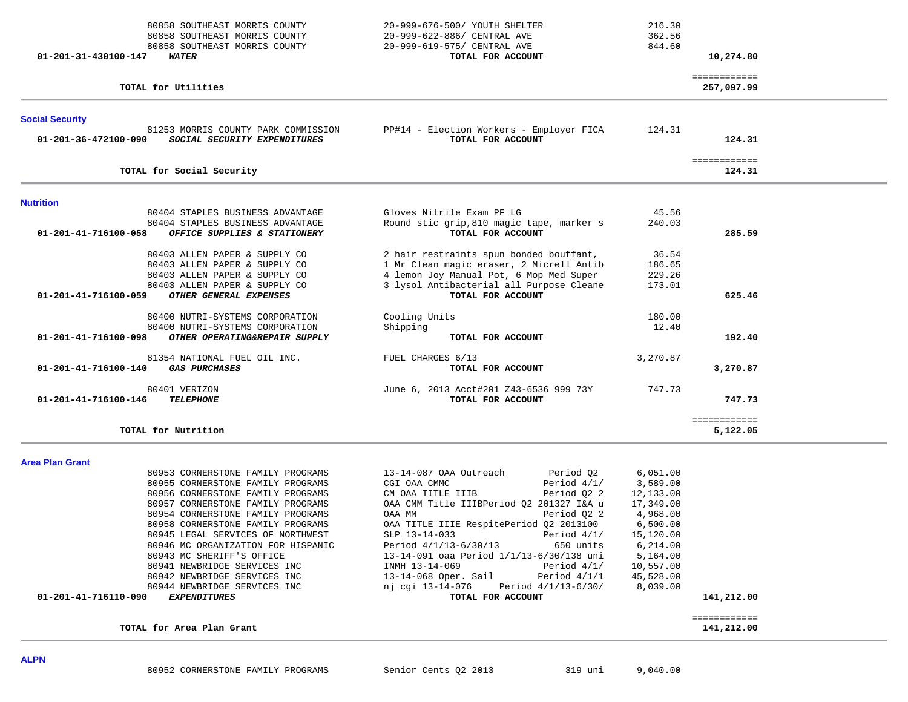| Account | Vendor / Description | Item Description | Amount | Total |
|---|---|---|---|---|
| | 80858 SOUTHEAST MORRIS COUNTY | 20-999-676-500/ YOUTH SHELTER | 216.30 | |
| | 80858 SOUTHEAST MORRIS COUNTY | 20-999-622-886/ CENTRAL AVE | 362.56 | |
| | 80858 SOUTHEAST MORRIS COUNTY | 20-999-619-575/ CENTRAL AVE | 844.60 | |
| **01-201-31-430100-147** | ***WATER*** | **TOTAL FOR ACCOUNT** | | **10,274.80** |
| | **TOTAL for Utilities** | | | ============ **257,097.99** |

## Social Security

| Account | Vendor / Description | Item Description | Amount | Total |
|---|---|---|---|---|
| | 81253 MORRIS COUNTY PARK COMMISSION | PP#14 - Election Workers - Employer FICA | 124.31 | |
| **01-201-36-472100-090** | ***SOCIAL SECURITY EXPENDITURES*** | **TOTAL FOR ACCOUNT** | | **124.31** |
| | **TOTAL for Social Security** | | | ============ **124.31** |

## Nutrition

| Account | Vendor / Description | Item Description | Amount | Total |
|---|---|---|---|---|
| | 80404 STAPLES BUSINESS ADVANTAGE | Gloves Nitrile Exam PF LG | 45.56 | |
| | 80404 STAPLES BUSINESS ADVANTAGE | Round stic grip,810 magic tape, marker s | 240.03 | |
| **01-201-41-716100-058** | ***OFFICE SUPPLIES & STATIONERY*** | **TOTAL FOR ACCOUNT** | | **285.59** |
| | 80403 ALLEN PAPER & SUPPLY CO | 2 hair restraints spun bonded bouffant, | 36.54 | |
| | 80403 ALLEN PAPER & SUPPLY CO | 1 Mr Clean magic eraser, 2 Micrell Antib | 186.65 | |
| | 80403 ALLEN PAPER & SUPPLY CO | 4 lemon Joy Manual Pot, 6 Mop Med Super | 229.26 | |
| | 80403 ALLEN PAPER & SUPPLY CO | 3 lysol Antibacterial all Purpose Cleane | 173.01 | |
| **01-201-41-716100-059** | ***OTHER GENERAL EXPENSES*** | **TOTAL FOR ACCOUNT** | | **625.46** |
| | 80400 NUTRI-SYSTEMS CORPORATION | Cooling Units | 180.00 | |
| | 80400 NUTRI-SYSTEMS CORPORATION | Shipping | 12.40 | |
| **01-201-41-716100-098** | ***OTHER OPERATING&REPAIR SUPPLY*** | **TOTAL FOR ACCOUNT** | | **192.40** |
| | 81354 NATIONAL FUEL OIL INC. | FUEL CHARGES 6/13 | 3,270.87 | |
| **01-201-41-716100-140** | ***GAS PURCHASES*** | **TOTAL FOR ACCOUNT** | | **3,270.87** |
| | 80401 VERIZON | June 6, 2013 Acct#201 Z43-6536 999 73Y | 747.73 | |
| **01-201-41-716100-146** | ***TELEPHONE*** | **TOTAL FOR ACCOUNT** | | **747.73** |
| | **TOTAL for Nutrition** | | | ============ **5,122.05** |

## Area Plan Grant

| Account | Vendor / Description | Item Description | Amount | Total |
|---|---|---|---|---|
| | 80953 CORNERSTONE FAMILY PROGRAMS | 13-14-087 OAA Outreach Period Q2 | 6,051.00 | |
| | 80955 CORNERSTONE FAMILY PROGRAMS | CGI OAA CMMC Period 4/1/ | 3,589.00 | |
| | 80956 CORNERSTONE FAMILY PROGRAMS | CM OAA TITLE IIIB Period Q2 2 | 12,133.00 | |
| | 80957 CORNERSTONE FAMILY PROGRAMS | OAA CMM Title IIIBPeriod Q2 201327 I&A u | 17,349.00 | |
| | 80954 CORNERSTONE FAMILY PROGRAMS | OAA MM Period Q2 2 | 4,968.00 | |
| | 80958 CORNERSTONE FAMILY PROGRAMS | OAA TITLE IIIE RespitePeriod Q2 2013100 | 6,500.00 | |
| | 80945 LEGAL SERVICES OF NORTHWEST | SLP 13-14-033 Period 4/1/ | 15,120.00 | |
| | 80946 MC ORGANIZATION FOR HISPANIC | Period 4/1/13-6/30/13 650 units | 6,214.00 | |
| | 80943 MC SHERIFF'S OFFICE | 13-14-091 oaa Period 1/1/13-6/30/138 uni | 5,164.00 | |
| | 80941 NEWBRIDGE SERVICES INC | INMH 13-14-069 Period 4/1/ | 10,557.00 | |
| | 80942 NEWBRIDGE SERVICES INC | 13-14-068 Oper. Sail Period 4/1/1 | 45,528.00 | |
| | 80944 NEWBRIDGE SERVICES INC | nj cgi 13-14-076 Period 4/1/13-6/30/ | 8,039.00 | |
| **01-201-41-716110-090** | ***EXPENDITURES*** | **TOTAL FOR ACCOUNT** | | **141,212.00** |
| | **TOTAL for Area Plan Grant** | | | ============ **141,212.00** |

## ALPN

| Account | Vendor / Description | Item Description | Amount | Total |
|---|---|---|---|---|
| | 80952 CORNERSTONE FAMILY PROGRAMS | Senior Cents Q2 2013 319 uni | 9,040.00 | |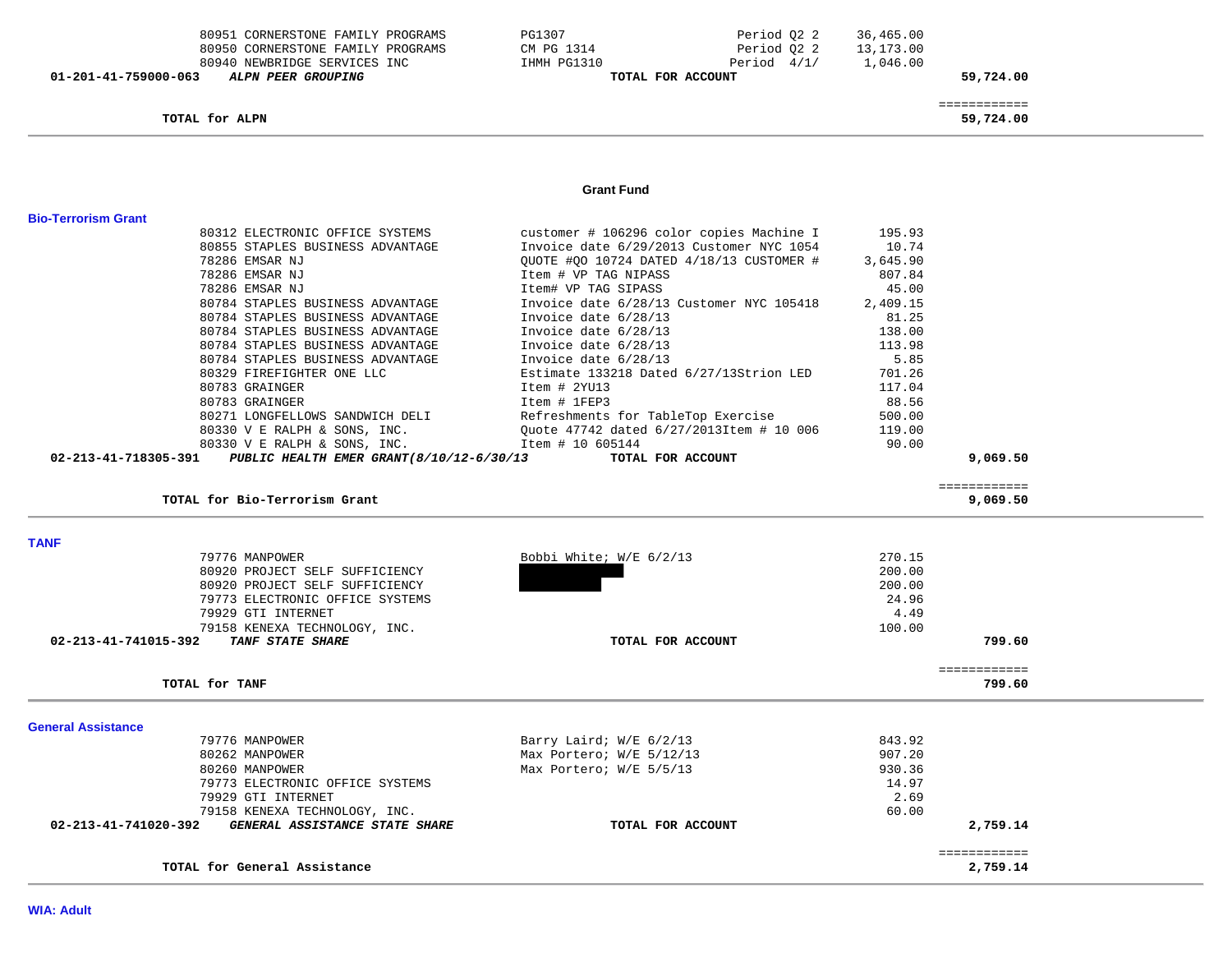| | | | |
|---|---|---|---|
| 80951 CORNERSTONE FAMILY PROGRAMS | PG1307 Period Q2 2 | 36,465.00 | |
| 80950 CORNERSTONE FAMILY PROGRAMS | CM PG 1314 Period Q2 2 | 13,173.00 | |
| 80940 NEWBRIDGE SERVICES INC | IHMH PG1310 Period 4/1/ | 1,046.00 | |
| **01-201-41-759000-063** ***ALPN PEER GROUPING*** | **TOTAL FOR ACCOUNT** | | **59,724.00** |

**TOTAL for ALPN** ============ **59,724.00**

## Grant Fund

### Bio-Terrorism Grant

| | | | |
|---|---|---|---|
| 80312 ELECTRONIC OFFICE SYSTEMS | customer # 106296 color copies Machine I | 195.93 | |
| 80855 STAPLES BUSINESS ADVANTAGE | Invoice date 6/29/2013 Customer NYC 1054 | 10.74 | |
| 78286 EMSAR NJ | QUOTE #QO 10724 DATED 4/18/13 CUSTOMER # | 3,645.90 | |
| 78286 EMSAR NJ | Item # VP TAG NIPASS | 807.84 | |
| 78286 EMSAR NJ | Item# VP TAG SIPASS | 45.00 | |
| 80784 STAPLES BUSINESS ADVANTAGE | Invoice date 6/28/13 Customer NYC 105418 | 2,409.15 | |
| 80784 STAPLES BUSINESS ADVANTAGE | Invoice date 6/28/13 | 81.25 | |
| 80784 STAPLES BUSINESS ADVANTAGE | Invoice date 6/28/13 | 138.00 | |
| 80784 STAPLES BUSINESS ADVANTAGE | Invoice date 6/28/13 | 113.98 | |
| 80784 STAPLES BUSINESS ADVANTAGE | Invoice date 6/28/13 | 5.85 | |
| 80329 FIREFIGHTER ONE LLC | Estimate 133218 Dated 6/27/13Strion LED | 701.26 | |
| 80783 GRAINGER | Item # 2YU13 | 117.04 | |
| 80783 GRAINGER | Item # 1FEP3 | 88.56 | |
| 80271 LONGFELLOWS SANDWICH DELI | Refreshments for TableTop Exercise | 500.00 | |
| 80330 V E RALPH & SONS, INC. | Quote 47742 dated 6/27/2013Item # 10 006 | 119.00 | |
| 80330 V E RALPH & SONS, INC. | Item # 10 605144 | 90.00 | |
| **02-213-41-718305-391** ***PUBLIC HEALTH EMER GRANT(8/10/12-6/30/13*** | **TOTAL FOR ACCOUNT** | | **9,069.50** |

**TOTAL for Bio-Terrorism Grant** ============ **9,069.50**

### TANF

| | | | |
|---|---|---|---|
| 79776 MANPOWER | Bobbi White; W/E 6/2/13 | 270.15 | |
| 80920 PROJECT SELF SUFFICIENCY | | 200.00 | |
| 80920 PROJECT SELF SUFFICIENCY | | 200.00 | |
| 79773 ELECTRONIC OFFICE SYSTEMS | | 24.96 | |
| 79929 GTI INTERNET | | 4.49 | |
| 79158 KENEXA TECHNOLOGY, INC. | | 100.00 | |
| **02-213-41-741015-392** ***TANF STATE SHARE*** | **TOTAL FOR ACCOUNT** | | **799.60** |

**TOTAL for TANF** ============ **799.60**

### General Assistance

| | | | |
|---|---|---|---|
| 79776 MANPOWER | Barry Laird; W/E 6/2/13 | 843.92 | |
| 80262 MANPOWER | Max Portero; W/E 5/12/13 | 907.20 | |
| 80260 MANPOWER | Max Portero; W/E 5/5/13 | 930.36 | |
| 79773 ELECTRONIC OFFICE SYSTEMS | | 14.97 | |
| 79929 GTI INTERNET | | 2.69 | |
| 79158 KENEXA TECHNOLOGY, INC. | | 60.00 | |
| **02-213-41-741020-392** ***GENERAL ASSISTANCE STATE SHARE*** | **TOTAL FOR ACCOUNT** | | **2,759.14** |

**TOTAL for General Assistance** ============ **2,759.14**

### WIA: Adult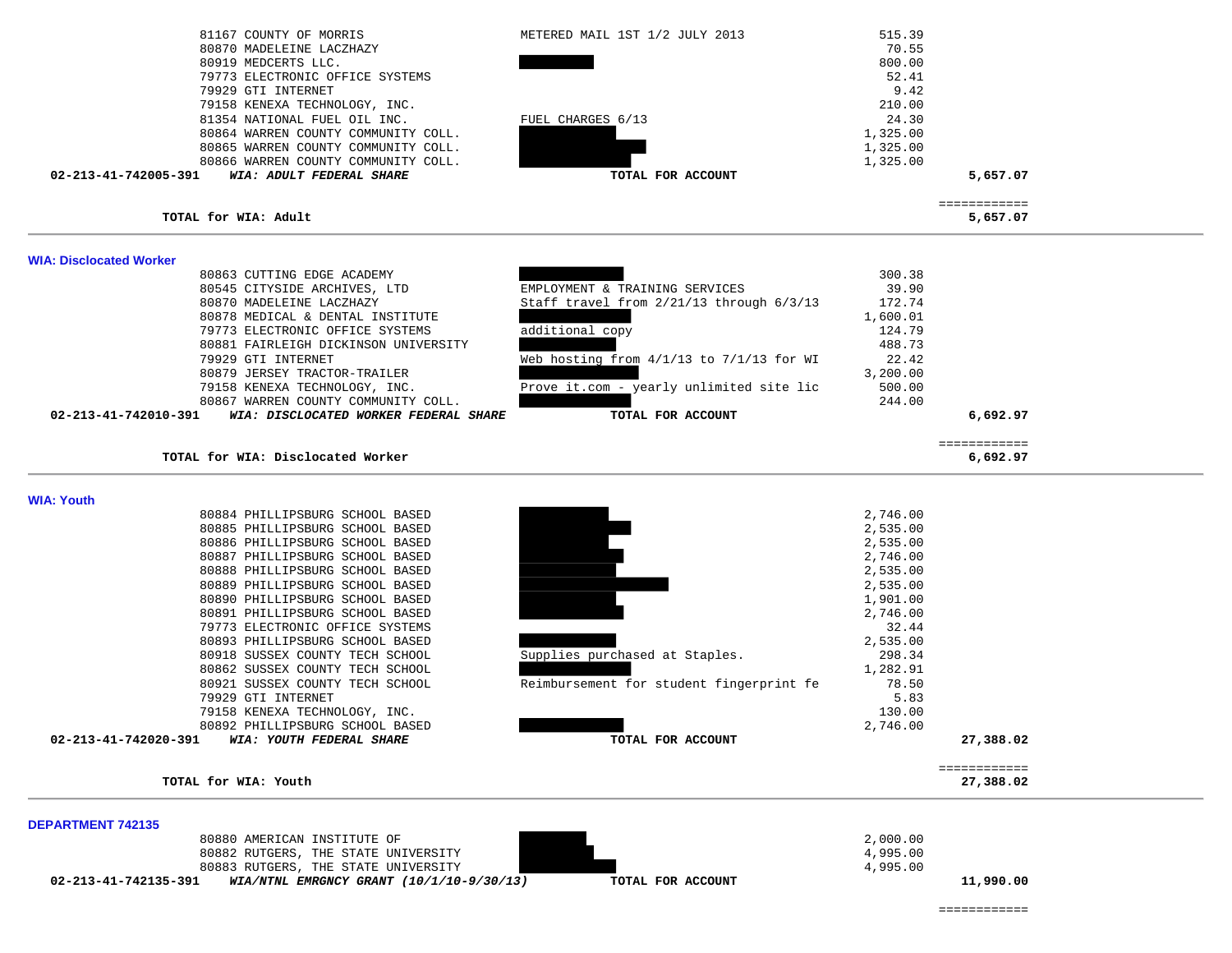| Account / Vendor | Description | Amount | Total |
|---|---|---|---|
| 81167 COUNTY OF MORRIS | METERED MAIL 1ST 1/2 JULY 2013 | 515.39 | |
| 80870 MADELEINE LACZHAZY | | 70.55 | |
| 80919 MEDCERTS LLC. | | 800.00 | |
| 79773 ELECTRONIC OFFICE SYSTEMS | | 52.41 | |
| 79929 GTI INTERNET | | 9.42 | |
| 79158 KENEXA TECHNOLOGY, INC. | | 210.00 | |
| 81354 NATIONAL FUEL OIL INC. | FUEL CHARGES 6/13 | 24.30 | |
| 80864 WARREN COUNTY COMMUNITY COLL. | | 1,325.00 | |
| 80865 WARREN COUNTY COMMUNITY COLL. | | 1,325.00 | |
| 80866 WARREN COUNTY COMMUNITY COLL. | | 1,325.00 | |
| **02-213-41-742005-391** ***WIA: ADULT FEDERAL SHARE*** | **TOTAL FOR ACCOUNT** | | **5,657.07** |

| | | | ============ |
|---|---|---|---|
| **TOTAL for WIA: Adult** | | | **5,657.07** |

## WIA: Disclocated Worker

| Account / Vendor | Description | Amount | Total |
|---|---|---|---|
| 80863 CUTTING EDGE ACADEMY | | 300.38 | |
| 80545 CITYSIDE ARCHIVES, LTD | EMPLOYMENT & TRAINING SERVICES | 39.90 | |
| 80870 MADELEINE LACZHAZY | Staff travel from 2/21/13 through 6/3/13 | 172.74 | |
| 80878 MEDICAL & DENTAL INSTITUTE | | 1,600.01 | |
| 79773 ELECTRONIC OFFICE SYSTEMS | additional copy | 124.79 | |
| 80881 FAIRLEIGH DICKINSON UNIVERSITY | | 488.73 | |
| 79929 GTI INTERNET | Web hosting from 4/1/13 to 7/1/13 for WI | 22.42 | |
| 80879 JERSEY TRACTOR-TRAILER | | 3,200.00 | |
| 79158 KENEXA TECHNOLOGY, INC. | Prove it.com - yearly unlimited site lic | 500.00 | |
| 80867 WARREN COUNTY COMMUNITY COLL. | | 244.00 | |
| **02-213-41-742010-391** ***WIA: DISCLOCATED WORKER FEDERAL SHARE*** | **TOTAL FOR ACCOUNT** | | **6,692.97** |

| | | | ============ |
|---|---|---|---|
| **TOTAL for WIA: Disclocated Worker** | | | **6,692.97** |

## WIA: Youth

| Account / Vendor | Description | Amount | Total |
|---|---|---|---|
| 80884 PHILLIPSBURG SCHOOL BASED | | 2,746.00 | |
| 80885 PHILLIPSBURG SCHOOL BASED | | 2,535.00 | |
| 80886 PHILLIPSBURG SCHOOL BASED | | 2,535.00 | |
| 80887 PHILLIPSBURG SCHOOL BASED | | 2,746.00 | |
| 80888 PHILLIPSBURG SCHOOL BASED | | 2,535.00 | |
| 80889 PHILLIPSBURG SCHOOL BASED | | 2,535.00 | |
| 80890 PHILLIPSBURG SCHOOL BASED | | 1,901.00 | |
| 80891 PHILLIPSBURG SCHOOL BASED | | 2,746.00 | |
| 79773 ELECTRONIC OFFICE SYSTEMS | | 32.44 | |
| 80893 PHILLIPSBURG SCHOOL BASED | | 2,535.00 | |
| 80918 SUSSEX COUNTY TECH SCHOOL | Supplies purchased at Staples. | 298.34 | |
| 80862 SUSSEX COUNTY TECH SCHOOL | | 1,282.91 | |
| 80921 SUSSEX COUNTY TECH SCHOOL | Reimbursement for student fingerprint fe | 78.50 | |
| 79929 GTI INTERNET | | 5.83 | |
| 79158 KENEXA TECHNOLOGY, INC. | | 130.00 | |
| 80892 PHILLIPSBURG SCHOOL BASED | | 2,746.00 | |
| **02-213-41-742020-391** ***WIA: YOUTH FEDERAL SHARE*** | **TOTAL FOR ACCOUNT** | | **27,388.02** |

| | | | ============ |
|---|---|---|---|
| **TOTAL for WIA: Youth** | | | **27,388.02** |

## DEPARTMENT 742135

| Account / Vendor | Description | Amount | Total |
|---|---|---|---|
| 80880 AMERICAN INSTITUTE OF | | 2,000.00 | |
| 80882 RUTGERS, THE STATE UNIVERSITY | | 4,995.00 | |
| 80883 RUTGERS, THE STATE UNIVERSITY | | 4,995.00 | |
| **02-213-41-742135-391** ***WIA/NTNL EMRGNCY GRANT (10/1/10-9/30/13)*** | **TOTAL FOR ACCOUNT** | | **11,990.00** |

============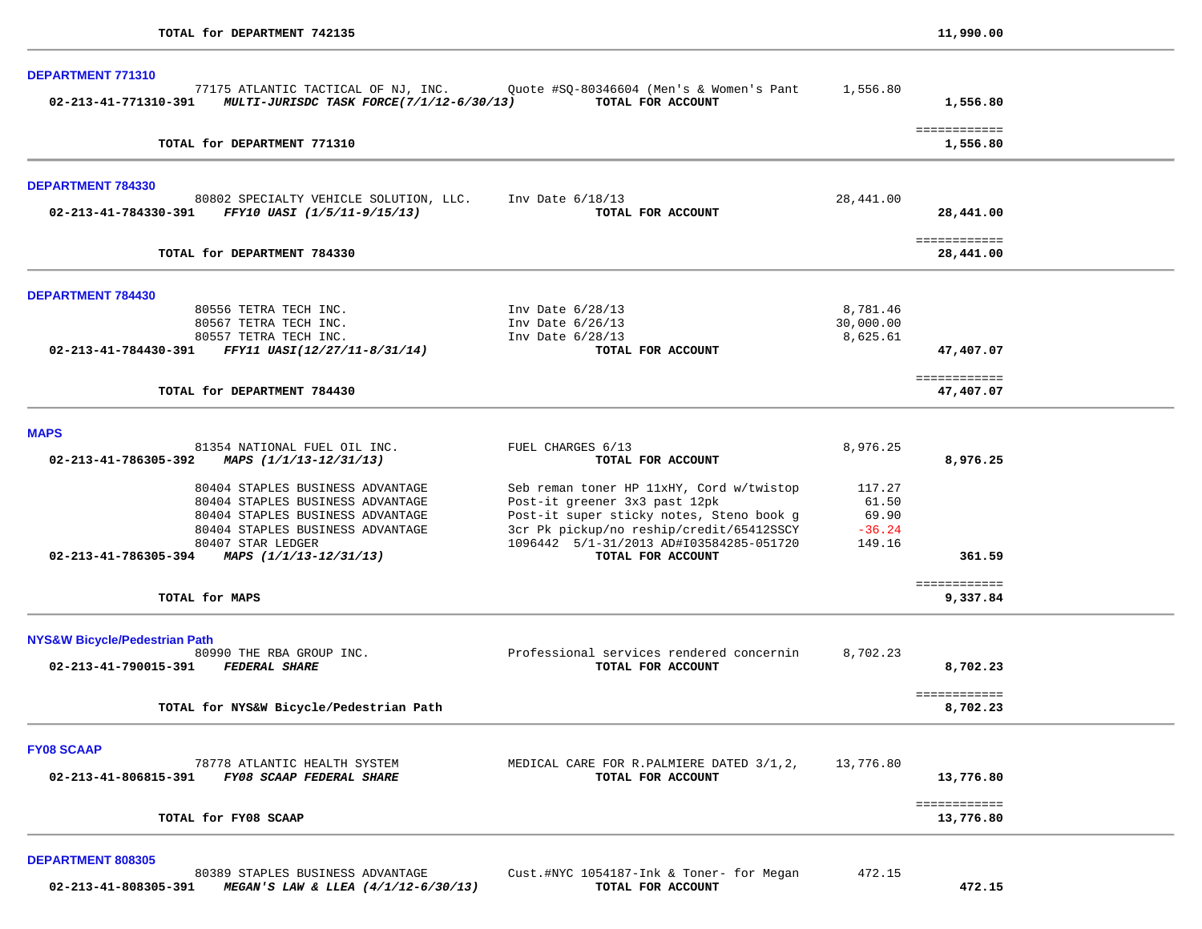**TOTAL for DEPARTMENT 742135** — **11,990.00**

---

### DEPARTMENT 771310

| Account | Vendor / Description | Detail | Amount | Total |
|---|---|---|---|---|
| | 77175 ATLANTIC TACTICAL OF NJ, INC. | Quote #SQ-80346604 (Men's & Women's Pant | 1,556.80 | |
| **02-213-41-771310-391** | ***MULTI-JURISDC TASK FORCE(7/1/12-6/30/13)*** | **TOTAL FOR ACCOUNT** | | **1,556.80** |

============

**TOTAL for DEPARTMENT 771310** — **1,556.80**

---

### DEPARTMENT 784330

| Account | Vendor / Description | Detail | Amount | Total |
|---|---|---|---|---|
| | 80802 SPECIALTY VEHICLE SOLUTION, LLC. | Inv Date 6/18/13 | 28,441.00 | |
| **02-213-41-784330-391** | ***FFY10 UASI (1/5/11-9/15/13)*** | **TOTAL FOR ACCOUNT** | | **28,441.00** |

============

**TOTAL for DEPARTMENT 784330** — **28,441.00**

---

### DEPARTMENT 784430

| Account | Vendor / Description | Detail | Amount | Total |
|---|---|---|---|---|
| | 80556 TETRA TECH INC. | Inv Date 6/28/13 | 8,781.46 | |
| | 80567 TETRA TECH INC. | Inv Date 6/26/13 | 30,000.00 | |
| | 80557 TETRA TECH INC. | Inv Date 6/28/13 | 8,625.61 | |
| **02-213-41-784430-391** | ***FFY11 UASI(12/27/11-8/31/14)*** | **TOTAL FOR ACCOUNT** | | **47,407.07** |

============

**TOTAL for DEPARTMENT 784430** — **47,407.07**

---

### MAPS

| Account | Vendor / Description | Detail | Amount | Total |
|---|---|---|---|---|
| | 81354 NATIONAL FUEL OIL INC. | FUEL CHARGES 6/13 | 8,976.25 | |
| **02-213-41-786305-392** | ***MAPS (1/1/13-12/31/13)*** | **TOTAL FOR ACCOUNT** | | **8,976.25** |
| | 80404 STAPLES BUSINESS ADVANTAGE | Seb reman toner HP 11xHY, Cord w/twistop | 117.27 | |
| | 80404 STAPLES BUSINESS ADVANTAGE | Post-it greener 3x3 past 12pk | 61.50 | |
| | 80404 STAPLES BUSINESS ADVANTAGE | Post-it super sticky notes, Steno book g | 69.90 | |
| | 80404 STAPLES BUSINESS ADVANTAGE | 3cr Pk pickup/no reship/credit/65412SSCY | -36.24 | |
| | 80407 STAR LEDGER | 1096442 5/1-31/2013 AD#I03584285-051720 | 149.16 | |
| **02-213-41-786305-394** | ***MAPS (1/1/13-12/31/13)*** | **TOTAL FOR ACCOUNT** | | **361.59** |

============

**TOTAL for MAPS** — **9,337.84**

---

### NYS&W Bicycle/Pedestrian Path

| Account | Vendor / Description | Detail | Amount | Total |
|---|---|---|---|---|
| | 80990 THE RBA GROUP INC. | Professional services rendered concernin | 8,702.23 | |
| **02-213-41-790015-391** | ***FEDERAL SHARE*** | **TOTAL FOR ACCOUNT** | | **8,702.23** |

============

**TOTAL for NYS&W Bicycle/Pedestrian Path** — **8,702.23**

---

### FY08 SCAAP

| Account | Vendor / Description | Detail | Amount | Total |
|---|---|---|---|---|
| | 78778 ATLANTIC HEALTH SYSTEM | MEDICAL CARE FOR R.PALMIERE DATED 3/1,2, | 13,776.80 | |
| **02-213-41-806815-391** | ***FY08 SCAAP FEDERAL SHARE*** | **TOTAL FOR ACCOUNT** | | **13,776.80** |

============

**TOTAL for FY08 SCAAP** — **13,776.80**

---

### DEPARTMENT 808305

| Account | Vendor / Description | Detail | Amount | Total |
|---|---|---|---|---|
| | 80389 STAPLES BUSINESS ADVANTAGE | Cust.#NYC 1054187-Ink & Toner- for Megan | 472.15 | |
| **02-213-41-808305-391** | ***MEGAN'S LAW & LLEA (4/1/12-6/30/13)*** | **TOTAL FOR ACCOUNT** | | **472.15** |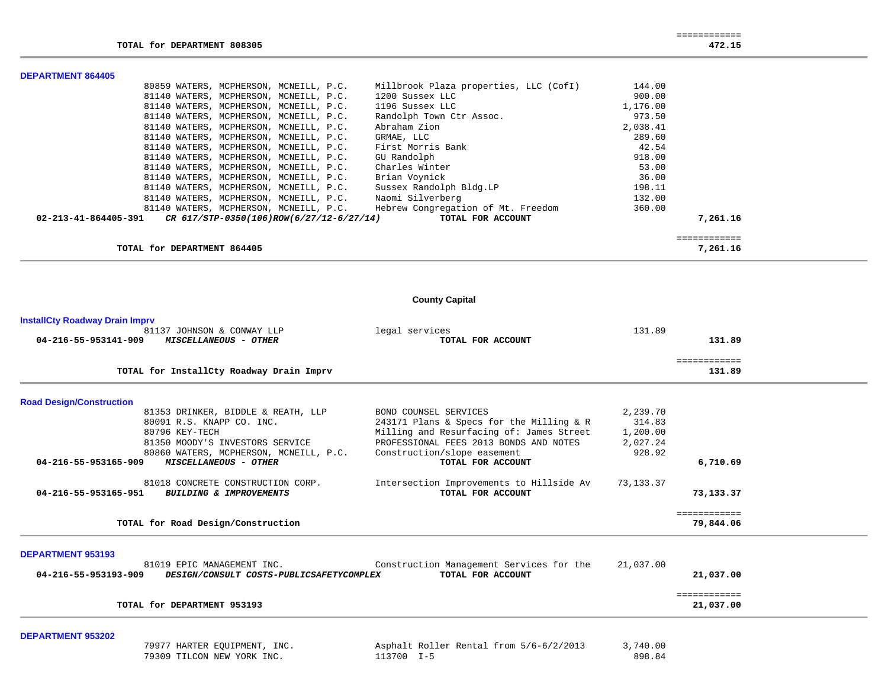**TOTAL for DEPARTMENT 808305** ============ **472.15**

---

### DEPARTMENT 864405

| PO / Vendor | Description | Amount | Total |
|---|---|---|---|
| 80859 WATERS, MCPHERSON, MCNEILL, P.C. | Millbrook Plaza properties, LLC (CofI) | 144.00 | |
| 81140 WATERS, MCPHERSON, MCNEILL, P.C. | 1200 Sussex LLC | 900.00 | |
| 81140 WATERS, MCPHERSON, MCNEILL, P.C. | 1196 Sussex LLC | 1,176.00 | |
| 81140 WATERS, MCPHERSON, MCNEILL, P.C. | Randolph Town Ctr Assoc. | 973.50 | |
| 81140 WATERS, MCPHERSON, MCNEILL, P.C. | Abraham Zion | 2,038.41 | |
| 81140 WATERS, MCPHERSON, MCNEILL, P.C. | GRMAE, LLC | 289.60 | |
| 81140 WATERS, MCPHERSON, MCNEILL, P.C. | First Morris Bank | 42.54 | |
| 81140 WATERS, MCPHERSON, MCNEILL, P.C. | GU Randolph | 918.00 | |
| 81140 WATERS, MCPHERSON, MCNEILL, P.C. | Charles Winter | 53.00 | |
| 81140 WATERS, MCPHERSON, MCNEILL, P.C. | Brian Voynick | 36.00 | |
| 81140 WATERS, MCPHERSON, MCNEILL, P.C. | Sussex Randolph Bldg.LP | 198.11 | |
| 81140 WATERS, MCPHERSON, MCNEILL, P.C. | Naomi Silverberg | 132.00 | |
| 81140 WATERS, MCPHERSON, MCNEILL, P.C. | Hebrew Congregation of Mt. Freedom | 360.00 | |
| **02-213-41-864405-391** ***CR 617/STP-0350(106)ROW(6/27/12-6/27/14)*** | **TOTAL FOR ACCOUNT** | | **7,261.16** |

**TOTAL for DEPARTMENT 864405** ============ **7,261.16**

---

## County Capital

### InstallCty Roadway Drain Imprv

| PO / Vendor | Description | Amount | Total |
|---|---|---|---|
| 81137 JOHNSON & CONWAY LLP | legal services | 131.89 | |
| **04-216-55-953141-909** ***MISCELLANEOUS - OTHER*** | **TOTAL FOR ACCOUNT** | | **131.89** |

**TOTAL for InstallCty Roadway Drain Imprv** ============ **131.89**

---

### Road Design/Construction

| PO / Vendor | Description | Amount | Total |
|---|---|---|---|
| 81353 DRINKER, BIDDLE & REATH, LLP | BOND COUNSEL SERVICES | 2,239.70 | |
| 80091 R.S. KNAPP CO. INC. | 243171 Plans & Specs for the Milling & R | 314.83 | |
| 80796 KEY-TECH | Milling and Resurfacing of: James Street | 1,200.00 | |
| 81350 MOODY'S INVESTORS SERVICE | PROFESSIONAL FEES 2013 BONDS AND NOTES | 2,027.24 | |
| 80860 WATERS, MCPHERSON, MCNEILL, P.C. | Construction/slope easement | 928.92 | |
| **04-216-55-953165-909** ***MISCELLANEOUS - OTHER*** | **TOTAL FOR ACCOUNT** | | **6,710.69** |
| 81018 CONCRETE CONSTRUCTION CORP. | Intersection Improvements to Hillside Av | 73,133.37 | |
| **04-216-55-953165-951** ***BUILDING & IMPROVEMENTS*** | **TOTAL FOR ACCOUNT** | | **73,133.37** |

**TOTAL for Road Design/Construction** ============ **79,844.06**

---

### DEPARTMENT 953193

| PO / Vendor | Description | Amount | Total |
|---|---|---|---|
| 81019 EPIC MANAGEMENT INC. | Construction Management Services for the | 21,037.00 | |
| **04-216-55-953193-909** ***DESIGN/CONSULT COSTS-PUBLICSAFETYCOMPLEX*** | **TOTAL FOR ACCOUNT** | | **21,037.00** |

**TOTAL for DEPARTMENT 953193** ============ **21,037.00**

---

### DEPARTMENT 953202

| PO / Vendor | Description | Amount | Total |
|---|---|---|---|
| 79977 HARTER EQUIPMENT, INC. | Asphalt Roller Rental from 5/6-6/2/2013 | 3,740.00 | |
| 79309 TILCON NEW YORK INC. | 113700 I-5 | 898.84 | |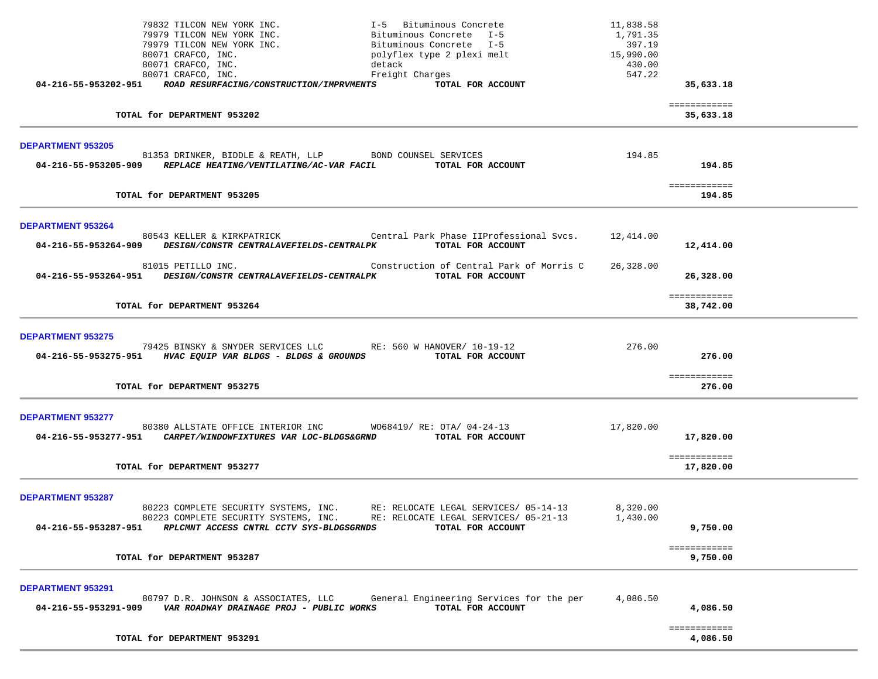| Vendor | Description | Amount | Total |
|---|---|---|---|
| 79832 TILCON NEW YORK INC. | I-5 Bituminous Concrete | 11,838.58 | |
| 79979 TILCON NEW YORK INC. | Bituminous Concrete I-5 | 1,791.35 | |
| 79979 TILCON NEW YORK INC. | Bituminous Concrete I-5 | 397.19 | |
| 80071 CRAFCO, INC. | polyflex type 2 plexi melt | 15,990.00 | |
| 80071 CRAFCO, INC. | detack | 430.00 | |
| 80071 CRAFCO, INC. | Freight Charges | 547.22 | |
| **04-216-55-953202-951** ***ROAD RESURFACING/CONSTRUCTION/IMPRVMENTS*** | **TOTAL FOR ACCOUNT** | | **35,633.18** |
| | | | ============ |
| **TOTAL for DEPARTMENT 953202** | | | **35,633.18** |

**DEPARTMENT 953205**

| Vendor | Description | Amount | Total |
|---|---|---|---|
| 81353 DRINKER, BIDDLE & REATH, LLP | BOND COUNSEL SERVICES | 194.85 | |
| **04-216-55-953205-909** ***REPLACE HEATING/VENTILATING/AC-VAR FACIL*** | **TOTAL FOR ACCOUNT** | | **194.85** |
| | | | ============ |
| **TOTAL for DEPARTMENT 953205** | | | **194.85** |

**DEPARTMENT 953264**

| Vendor | Description | Amount | Total |
|---|---|---|---|
| 80543 KELLER & KIRKPATRICK | Central Park Phase IIProfessional Svcs. | 12,414.00 | |
| **04-216-55-953264-909** ***DESIGN/CONSTR CENTRALAVEFIELDS-CENTRALPK*** | **TOTAL FOR ACCOUNT** | | **12,414.00** |
| 81015 PETILLO INC. | Construction of Central Park of Morris C | 26,328.00 | |
| **04-216-55-953264-951** ***DESIGN/CONSTR CENTRALAVEFIELDS-CENTRALPK*** | **TOTAL FOR ACCOUNT** | | **26,328.00** |
| | | | ============ |
| **TOTAL for DEPARTMENT 953264** | | | **38,742.00** |

**DEPARTMENT 953275**

| Vendor | Description | Amount | Total |
|---|---|---|---|
| 79425 BINSKY & SNYDER SERVICES LLC | RE: 560 W HANOVER/ 10-19-12 | 276.00 | |
| **04-216-55-953275-951** ***HVAC EQUIP VAR BLDGS - BLDGS & GROUNDS*** | **TOTAL FOR ACCOUNT** | | **276.00** |
| | | | ============ |
| **TOTAL for DEPARTMENT 953275** | | | **276.00** |

**DEPARTMENT 953277**

| Vendor | Description | Amount | Total |
|---|---|---|---|
| 80380 ALLSTATE OFFICE INTERIOR INC | WO68419/ RE: OTA/ 04-24-13 | 17,820.00 | |
| **04-216-55-953277-951** ***CARPET/WINDOWFIXTURES VAR LOC-BLDGS&GRND*** | **TOTAL FOR ACCOUNT** | | **17,820.00** |
| | | | ============ |
| **TOTAL for DEPARTMENT 953277** | | | **17,820.00** |

**DEPARTMENT 953287**

| Vendor | Description | Amount | Total |
|---|---|---|---|
| 80223 COMPLETE SECURITY SYSTEMS, INC. | RE: RELOCATE LEGAL SERVICES/ 05-14-13 | 8,320.00 | |
| 80223 COMPLETE SECURITY SYSTEMS, INC. | RE: RELOCATE LEGAL SERVICES/ 05-21-13 | 1,430.00 | |
| **04-216-55-953287-951** ***RPLCMNT ACCESS CNTRL CCTV SYS-BLDGSGRNDS*** | **TOTAL FOR ACCOUNT** | | **9,750.00** |
| | | | ============ |
| **TOTAL for DEPARTMENT 953287** | | | **9,750.00** |

**DEPARTMENT 953291**

| Vendor | Description | Amount | Total |
|---|---|---|---|
| 80797 D.R. JOHNSON & ASSOCIATES, LLC | General Engineering Services for the per | 4,086.50 | |
| **04-216-55-953291-909** ***VAR ROADWAY DRAINAGE PROJ - PUBLIC WORKS*** | **TOTAL FOR ACCOUNT** | | **4,086.50** |
| | | | ============ |
| **TOTAL for DEPARTMENT 953291** | | | **4,086.50** |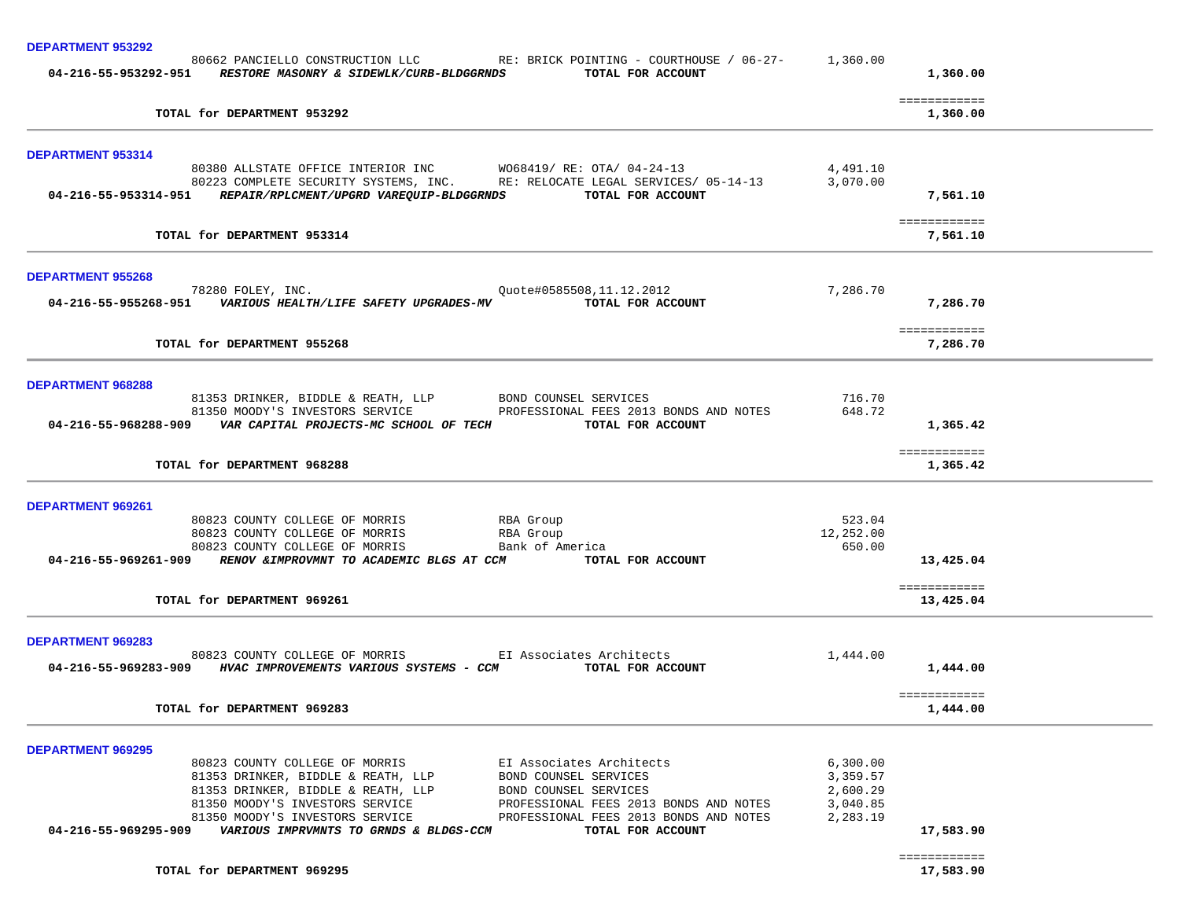**DEPARTMENT 953292**

| Account | Vendor / Description | Detail | Amount | Total |
|---|---|---|---|---|
| | 80662 PANCIELLO CONSTRUCTION LLC | RE: BRICK POINTING - COURTHOUSE / 06-27- | 1,360.00 | |
| **04-216-55-953292-951** | ***RESTORE MASONRY & SIDEWLK/CURB-BLDGGRNDS*** | **TOTAL FOR ACCOUNT** | | **1,360.00** |
| | **TOTAL for DEPARTMENT 953292** | | | **1,360.00** |

**DEPARTMENT 953314**

| Account | Vendor / Description | Detail | Amount | Total |
|---|---|---|---|---|
| | 80380 ALLSTATE OFFICE INTERIOR INC | WO68419/ RE: OTA/ 04-24-13 | 4,491.10 | |
| | 80223 COMPLETE SECURITY SYSTEMS, INC. | RE: RELOCATE LEGAL SERVICES/ 05-14-13 | 3,070.00 | |
| **04-216-55-953314-951** | ***REPAIR/RPLCMENT/UPGRD VAREQUIP-BLDGGRNDS*** | **TOTAL FOR ACCOUNT** | | **7,561.10** |
| | **TOTAL for DEPARTMENT 953314** | | | **7,561.10** |

**DEPARTMENT 955268**

| Account | Vendor / Description | Detail | Amount | Total |
|---|---|---|---|---|
| | 78280 FOLEY, INC. | Quote#0585508,11.12.2012 | 7,286.70 | |
| **04-216-55-955268-951** | ***VARIOUS HEALTH/LIFE SAFETY UPGRADES-MV*** | **TOTAL FOR ACCOUNT** | | **7,286.70** |
| | **TOTAL for DEPARTMENT 955268** | | | **7,286.70** |

**DEPARTMENT 968288**

| Account | Vendor / Description | Detail | Amount | Total |
|---|---|---|---|---|
| | 81353 DRINKER, BIDDLE & REATH, LLP | BOND COUNSEL SERVICES | 716.70 | |
| | 81350 MOODY'S INVESTORS SERVICE | PROFESSIONAL FEES 2013 BONDS AND NOTES | 648.72 | |
| **04-216-55-968288-909** | ***VAR CAPITAL PROJECTS-MC SCHOOL OF TECH*** | **TOTAL FOR ACCOUNT** | | **1,365.42** |
| | **TOTAL for DEPARTMENT 968288** | | | **1,365.42** |

**DEPARTMENT 969261**

| Account | Vendor / Description | Detail | Amount | Total |
|---|---|---|---|---|
| | 80823 COUNTY COLLEGE OF MORRIS | RBA Group | 523.04 | |
| | 80823 COUNTY COLLEGE OF MORRIS | RBA Group | 12,252.00 | |
| | 80823 COUNTY COLLEGE OF MORRIS | Bank of America | 650.00 | |
| **04-216-55-969261-909** | ***RENOV &IMPROVMNT TO ACADEMIC BLGS AT CCM*** | **TOTAL FOR ACCOUNT** | | **13,425.04** |
| | **TOTAL for DEPARTMENT 969261** | | | **13,425.04** |

**DEPARTMENT 969283**

| Account | Vendor / Description | Detail | Amount | Total |
|---|---|---|---|---|
| | 80823 COUNTY COLLEGE OF MORRIS | EI Associates Architects | 1,444.00 | |
| **04-216-55-969283-909** | ***HVAC IMPROVEMENTS VARIOUS SYSTEMS - CCM*** | **TOTAL FOR ACCOUNT** | | **1,444.00** |
| | **TOTAL for DEPARTMENT 969283** | | | **1,444.00** |

**DEPARTMENT 969295**

| Account | Vendor / Description | Detail | Amount | Total |
|---|---|---|---|---|
| | 80823 COUNTY COLLEGE OF MORRIS | EI Associates Architects | 6,300.00 | |
| | 81353 DRINKER, BIDDLE & REATH, LLP | BOND COUNSEL SERVICES | 3,359.57 | |
| | 81353 DRINKER, BIDDLE & REATH, LLP | BOND COUNSEL SERVICES | 2,600.29 | |
| | 81350 MOODY'S INVESTORS SERVICE | PROFESSIONAL FEES 2013 BONDS AND NOTES | 3,040.85 | |
| | 81350 MOODY'S INVESTORS SERVICE | PROFESSIONAL FEES 2013 BONDS AND NOTES | 2,283.19 | |
| **04-216-55-969295-909** | ***VARIOUS IMPRVMNTS TO GRNDS & BLDGS-CCM*** | **TOTAL FOR ACCOUNT** | | **17,583.90** |
| | **TOTAL for DEPARTMENT 969295** | | | **17,583.90** |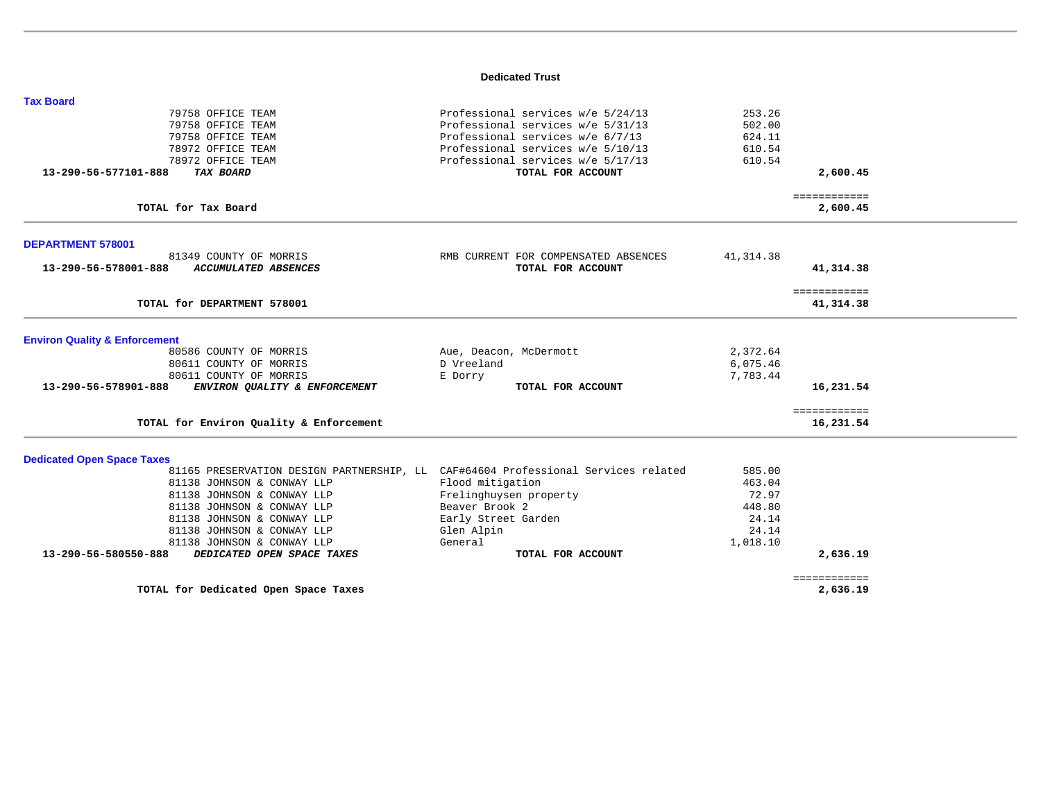## Dedicated Trust

### Tax Board

| | | | | |
|---|---|---|---|---|
| | 79758 OFFICE TEAM | Professional services w/e 5/24/13 | 253.26 | |
| | 79758 OFFICE TEAM | Professional services w/e 5/31/13 | 502.00 | |
| | 79758 OFFICE TEAM | Professional services w/e 6/7/13 | 624.11 | |
| | 78972 OFFICE TEAM | Professional services w/e 5/10/13 | 610.54 | |
| | 78972 OFFICE TEAM | Professional services w/e 5/17/13 | 610.54 | |
| **13-290-56-577101-888** | ***TAX BOARD*** | **TOTAL FOR ACCOUNT** | | **2,600.45** |
| | | | | ============ |
| | **TOTAL for Tax Board** | | | **2,600.45** |

### DEPARTMENT 578001

| | | | | |
|---|---|---|---|---|
| | 81349 COUNTY OF MORRIS | RMB CURRENT FOR COMPENSATED ABSENCES | 41,314.38 | |
| **13-290-56-578001-888** | ***ACCUMULATED ABSENCES*** | **TOTAL FOR ACCOUNT** | | **41,314.38** |
| | | | | ============ |
| | **TOTAL for DEPARTMENT 578001** | | | **41,314.38** |

### Environ Quality & Enforcement

| | | | | |
|---|---|---|---|---|
| | 80586 COUNTY OF MORRIS | Aue, Deacon, McDermott | 2,372.64 | |
| | 80611 COUNTY OF MORRIS | D Vreeland | 6,075.46 | |
| | 80611 COUNTY OF MORRIS | E Dorry | 7,783.44 | |
| **13-290-56-578901-888** | ***ENVIRON QUALITY & ENFORCEMENT*** | **TOTAL FOR ACCOUNT** | | **16,231.54** |
| | | | | ============ |
| | **TOTAL for Environ Quality & Enforcement** | | | **16,231.54** |

### Dedicated Open Space Taxes

| | | | | |
|---|---|---|---|---|
| | 81165 PRESERVATION DESIGN PARTNERSHIP, LL | CAF#64604 Professional Services related | 585.00 | |
| | 81138 JOHNSON & CONWAY LLP | Flood mitigation | 463.04 | |
| | 81138 JOHNSON & CONWAY LLP | Frelinghuysen property | 72.97 | |
| | 81138 JOHNSON & CONWAY LLP | Beaver Brook 2 | 448.80 | |
| | 81138 JOHNSON & CONWAY LLP | Early Street Garden | 24.14 | |
| | 81138 JOHNSON & CONWAY LLP | Glen Alpin | 24.14 | |
| | 81138 JOHNSON & CONWAY LLP | General | 1,018.10 | |
| **13-290-56-580550-888** | ***DEDICATED OPEN SPACE TAXES*** | **TOTAL FOR ACCOUNT** | | **2,636.19** |
| | | | | ============ |
| | **TOTAL for Dedicated Open Space Taxes** | | | **2,636.19** |